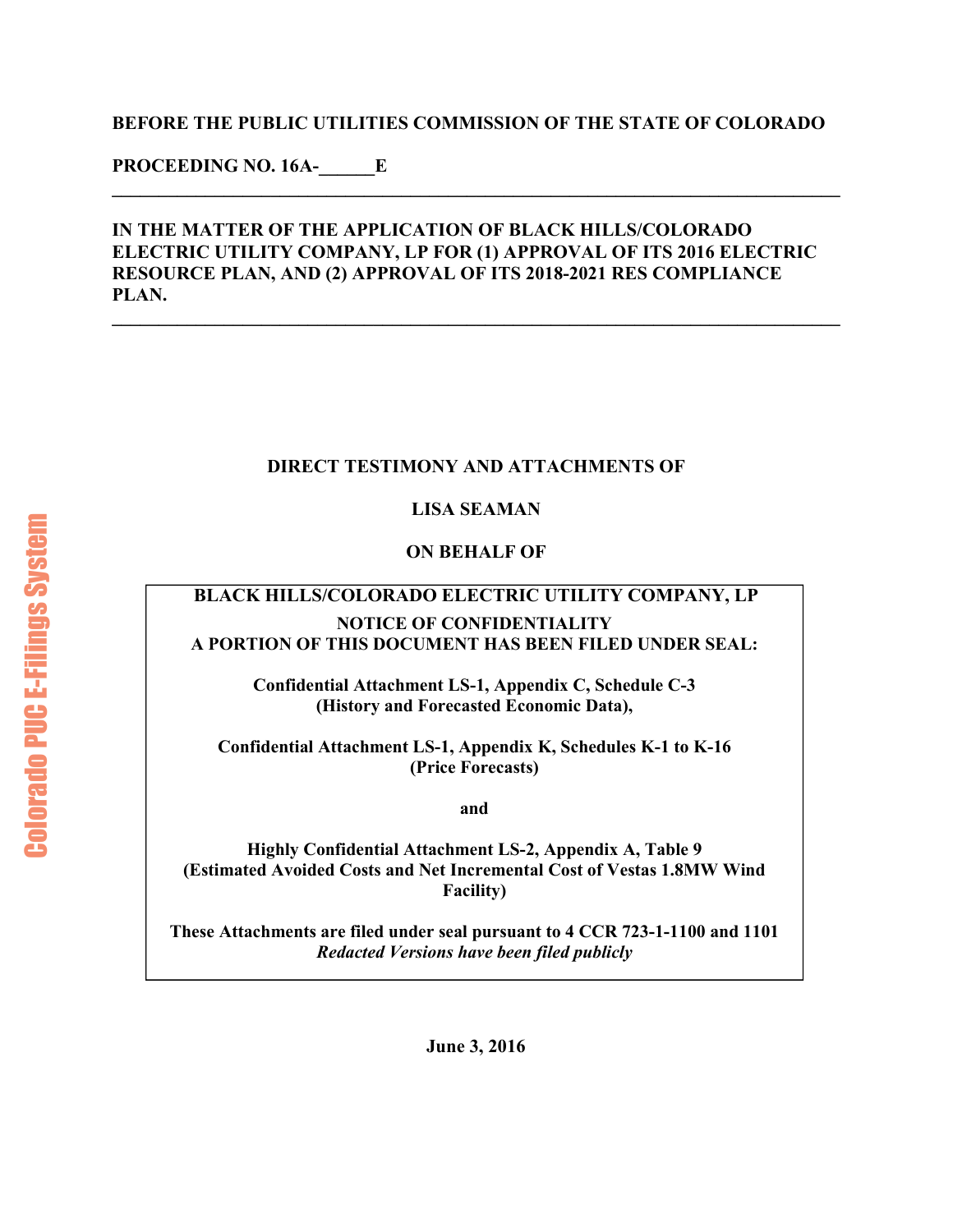**BEFORE THE PUBLIC UTILITIES COMMISSION OF THE STATE OF COLORADO**

**PROCEEDING NO. 16A-\_\_\_\_\_\_E**

---

**IN THE MATTER OF THE APPLICATION OF BLACK HILLS/COLORADO ELECTRIC UTILITY COMPANY, LP FOR (1) APPROVAL OF ITS 2016 ELECTRIC RESOURCE PLAN, AND (2) APPROVAL OF ITS 2018-2021 RES COMPLIANCE PLAN.**

---

**DIRECT TESTIMONY AND ATTACHMENTS OF**

**LISA SEAMAN**

**ON BEHALF OF**

**BLACK HILLS/COLORADO ELECTRIC UTILITY COMPANY, LP**

**NOTICE OF CONFIDENTIALITY**
**A PORTION OF THIS DOCUMENT HAS BEEN FILED UNDER SEAL:**

**Confidential Attachment LS-1, Appendix C, Schedule C-3**
**(History and Forecasted Economic Data),**

**Confidential Attachment LS-1, Appendix K, Schedules K-1 to K-16**
**(Price Forecasts)**

**and**

**Highly Confidential Attachment LS-2, Appendix A, Table 9**
**(Estimated Avoided Costs and Net Incremental Cost of Vestas 1.8MW Wind Facility)**

**These Attachments are filed under seal pursuant to 4 CCR 723-1-1100 and 1101**
***Redacted Versions have been filed publicly***

**June 3, 2016**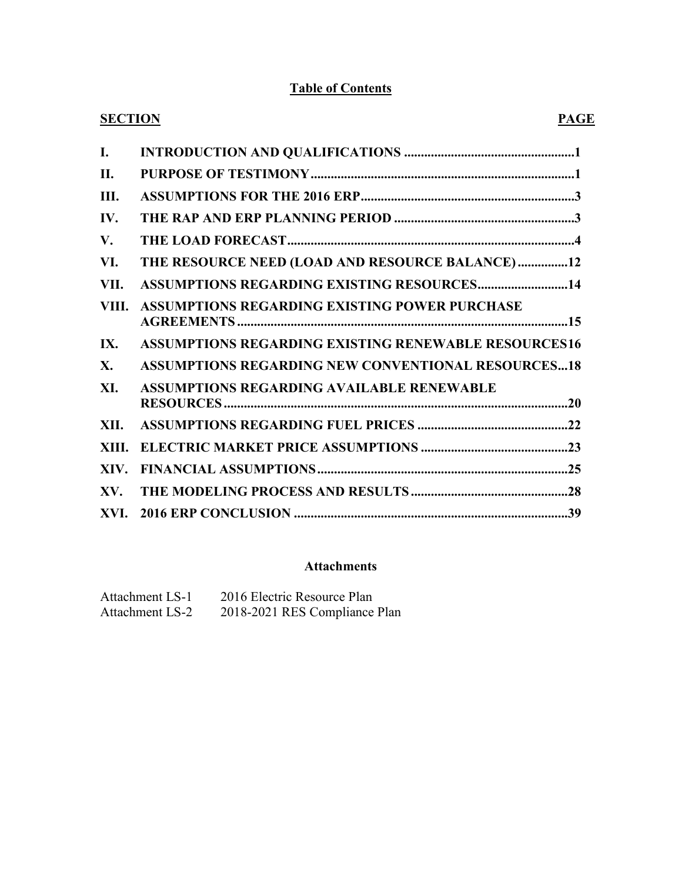## Table of Contents

| SECTION | | PAGE |
|---|---|---|
| I. | INTRODUCTION AND QUALIFICATIONS | 1 |
| II. | PURPOSE OF TESTIMONY | 1 |
| III. | ASSUMPTIONS FOR THE 2016 ERP | 3 |
| IV. | THE RAP AND ERP PLANNING PERIOD | 3 |
| V. | THE LOAD FORECAST | 4 |
| VI. | THE RESOURCE NEED (LOAD AND RESOURCE BALANCE) | 12 |
| VII. | ASSUMPTIONS REGARDING EXISTING RESOURCES | 14 |
| VIII. | ASSUMPTIONS REGARDING EXISTING POWER PURCHASE AGREEMENTS | 15 |
| IX. | ASSUMPTIONS REGARDING EXISTING RENEWABLE RESOURCES | 16 |
| X. | ASSUMPTIONS REGARDING NEW CONVENTIONAL RESOURCES | 18 |
| XI. | ASSUMPTIONS REGARDING AVAILABLE RENEWABLE RESOURCES | 20 |
| XII. | ASSUMPTIONS REGARDING FUEL PRICES | 22 |
| XIII. | ELECTRIC MARKET PRICE ASSUMPTIONS | 23 |
| XIV. | FINANCIAL ASSUMPTIONS | 25 |
| XV. | THE MODELING PROCESS AND RESULTS | 28 |
| XVI. | 2016 ERP CONCLUSION | 39 |

### Attachments

| | |
|---|---|
| Attachment LS-1 | 2016 Electric Resource Plan |
| Attachment LS-2 | 2018-2021 RES Compliance Plan |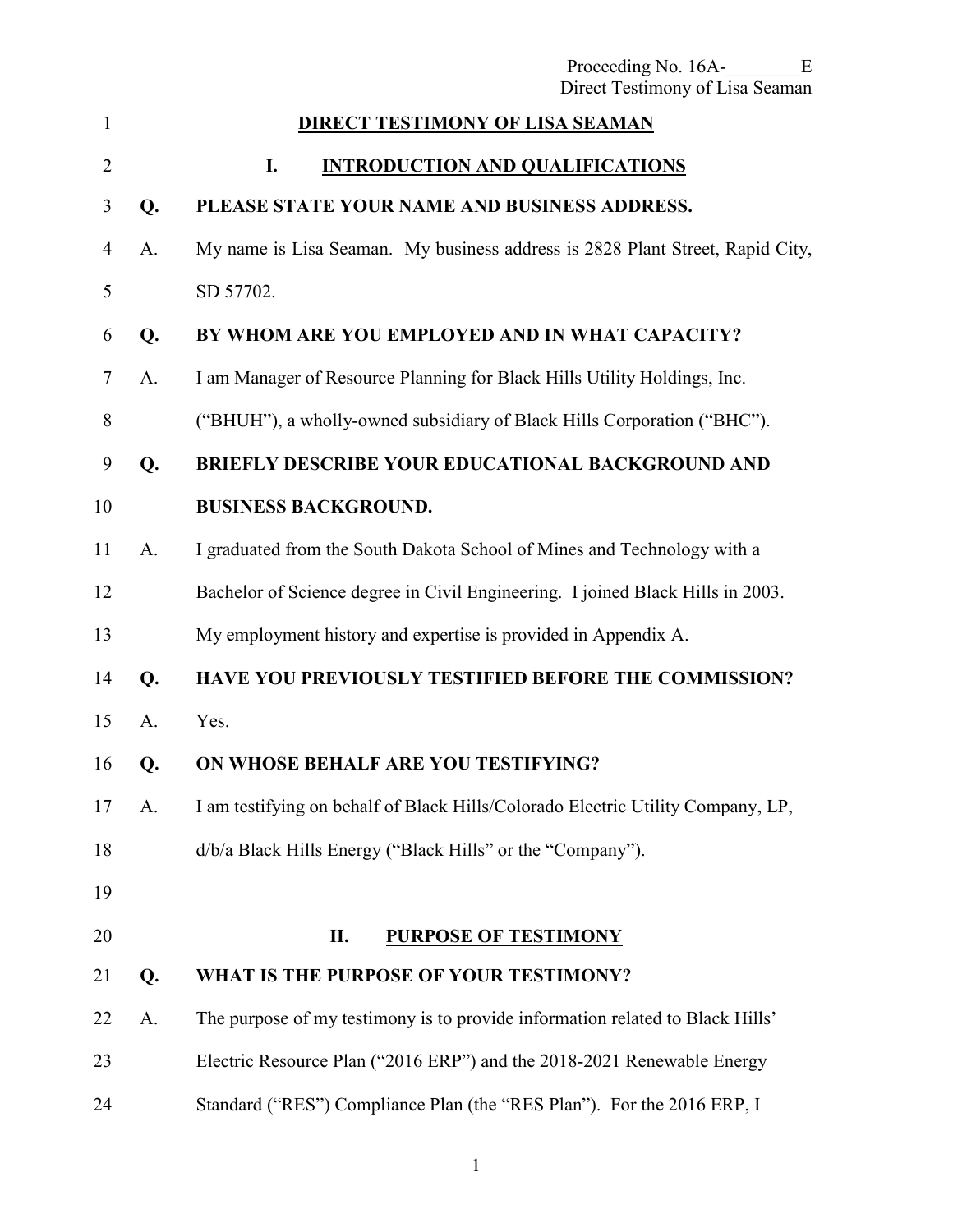# DIRECT TESTIMONY OF LISA SEAMAN

## I. INTRODUCTION AND QUALIFICATIONS

**Q. PLEASE STATE YOUR NAME AND BUSINESS ADDRESS.**

A. My name is Lisa Seaman. My business address is 2828 Plant Street, Rapid City, SD 57702.

**Q. BY WHOM ARE YOU EMPLOYED AND IN WHAT CAPACITY?**

A. I am Manager of Resource Planning for Black Hills Utility Holdings, Inc. ("BHUH"), a wholly-owned subsidiary of Black Hills Corporation ("BHC").

**Q. BRIEFLY DESCRIBE YOUR EDUCATIONAL BACKGROUND AND BUSINESS BACKGROUND.**

A. I graduated from the South Dakota School of Mines and Technology with a Bachelor of Science degree in Civil Engineering. I joined Black Hills in 2003. My employment history and expertise is provided in Appendix A.

**Q. HAVE YOU PREVIOUSLY TESTIFIED BEFORE THE COMMISSION?**

A. Yes.

**Q. ON WHOSE BEHALF ARE YOU TESTIFYING?**

A. I am testifying on behalf of Black Hills/Colorado Electric Utility Company, LP, d/b/a Black Hills Energy ("Black Hills" or the "Company").

## II. PURPOSE OF TESTIMONY

**Q. WHAT IS THE PURPOSE OF YOUR TESTIMONY?**

A. The purpose of my testimony is to provide information related to Black Hills' Electric Resource Plan ("2016 ERP") and the 2018-2021 Renewable Energy Standard ("RES") Compliance Plan (the "RES Plan"). For the 2016 ERP, I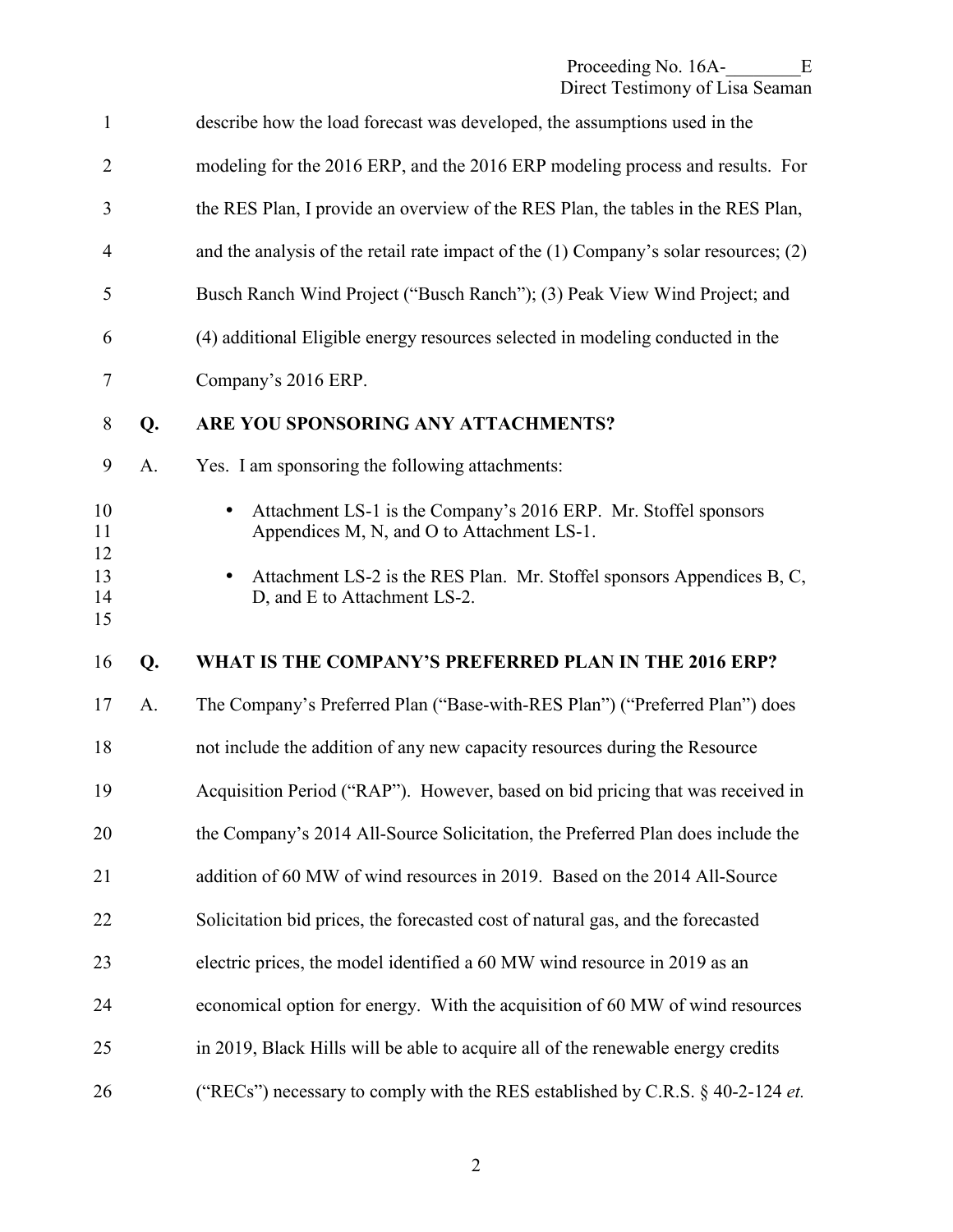describe how the load forecast was developed, the assumptions used in the modeling for the 2016 ERP, and the 2016 ERP modeling process and results. For the RES Plan, I provide an overview of the RES Plan, the tables in the RES Plan, and the analysis of the retail rate impact of the (1) Company's solar resources; (2) Busch Ranch Wind Project ("Busch Ranch"); (3) Peak View Wind Project; and (4) additional Eligible energy resources selected in modeling conducted in the Company's 2016 ERP.

**Q. ARE YOU SPONSORING ANY ATTACHMENTS?**

A. Yes. I am sponsoring the following attachments:

- Attachment LS-1 is the Company's 2016 ERP. Mr. Stoffel sponsors Appendices M, N, and O to Attachment LS-1.
- Attachment LS-2 is the RES Plan. Mr. Stoffel sponsors Appendices B, C, D, and E to Attachment LS-2.

**Q. WHAT IS THE COMPANY'S PREFERRED PLAN IN THE 2016 ERP?**

A. The Company's Preferred Plan ("Base-with-RES Plan") ("Preferred Plan") does not include the addition of any new capacity resources during the Resource Acquisition Period ("RAP"). However, based on bid pricing that was received in the Company's 2014 All-Source Solicitation, the Preferred Plan does include the addition of 60 MW of wind resources in 2019. Based on the 2014 All-Source Solicitation bid prices, the forecasted cost of natural gas, and the forecasted electric prices, the model identified a 60 MW wind resource in 2019 as an economical option for energy. With the acquisition of 60 MW of wind resources in 2019, Black Hills will be able to acquire all of the renewable energy credits ("RECs") necessary to comply with the RES established by C.R.S. § 40-2-124 *et.*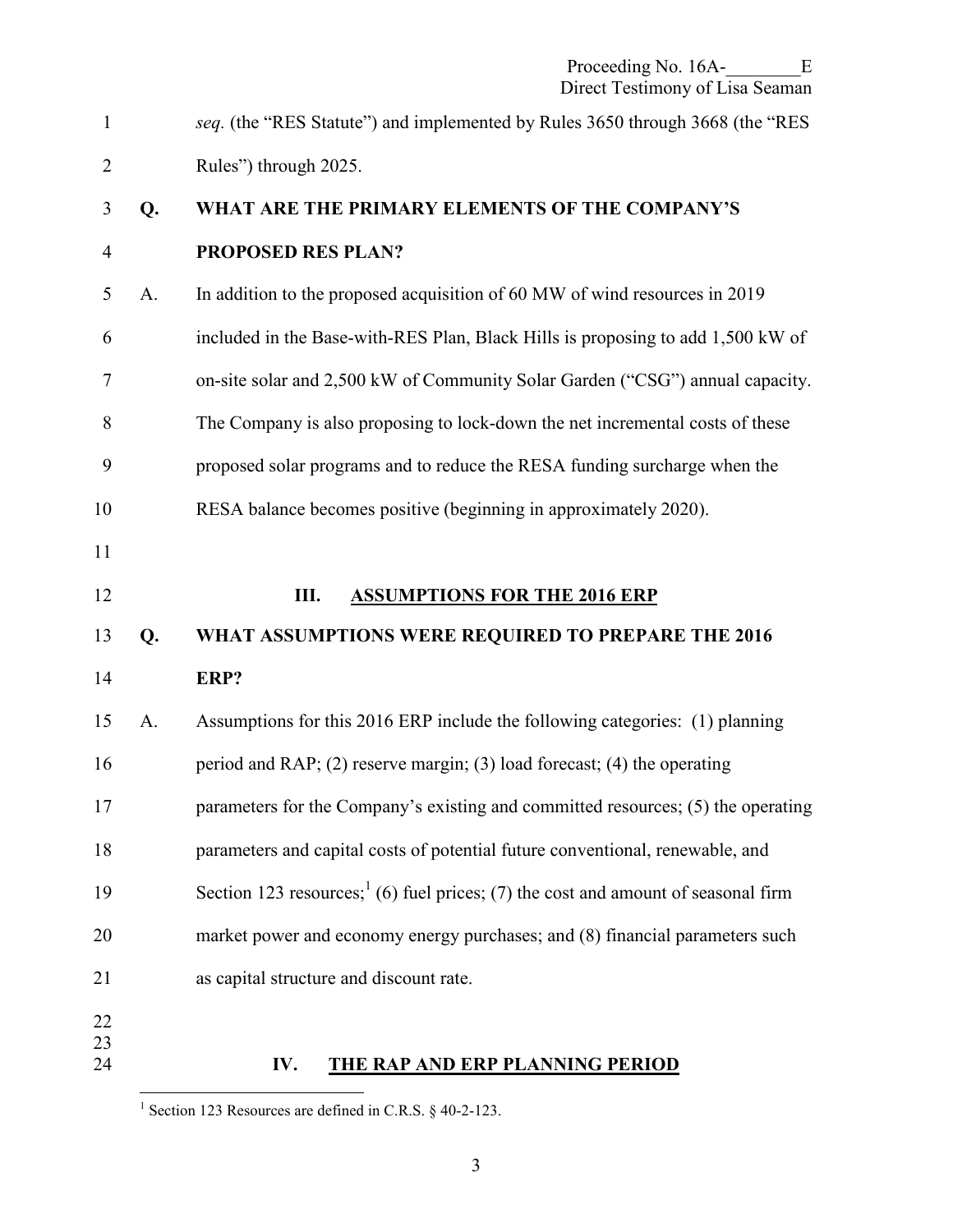*seq.* (the "RES Statute") and implemented by Rules 3650 through 3668 (the "RES Rules") through 2025.

**Q. WHAT ARE THE PRIMARY ELEMENTS OF THE COMPANY'S PROPOSED RES PLAN?**

A. In addition to the proposed acquisition of 60 MW of wind resources in 2019 included in the Base-with-RES Plan, Black Hills is proposing to add 1,500 kW of on-site solar and 2,500 kW of Community Solar Garden ("CSG") annual capacity. The Company is also proposing to lock-down the net incremental costs of these proposed solar programs and to reduce the RESA funding surcharge when the RESA balance becomes positive (beginning in approximately 2020).

## III. ASSUMPTIONS FOR THE 2016 ERP

**Q. WHAT ASSUMPTIONS WERE REQUIRED TO PREPARE THE 2016 ERP?**

A. Assumptions for this 2016 ERP include the following categories: (1) planning period and RAP; (2) reserve margin; (3) load forecast; (4) the operating parameters for the Company's existing and committed resources; (5) the operating parameters and capital costs of potential future conventional, renewable, and Section 123 resources;[1] (6) fuel prices; (7) the cost and amount of seasonal firm market power and economy energy purchases; and (8) financial parameters such as capital structure and discount rate.

## IV. THE RAP AND ERP PLANNING PERIOD

[1] Section 123 Resources are defined in C.R.S. § 40-2-123.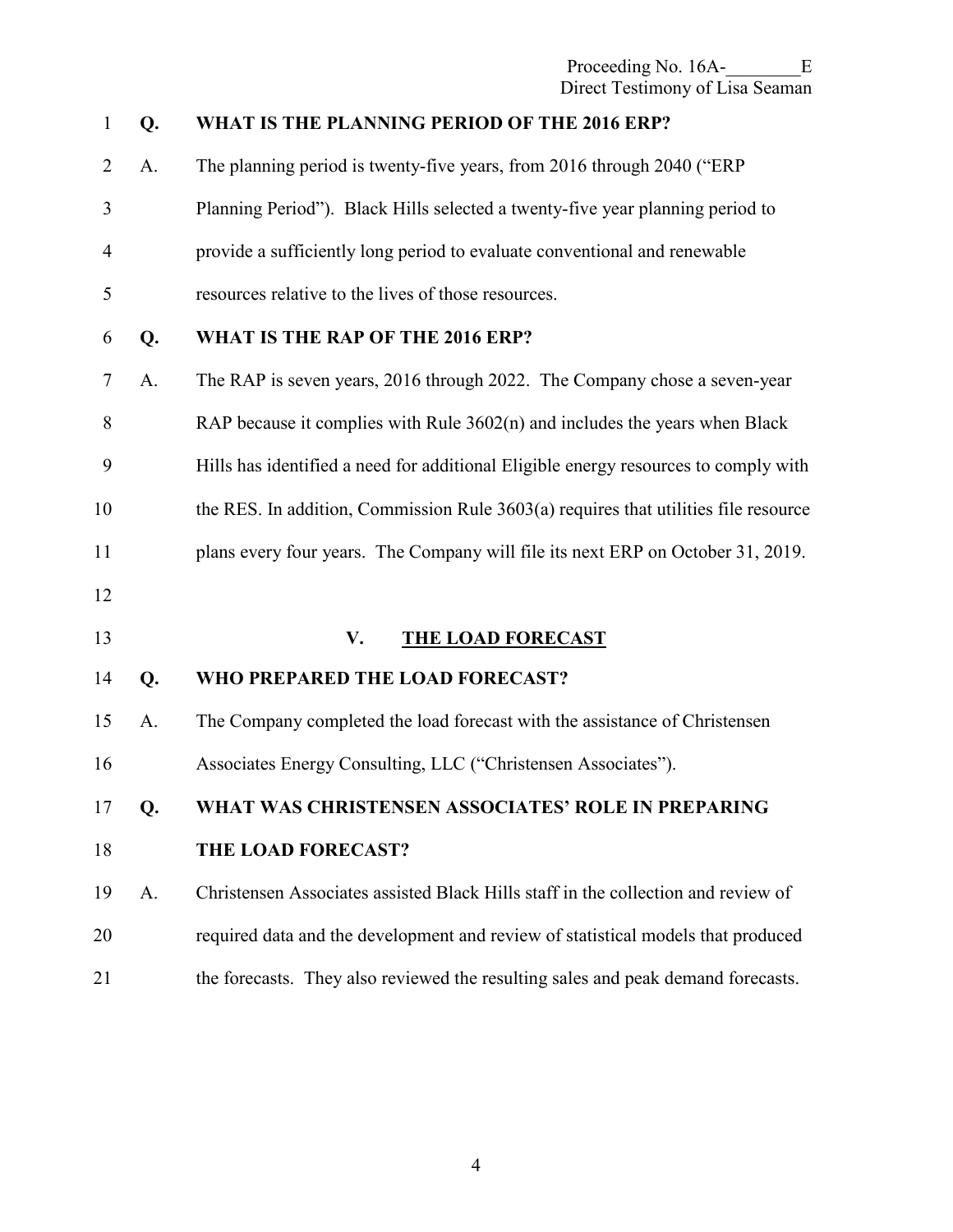**Q. WHAT IS THE PLANNING PERIOD OF THE 2016 ERP?**

A. The planning period is twenty-five years, from 2016 through 2040 ("ERP Planning Period"). Black Hills selected a twenty-five year planning period to provide a sufficiently long period to evaluate conventional and renewable resources relative to the lives of those resources.

**Q. WHAT IS THE RAP OF THE 2016 ERP?**

A. The RAP is seven years, 2016 through 2022. The Company chose a seven-year RAP because it complies with Rule 3602(n) and includes the years when Black Hills has identified a need for additional Eligible energy resources to comply with the RES. In addition, Commission Rule 3603(a) requires that utilities file resource plans every four years. The Company will file its next ERP on October 31, 2019.

## V. THE LOAD FORECAST

**Q. WHO PREPARED THE LOAD FORECAST?**

A. The Company completed the load forecast with the assistance of Christensen Associates Energy Consulting, LLC ("Christensen Associates").

**Q. WHAT WAS CHRISTENSEN ASSOCIATES' ROLE IN PREPARING THE LOAD FORECAST?**

A. Christensen Associates assisted Black Hills staff in the collection and review of required data and the development and review of statistical models that produced the forecasts. They also reviewed the resulting sales and peak demand forecasts.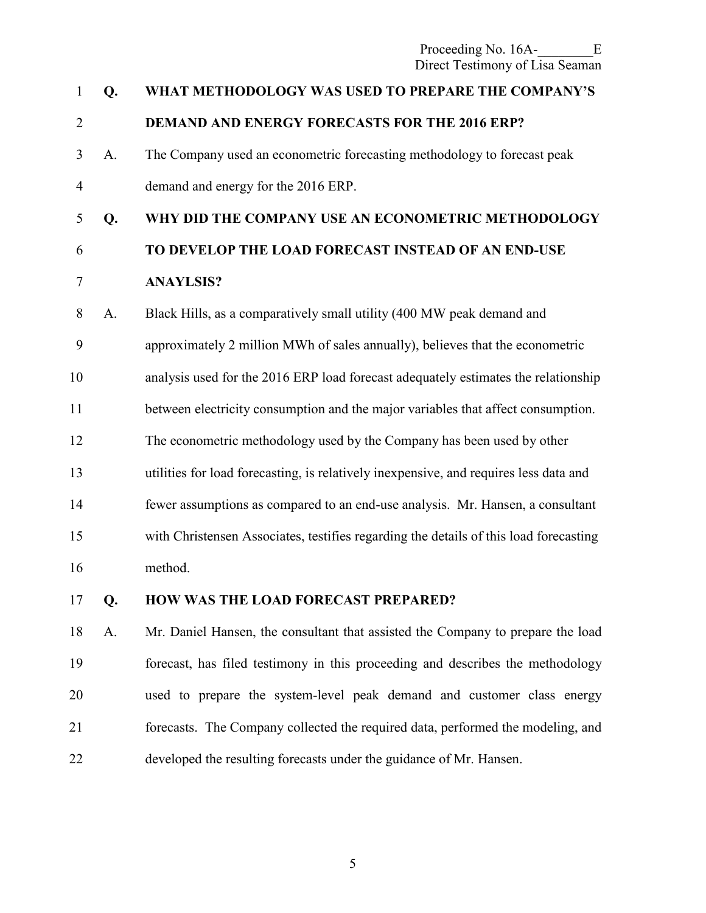**Q. WHAT METHODOLOGY WAS USED TO PREPARE THE COMPANY'S DEMAND AND ENERGY FORECASTS FOR THE 2016 ERP?**

A. The Company used an econometric forecasting methodology to forecast peak demand and energy for the 2016 ERP.

**Q. WHY DID THE COMPANY USE AN ECONOMETRIC METHODOLOGY TO DEVELOP THE LOAD FORECAST INSTEAD OF AN END-USE ANAYLSIS?**

A. Black Hills, as a comparatively small utility (400 MW peak demand and approximately 2 million MWh of sales annually), believes that the econometric analysis used for the 2016 ERP load forecast adequately estimates the relationship between electricity consumption and the major variables that affect consumption. The econometric methodology used by the Company has been used by other utilities for load forecasting, is relatively inexpensive, and requires less data and fewer assumptions as compared to an end-use analysis. Mr. Hansen, a consultant with Christensen Associates, testifies regarding the details of this load forecasting method.

**Q. HOW WAS THE LOAD FORECAST PREPARED?**

A. Mr. Daniel Hansen, the consultant that assisted the Company to prepare the load forecast, has filed testimony in this proceeding and describes the methodology used to prepare the system-level peak demand and customer class energy forecasts. The Company collected the required data, performed the modeling, and developed the resulting forecasts under the guidance of Mr. Hansen.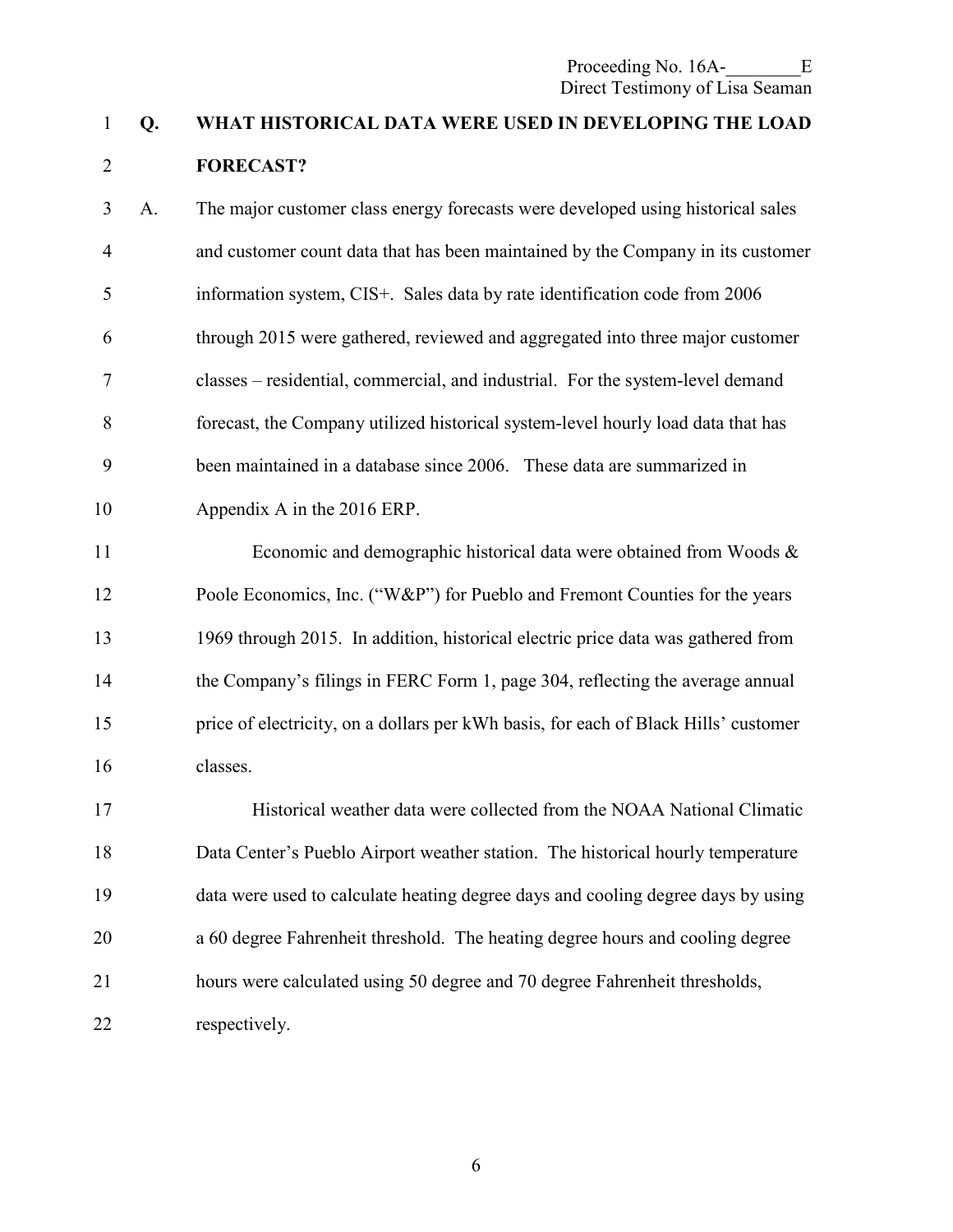**Q. WHAT HISTORICAL DATA WERE USED IN DEVELOPING THE LOAD FORECAST?**

A. The major customer class energy forecasts were developed using historical sales and customer count data that has been maintained by the Company in its customer information system, CIS+. Sales data by rate identification code from 2006 through 2015 were gathered, reviewed and aggregated into three major customer classes – residential, commercial, and industrial. For the system-level demand forecast, the Company utilized historical system-level hourly load data that has been maintained in a database since 2006. These data are summarized in Appendix A in the 2016 ERP.

Economic and demographic historical data were obtained from Woods & Poole Economics, Inc. ("W&P") for Pueblo and Fremont Counties for the years 1969 through 2015. In addition, historical electric price data was gathered from the Company's filings in FERC Form 1, page 304, reflecting the average annual price of electricity, on a dollars per kWh basis, for each of Black Hills' customer classes.

Historical weather data were collected from the NOAA National Climatic Data Center's Pueblo Airport weather station. The historical hourly temperature data were used to calculate heating degree days and cooling degree days by using a 60 degree Fahrenheit threshold. The heating degree hours and cooling degree hours were calculated using 50 degree and 70 degree Fahrenheit thresholds, respectively.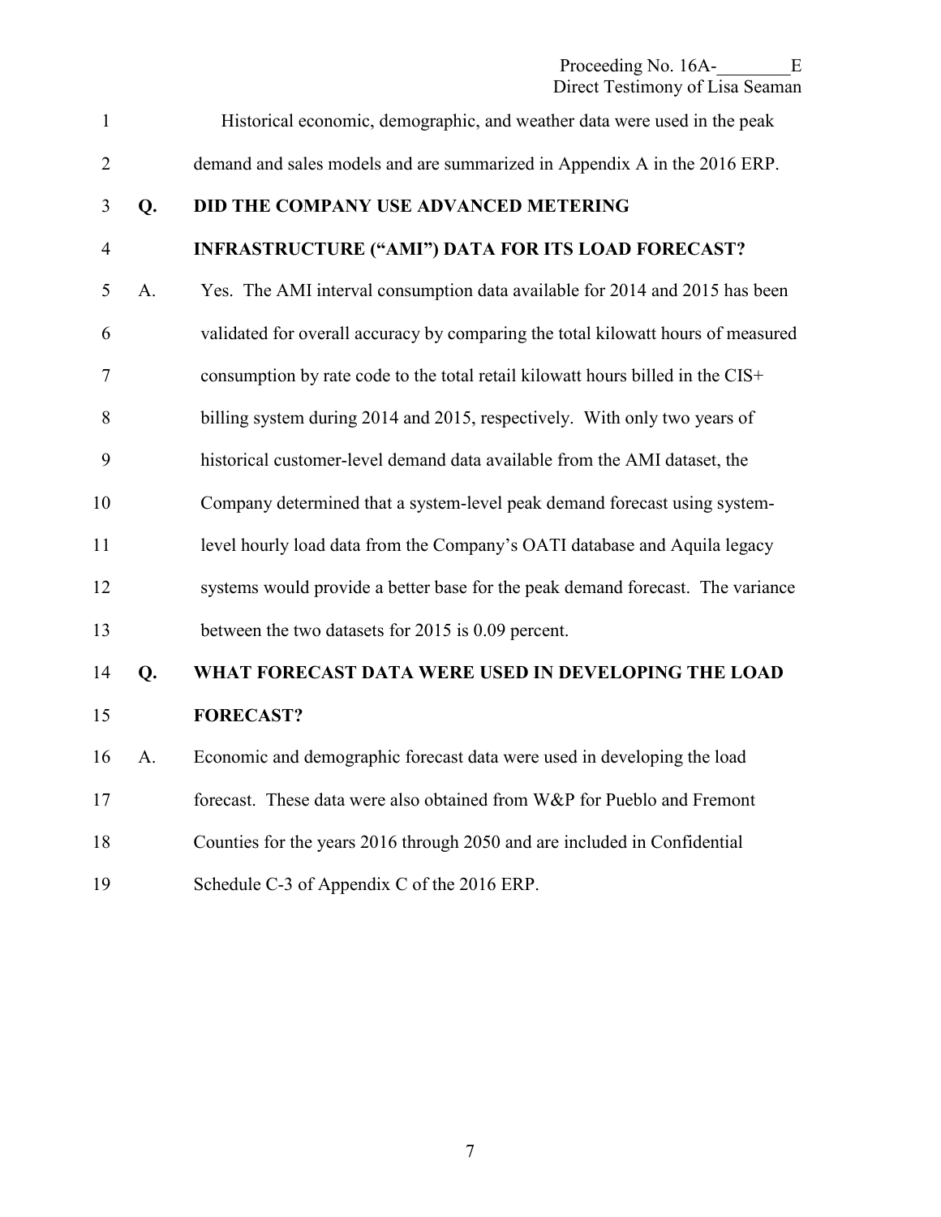Historical economic, demographic, and weather data were used in the peak demand and sales models and are summarized in Appendix A in the 2016 ERP.

**Q. DID THE COMPANY USE ADVANCED METERING INFRASTRUCTURE ("AMI") DATA FOR ITS LOAD FORECAST?**

A. Yes. The AMI interval consumption data available for 2014 and 2015 has been validated for overall accuracy by comparing the total kilowatt hours of measured consumption by rate code to the total retail kilowatt hours billed in the CIS+ billing system during 2014 and 2015, respectively. With only two years of historical customer-level demand data available from the AMI dataset, the Company determined that a system-level peak demand forecast using system-level hourly load data from the Company's OATI database and Aquila legacy systems would provide a better base for the peak demand forecast. The variance between the two datasets for 2015 is 0.09 percent.

**Q. WHAT FORECAST DATA WERE USED IN DEVELOPING THE LOAD FORECAST?**

A. Economic and demographic forecast data were used in developing the load forecast. These data were also obtained from W&P for Pueblo and Fremont Counties for the years 2016 through 2050 and are included in Confidential Schedule C-3 of Appendix C of the 2016 ERP.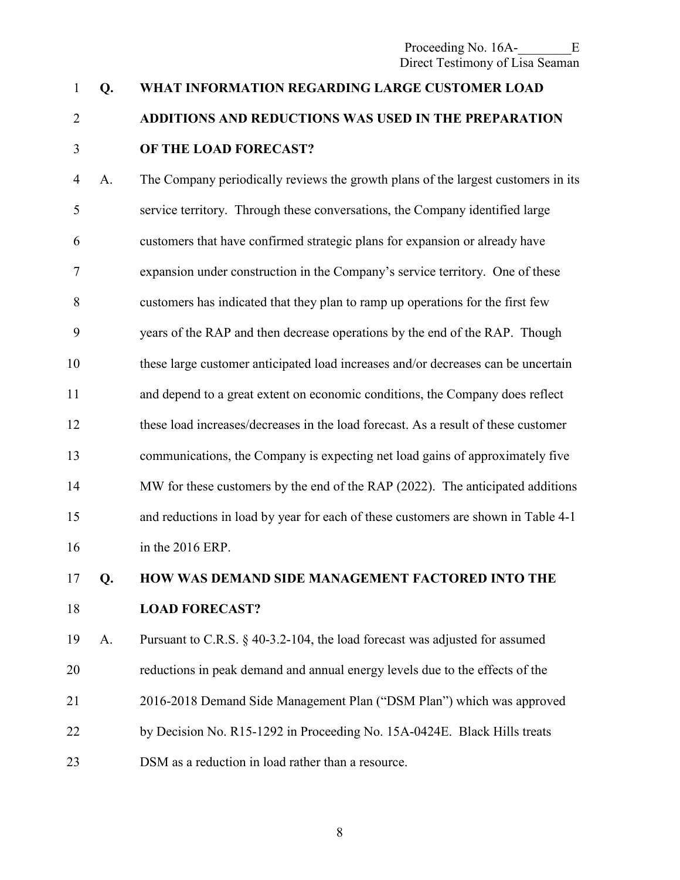**Q. WHAT INFORMATION REGARDING LARGE CUSTOMER LOAD ADDITIONS AND REDUCTIONS WAS USED IN THE PREPARATION OF THE LOAD FORECAST?**

A. The Company periodically reviews the growth plans of the largest customers in its service territory. Through these conversations, the Company identified large customers that have confirmed strategic plans for expansion or already have expansion under construction in the Company's service territory. One of these customers has indicated that they plan to ramp up operations for the first few years of the RAP and then decrease operations by the end of the RAP. Though these large customer anticipated load increases and/or decreases can be uncertain and depend to a great extent on economic conditions, the Company does reflect these load increases/decreases in the load forecast. As a result of these customer communications, the Company is expecting net load gains of approximately five MW for these customers by the end of the RAP (2022). The anticipated additions and reductions in load by year for each of these customers are shown in Table 4-1 in the 2016 ERP.

**Q. HOW WAS DEMAND SIDE MANAGEMENT FACTORED INTO THE LOAD FORECAST?**

A. Pursuant to C.R.S. § 40-3.2-104, the load forecast was adjusted for assumed reductions in peak demand and annual energy levels due to the effects of the 2016-2018 Demand Side Management Plan ("DSM Plan") which was approved by Decision No. R15-1292 in Proceeding No. 15A-0424E. Black Hills treats DSM as a reduction in load rather than a resource.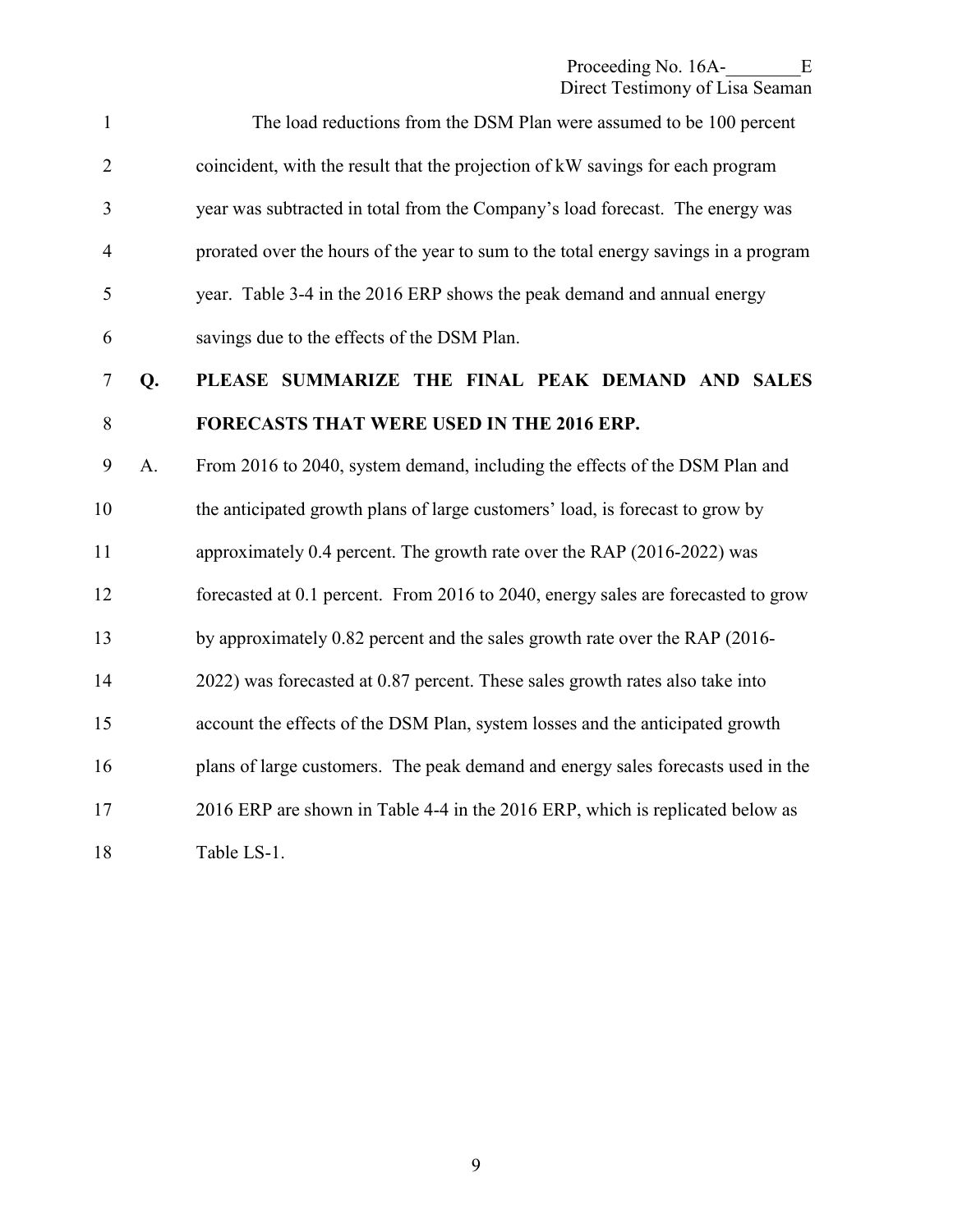The load reductions from the DSM Plan were assumed to be 100 percent coincident, with the result that the projection of kW savings for each program year was subtracted in total from the Company's load forecast. The energy was prorated over the hours of the year to sum to the total energy savings in a program year. Table 3-4 in the 2016 ERP shows the peak demand and annual energy savings due to the effects of the DSM Plan.

**Q. PLEASE SUMMARIZE THE FINAL PEAK DEMAND AND SALES FORECASTS THAT WERE USED IN THE 2016 ERP.**

A. From 2016 to 2040, system demand, including the effects of the DSM Plan and the anticipated growth plans of large customers' load, is forecast to grow by approximately 0.4 percent. The growth rate over the RAP (2016-2022) was forecasted at 0.1 percent. From 2016 to 2040, energy sales are forecasted to grow by approximately 0.82 percent and the sales growth rate over the RAP (2016-2022) was forecasted at 0.87 percent. These sales growth rates also take into account the effects of the DSM Plan, system losses and the anticipated growth plans of large customers. The peak demand and energy sales forecasts used in the 2016 ERP are shown in Table 4-4 in the 2016 ERP, which is replicated below as Table LS-1.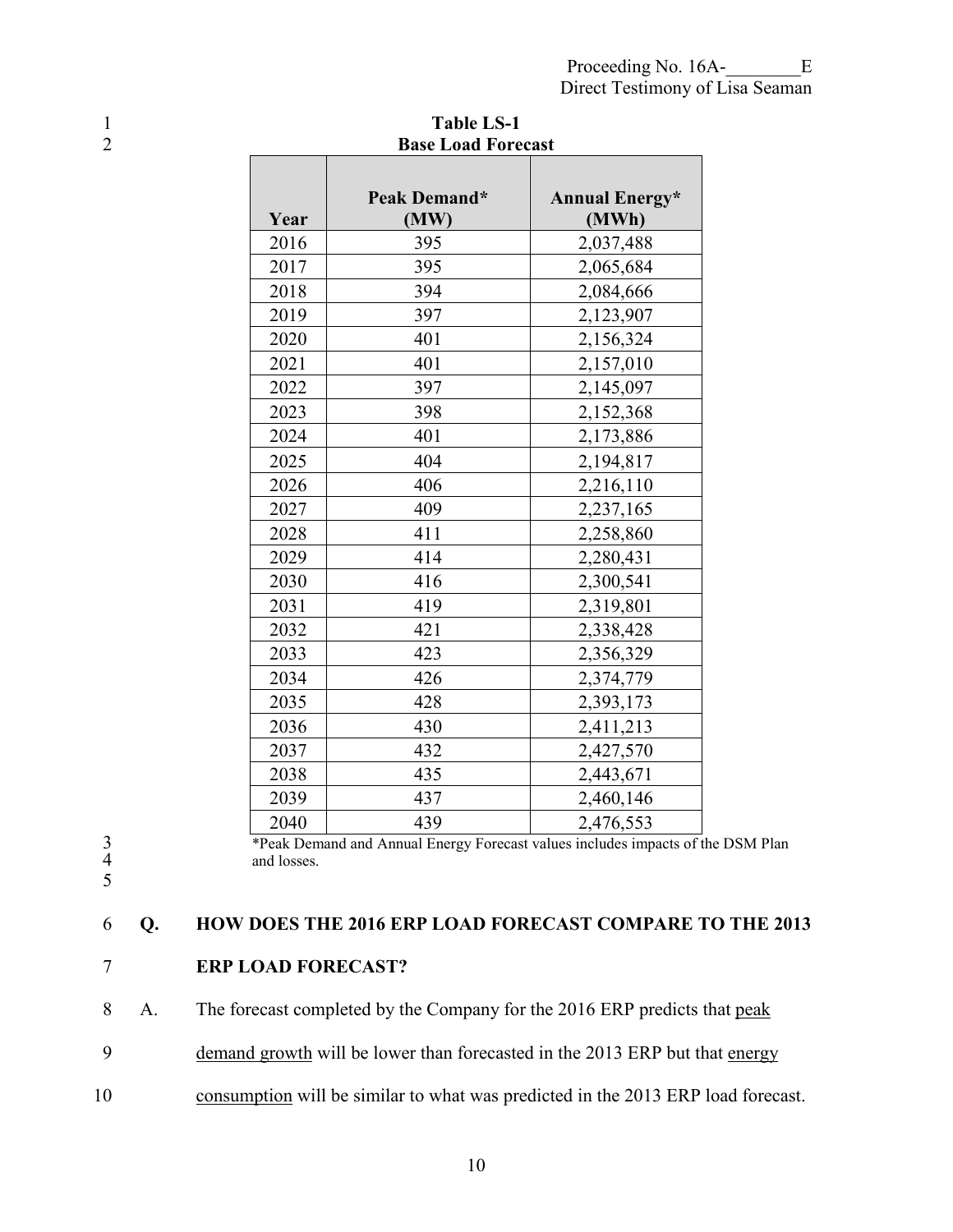**Table LS-1**
**Base Load Forecast**

| Year | Peak Demand* (MW) | Annual Energy* (MWh) |
|---|---|---|
| 2016 | 395 | 2,037,488 |
| 2017 | 395 | 2,065,684 |
| 2018 | 394 | 2,084,666 |
| 2019 | 397 | 2,123,907 |
| 2020 | 401 | 2,156,324 |
| 2021 | 401 | 2,157,010 |
| 2022 | 397 | 2,145,097 |
| 2023 | 398 | 2,152,368 |
| 2024 | 401 | 2,173,886 |
| 2025 | 404 | 2,194,817 |
| 2026 | 406 | 2,216,110 |
| 2027 | 409 | 2,237,165 |
| 2028 | 411 | 2,258,860 |
| 2029 | 414 | 2,280,431 |
| 2030 | 416 | 2,300,541 |
| 2031 | 419 | 2,319,801 |
| 2032 | 421 | 2,338,428 |
| 2033 | 423 | 2,356,329 |
| 2034 | 426 | 2,374,779 |
| 2035 | 428 | 2,393,173 |
| 2036 | 430 | 2,411,213 |
| 2037 | 432 | 2,427,570 |
| 2038 | 435 | 2,443,671 |
| 2039 | 437 | 2,460,146 |
| 2040 | 439 | 2,476,553 |

*Peak Demand and Annual Energy Forecast values includes impacts of the DSM Plan and losses.

**Q. HOW DOES THE 2016 ERP LOAD FORECAST COMPARE TO THE 2013 ERP LOAD FORECAST?**

A. The forecast completed by the Company for the 2016 ERP predicts that peak demand growth will be lower than forecasted in the 2013 ERP but that energy consumption will be similar to what was predicted in the 2013 ERP load forecast.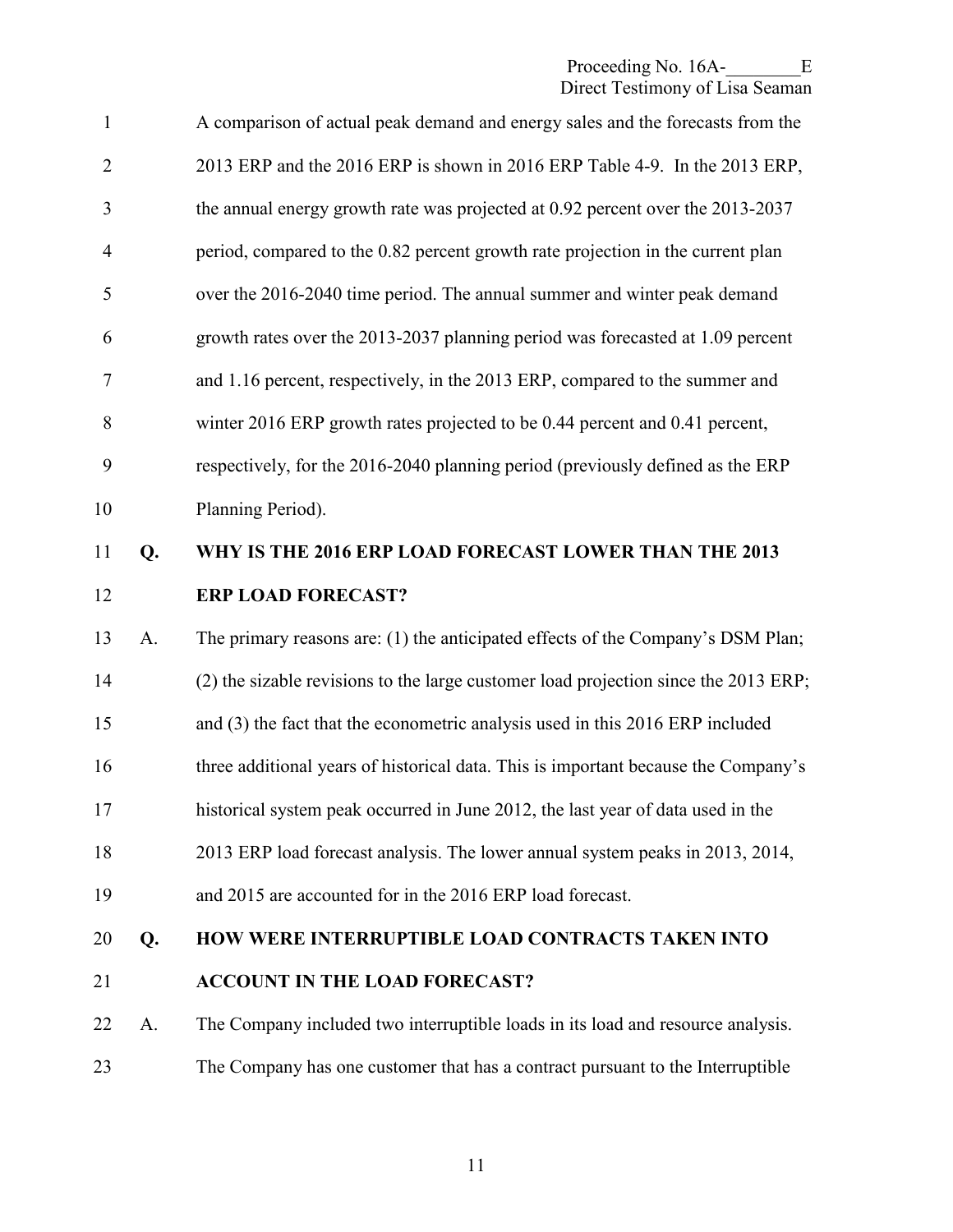A comparison of actual peak demand and energy sales and the forecasts from the 2013 ERP and the 2016 ERP is shown in 2016 ERP Table 4-9. In the 2013 ERP, the annual energy growth rate was projected at 0.92 percent over the 2013-2037 period, compared to the 0.82 percent growth rate projection in the current plan over the 2016-2040 time period. The annual summer and winter peak demand growth rates over the 2013-2037 planning period was forecasted at 1.09 percent and 1.16 percent, respectively, in the 2013 ERP, compared to the summer and winter 2016 ERP growth rates projected to be 0.44 percent and 0.41 percent, respectively, for the 2016-2040 planning period (previously defined as the ERP Planning Period).

**Q. WHY IS THE 2016 ERP LOAD FORECAST LOWER THAN THE 2013 ERP LOAD FORECAST?**

A. The primary reasons are: (1) the anticipated effects of the Company's DSM Plan; (2) the sizable revisions to the large customer load projection since the 2013 ERP; and (3) the fact that the econometric analysis used in this 2016 ERP included three additional years of historical data. This is important because the Company's historical system peak occurred in June 2012, the last year of data used in the 2013 ERP load forecast analysis. The lower annual system peaks in 2013, 2014, and 2015 are accounted for in the 2016 ERP load forecast.

**Q. HOW WERE INTERRUPTIBLE LOAD CONTRACTS TAKEN INTO ACCOUNT IN THE LOAD FORECAST?**

A. The Company included two interruptible loads in its load and resource analysis. The Company has one customer that has a contract pursuant to the Interruptible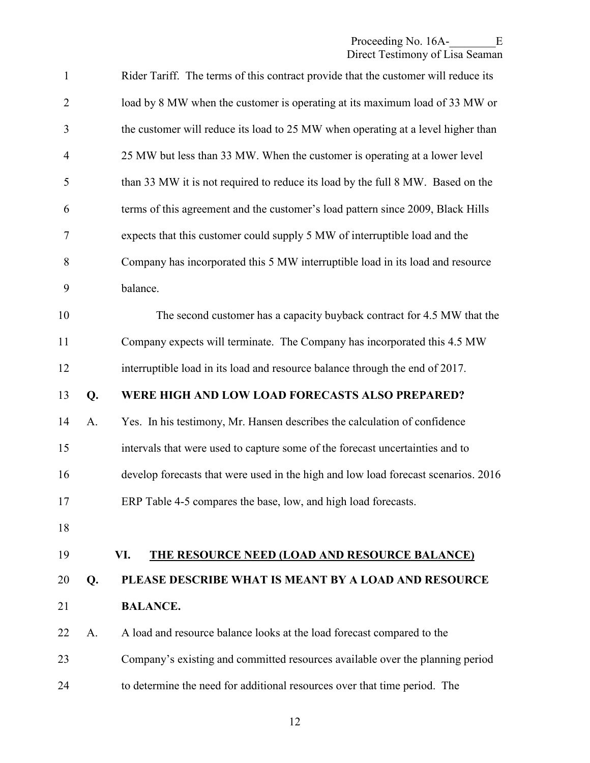Rider Tariff. The terms of this contract provide that the customer will reduce its load by 8 MW when the customer is operating at its maximum load of 33 MW or the customer will reduce its load to 25 MW when operating at a level higher than 25 MW but less than 33 MW. When the customer is operating at a lower level than 33 MW it is not required to reduce its load by the full 8 MW. Based on the terms of this agreement and the customer's load pattern since 2009, Black Hills expects that this customer could supply 5 MW of interruptible load and the Company has incorporated this 5 MW interruptible load in its load and resource balance.

The second customer has a capacity buyback contract for 4.5 MW that the Company expects will terminate. The Company has incorporated this 4.5 MW interruptible load in its load and resource balance through the end of 2017.

**Q. WERE HIGH AND LOW LOAD FORECASTS ALSO PREPARED?**

A. Yes. In his testimony, Mr. Hansen describes the calculation of confidence intervals that were used to capture some of the forecast uncertainties and to develop forecasts that were used in the high and low load forecast scenarios. 2016 ERP Table 4-5 compares the base, low, and high load forecasts.

## VI. THE RESOURCE NEED (LOAD AND RESOURCE BALANCE)

**Q. PLEASE DESCRIBE WHAT IS MEANT BY A LOAD AND RESOURCE BALANCE.**

A. A load and resource balance looks at the load forecast compared to the Company's existing and committed resources available over the planning period to determine the need for additional resources over that time period. The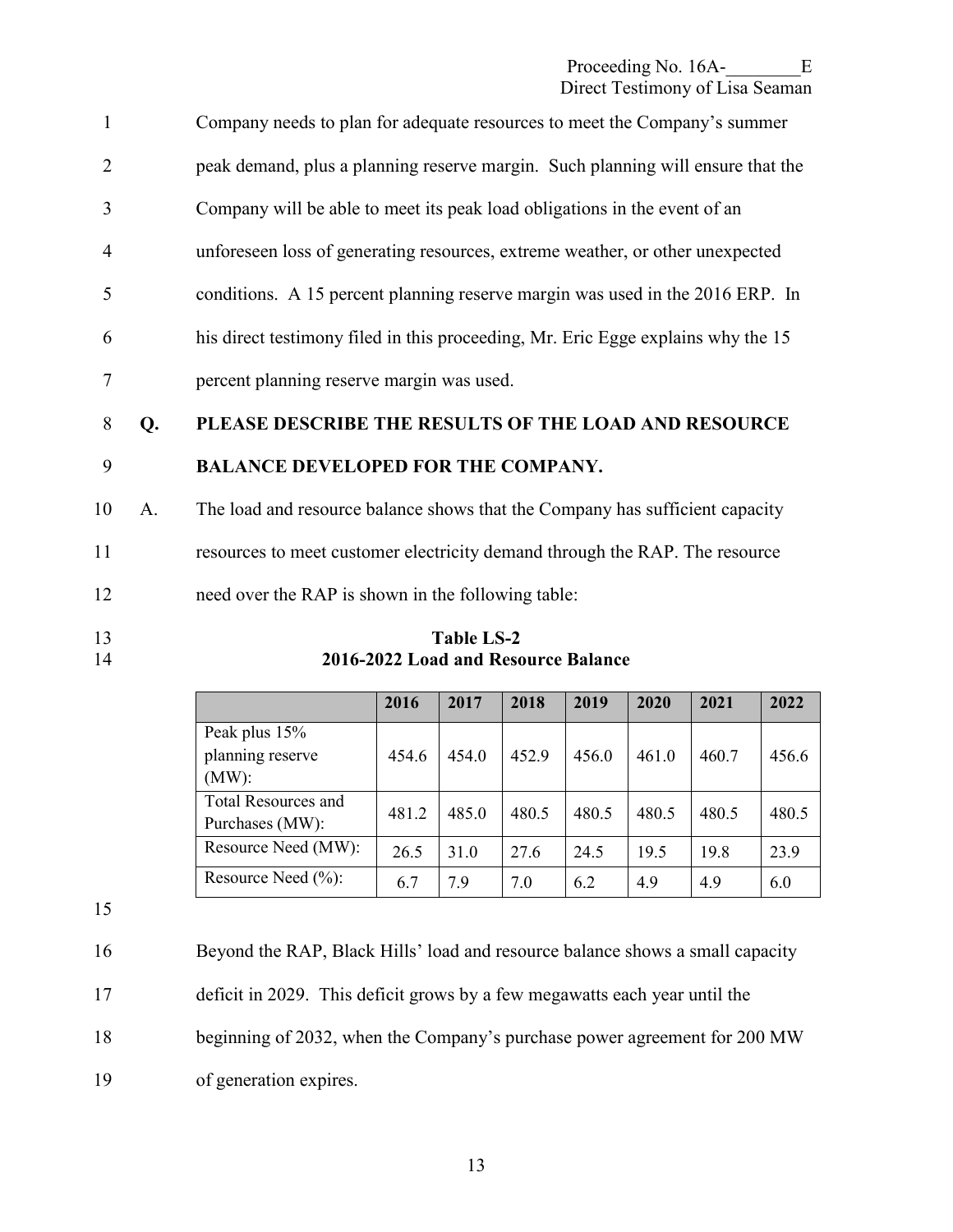Company needs to plan for adequate resources to meet the Company's summer peak demand, plus a planning reserve margin. Such planning will ensure that the Company will be able to meet its peak load obligations in the event of an unforeseen loss of generating resources, extreme weather, or other unexpected conditions. A 15 percent planning reserve margin was used in the 2016 ERP. In his direct testimony filed in this proceeding, Mr. Eric Egge explains why the 15 percent planning reserve margin was used.

**Q. PLEASE DESCRIBE THE RESULTS OF THE LOAD AND RESOURCE BALANCE DEVELOPED FOR THE COMPANY.**

A. The load and resource balance shows that the Company has sufficient capacity resources to meet customer electricity demand through the RAP. The resource need over the RAP is shown in the following table:

**Table LS-2**
**2016-2022 Load and Resource Balance**

| | 2016 | 2017 | 2018 | 2019 | 2020 | 2021 | 2022 |
|---|---|---|---|---|---|---|---|
| Peak plus 15% planning reserve (MW): | 454.6 | 454.0 | 452.9 | 456.0 | 461.0 | 460.7 | 456.6 |
| Total Resources and Purchases (MW): | 481.2 | 485.0 | 480.5 | 480.5 | 480.5 | 480.5 | 480.5 |
| Resource Need (MW): | 26.5 | 31.0 | 27.6 | 24.5 | 19.5 | 19.8 | 23.9 |
| Resource Need (%): | 6.7 | 7.9 | 7.0 | 6.2 | 4.9 | 4.9 | 6.0 |

Beyond the RAP, Black Hills' load and resource balance shows a small capacity deficit in 2029. This deficit grows by a few megawatts each year until the beginning of 2032, when the Company's purchase power agreement for 200 MW of generation expires.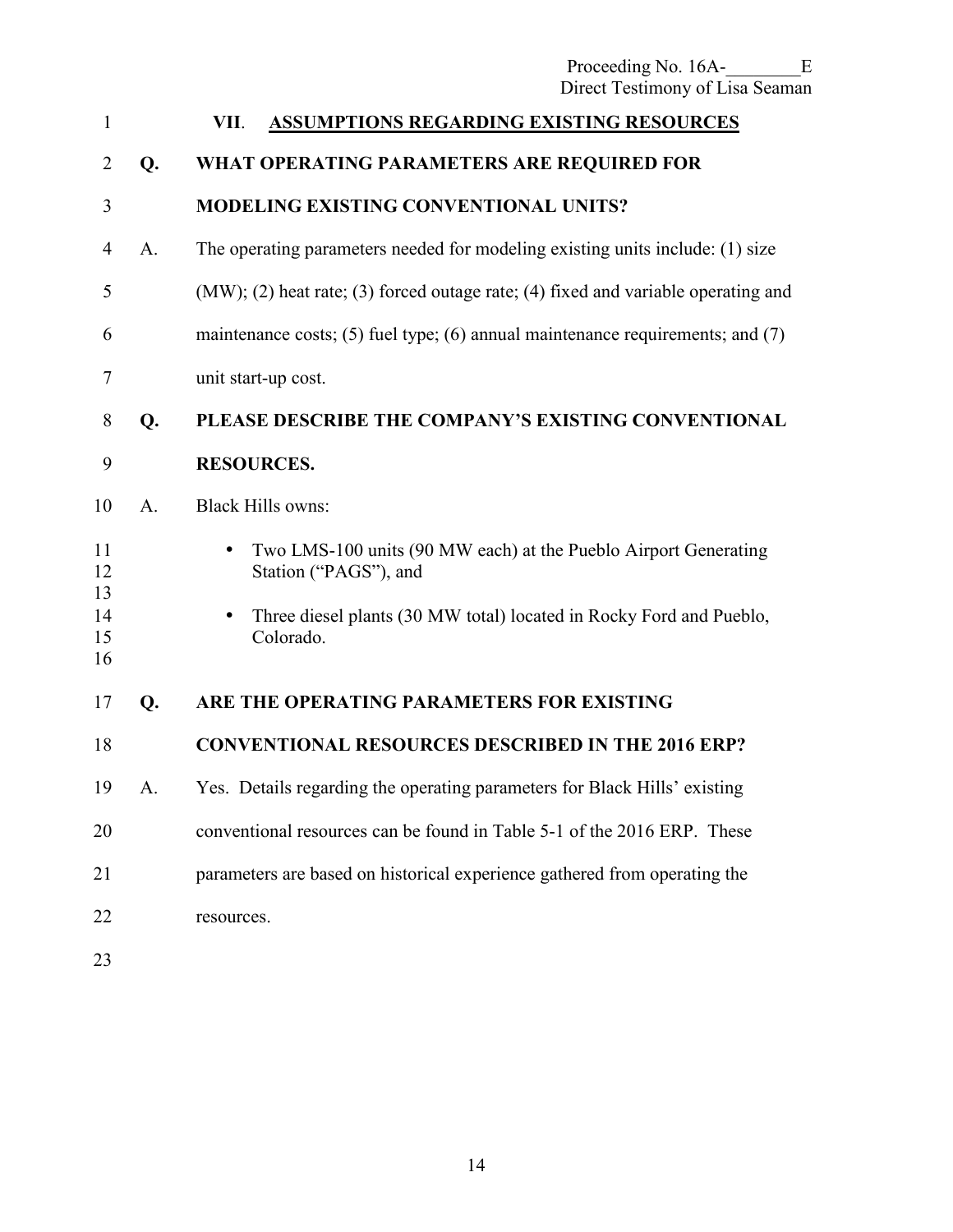## VII. ASSUMPTIONS REGARDING EXISTING RESOURCES

**Q. WHAT OPERATING PARAMETERS ARE REQUIRED FOR MODELING EXISTING CONVENTIONAL UNITS?**

A. The operating parameters needed for modeling existing units include: (1) size (MW); (2) heat rate; (3) forced outage rate; (4) fixed and variable operating and maintenance costs; (5) fuel type; (6) annual maintenance requirements; and (7) unit start-up cost.

**Q. PLEASE DESCRIBE THE COMPANY'S EXISTING CONVENTIONAL RESOURCES.**

A. Black Hills owns:

- Two LMS-100 units (90 MW each) at the Pueblo Airport Generating Station ("PAGS"), and
- Three diesel plants (30 MW total) located in Rocky Ford and Pueblo, Colorado.

**Q. ARE THE OPERATING PARAMETERS FOR EXISTING CONVENTIONAL RESOURCES DESCRIBED IN THE 2016 ERP?**

A. Yes. Details regarding the operating parameters for Black Hills' existing conventional resources can be found in Table 5-1 of the 2016 ERP. These parameters are based on historical experience gathered from operating the resources.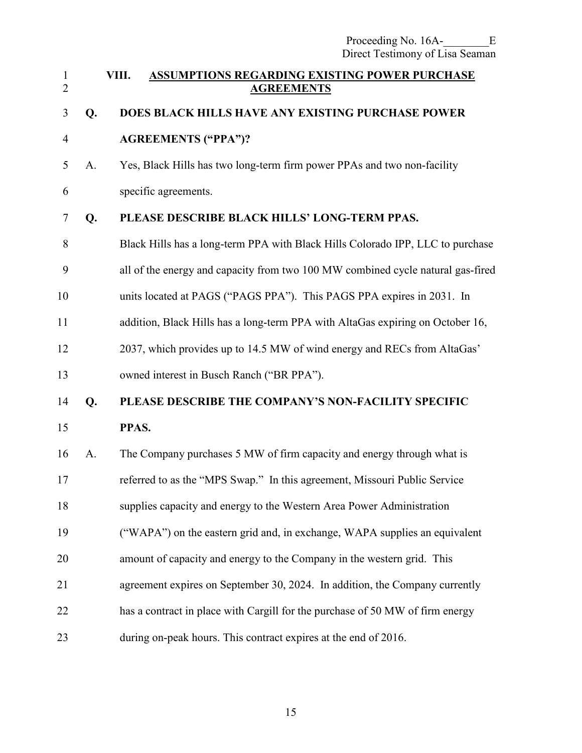## VIII. ASSUMPTIONS REGARDING EXISTING POWER PURCHASE AGREEMENTS

**Q. DOES BLACK HILLS HAVE ANY EXISTING PURCHASE POWER AGREEMENTS ("PPA")?**

A. Yes, Black Hills has two long-term firm power PPAs and two non-facility specific agreements.

**Q. PLEASE DESCRIBE BLACK HILLS' LONG-TERM PPAS.**

Black Hills has a long-term PPA with Black Hills Colorado IPP, LLC to purchase all of the energy and capacity from two 100 MW combined cycle natural gas-fired units located at PAGS ("PAGS PPA"). This PAGS PPA expires in 2031. In addition, Black Hills has a long-term PPA with AltaGas expiring on October 16, 2037, which provides up to 14.5 MW of wind energy and RECs from AltaGas' owned interest in Busch Ranch ("BR PPA").

**Q. PLEASE DESCRIBE THE COMPANY'S NON-FACILITY SPECIFIC PPAS.**

A. The Company purchases 5 MW of firm capacity and energy through what is referred to as the "MPS Swap." In this agreement, Missouri Public Service supplies capacity and energy to the Western Area Power Administration ("WAPA") on the eastern grid and, in exchange, WAPA supplies an equivalent amount of capacity and energy to the Company in the western grid. This agreement expires on September 30, 2024. In addition, the Company currently has a contract in place with Cargill for the purchase of 50 MW of firm energy during on-peak hours. This contract expires at the end of 2016.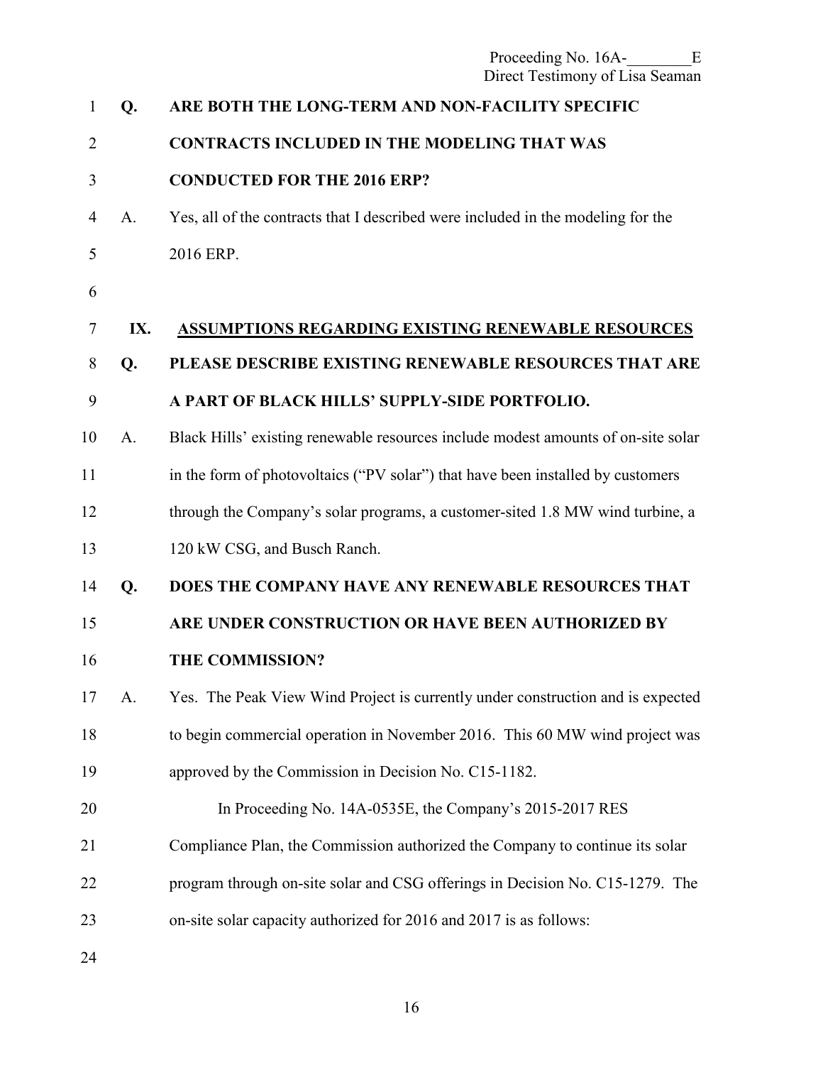**Q. ARE BOTH THE LONG-TERM AND NON-FACILITY SPECIFIC CONTRACTS INCLUDED IN THE MODELING THAT WAS CONDUCTED FOR THE 2016 ERP?**

A. Yes, all of the contracts that I described were included in the modeling for the 2016 ERP.

## IX. ASSUMPTIONS REGARDING EXISTING RENEWABLE RESOURCES

**Q. PLEASE DESCRIBE EXISTING RENEWABLE RESOURCES THAT ARE A PART OF BLACK HILLS' SUPPLY-SIDE PORTFOLIO.**

A. Black Hills' existing renewable resources include modest amounts of on-site solar in the form of photovoltaics ("PV solar") that have been installed by customers through the Company's solar programs, a customer-sited 1.8 MW wind turbine, a 120 kW CSG, and Busch Ranch.

**Q. DOES THE COMPANY HAVE ANY RENEWABLE RESOURCES THAT ARE UNDER CONSTRUCTION OR HAVE BEEN AUTHORIZED BY THE COMMISSION?**

A. Yes. The Peak View Wind Project is currently under construction and is expected to begin commercial operation in November 2016. This 60 MW wind project was approved by the Commission in Decision No. C15-1182.

In Proceeding No. 14A-0535E, the Company's 2015-2017 RES Compliance Plan, the Commission authorized the Company to continue its solar program through on-site solar and CSG offerings in Decision No. C15-1279. The on-site solar capacity authorized for 2016 and 2017 is as follows: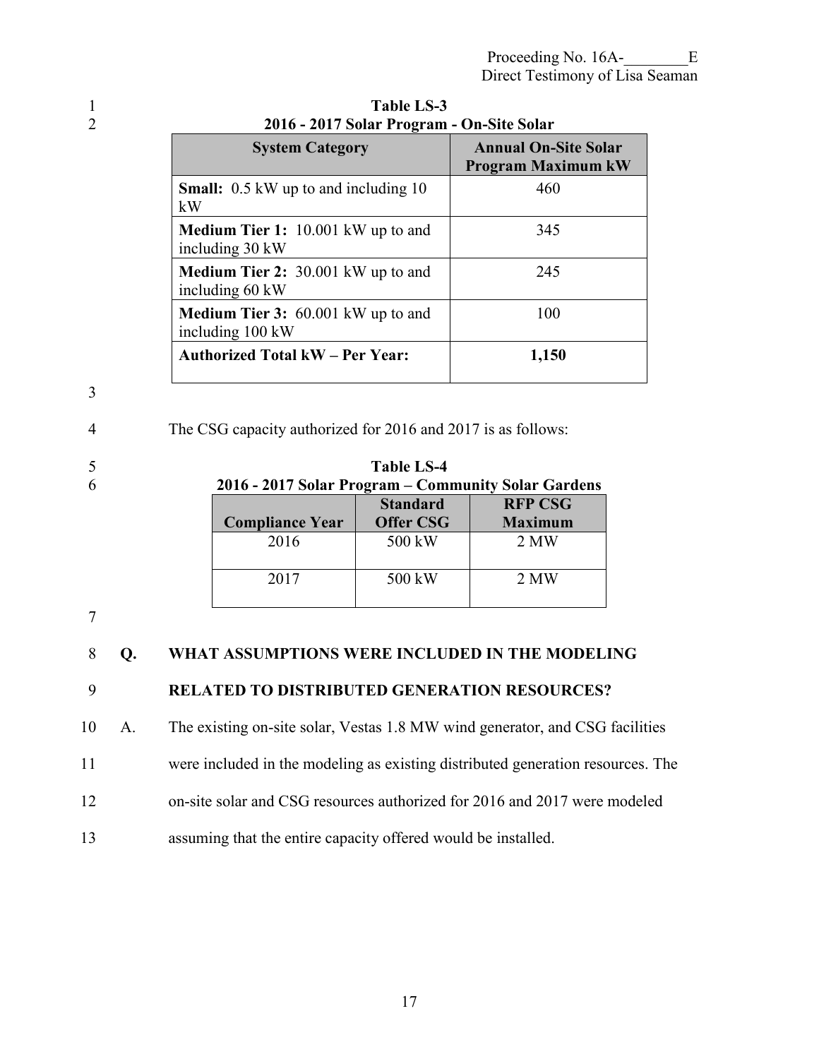**Table LS-3**
**2016 - 2017 Solar Program - On-Site Solar**

| System Category | Annual On-Site Solar Program Maximum kW |
|---|---|
| **Small:** 0.5 kW up to and including 10 kW | 460 |
| **Medium Tier 1:** 10.001 kW up to and including 30 kW | 345 |
| **Medium Tier 2:** 30.001 kW up to and including 60 kW | 245 |
| **Medium Tier 3:** 60.001 kW up to and including 100 kW | 100 |
| **Authorized Total kW – Per Year:** | **1,150** |

The CSG capacity authorized for 2016 and 2017 is as follows:

**Table LS-4**
**2016 - 2017 Solar Program – Community Solar Gardens**

| Compliance Year | Standard Offer CSG | RFP CSG Maximum |
|---|---|---|
| 2016 | 500 kW | 2 MW |
| 2017 | 500 kW | 2 MW |

**Q. WHAT ASSUMPTIONS WERE INCLUDED IN THE MODELING RELATED TO DISTRIBUTED GENERATION RESOURCES?**

A. The existing on-site solar, Vestas 1.8 MW wind generator, and CSG facilities were included in the modeling as existing distributed generation resources. The on-site solar and CSG resources authorized for 2016 and 2017 were modeled assuming that the entire capacity offered would be installed.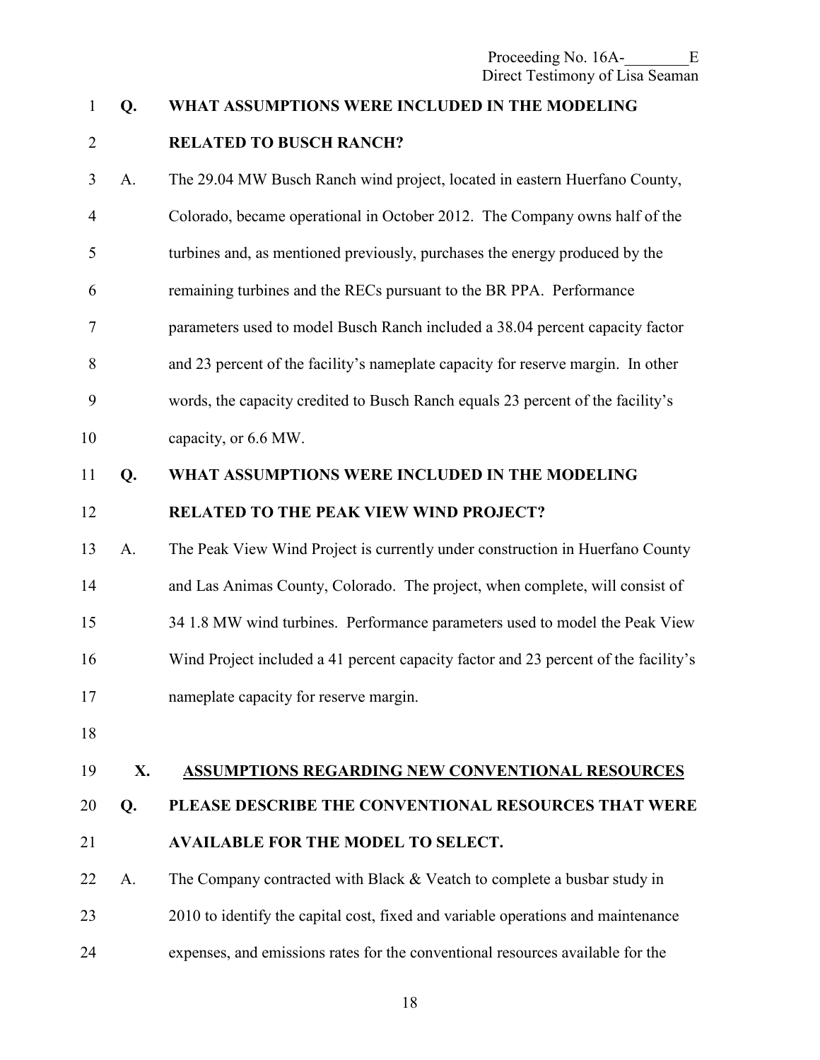**Q. WHAT ASSUMPTIONS WERE INCLUDED IN THE MODELING RELATED TO BUSCH RANCH?**

A. The 29.04 MW Busch Ranch wind project, located in eastern Huerfano County, Colorado, became operational in October 2012. The Company owns half of the turbines and, as mentioned previously, purchases the energy produced by the remaining turbines and the RECs pursuant to the BR PPA. Performance parameters used to model Busch Ranch included a 38.04 percent capacity factor and 23 percent of the facility's nameplate capacity for reserve margin. In other words, the capacity credited to Busch Ranch equals 23 percent of the facility's capacity, or 6.6 MW.

**Q. WHAT ASSUMPTIONS WERE INCLUDED IN THE MODELING RELATED TO THE PEAK VIEW WIND PROJECT?**

A. The Peak View Wind Project is currently under construction in Huerfano County and Las Animas County, Colorado. The project, when complete, will consist of 34 1.8 MW wind turbines. Performance parameters used to model the Peak View Wind Project included a 41 percent capacity factor and 23 percent of the facility's nameplate capacity for reserve margin.

## X. ASSUMPTIONS REGARDING NEW CONVENTIONAL RESOURCES

**Q. PLEASE DESCRIBE THE CONVENTIONAL RESOURCES THAT WERE AVAILABLE FOR THE MODEL TO SELECT.**

A. The Company contracted with Black & Veatch to complete a busbar study in 2010 to identify the capital cost, fixed and variable operations and maintenance expenses, and emissions rates for the conventional resources available for the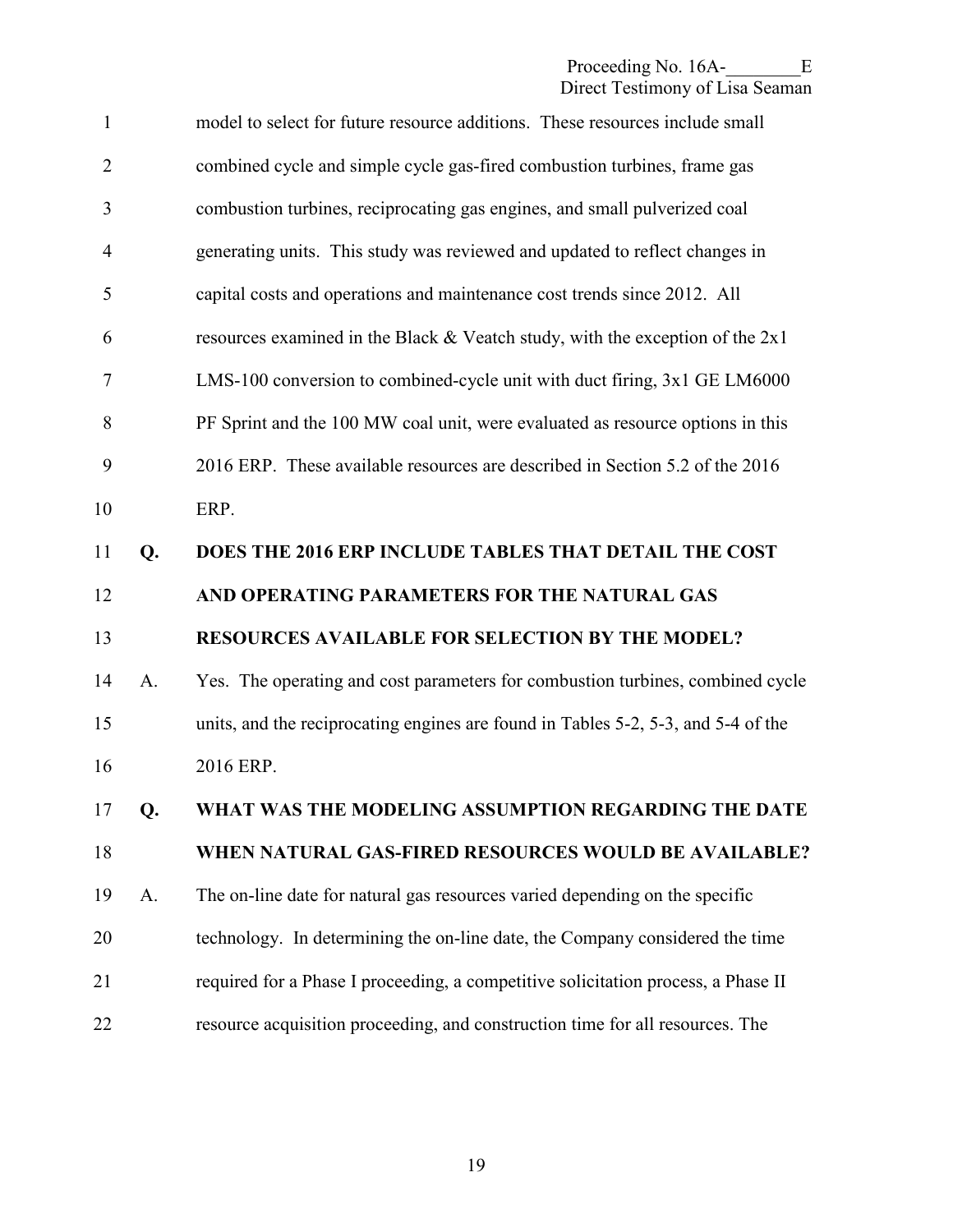model to select for future resource additions. These resources include small combined cycle and simple cycle gas-fired combustion turbines, frame gas combustion turbines, reciprocating gas engines, and small pulverized coal generating units. This study was reviewed and updated to reflect changes in capital costs and operations and maintenance cost trends since 2012. All resources examined in the Black & Veatch study, with the exception of the 2x1 LMS-100 conversion to combined-cycle unit with duct firing, 3x1 GE LM6000 PF Sprint and the 100 MW coal unit, were evaluated as resource options in this 2016 ERP. These available resources are described in Section 5.2 of the 2016 ERP.

**Q. DOES THE 2016 ERP INCLUDE TABLES THAT DETAIL THE COST AND OPERATING PARAMETERS FOR THE NATURAL GAS RESOURCES AVAILABLE FOR SELECTION BY THE MODEL?**

A. Yes. The operating and cost parameters for combustion turbines, combined cycle units, and the reciprocating engines are found in Tables 5-2, 5-3, and 5-4 of the 2016 ERP.

**Q. WHAT WAS THE MODELING ASSUMPTION REGARDING THE DATE WHEN NATURAL GAS-FIRED RESOURCES WOULD BE AVAILABLE?**

A. The on-line date for natural gas resources varied depending on the specific technology. In determining the on-line date, the Company considered the time required for a Phase I proceeding, a competitive solicitation process, a Phase II resource acquisition proceeding, and construction time for all resources. The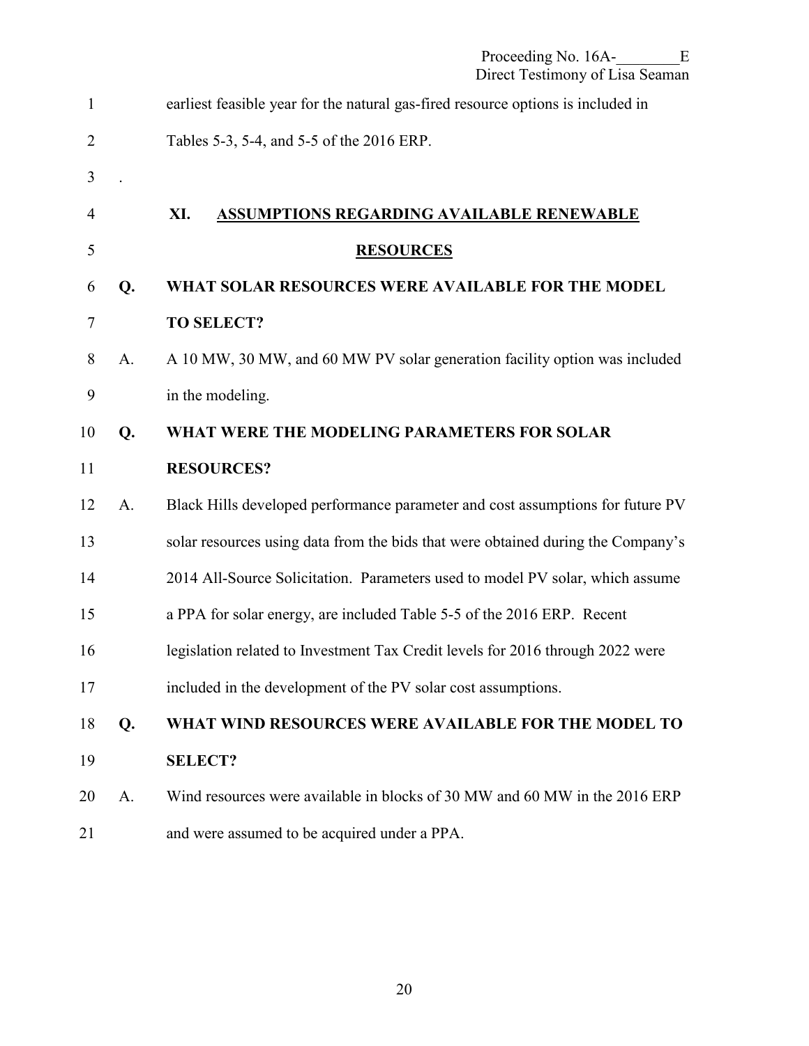earliest feasible year for the natural gas-fired resource options is included in Tables 5-3, 5-4, and 5-5 of the 2016 ERP.

.

## XI. ASSUMPTIONS REGARDING AVAILABLE RENEWABLE RESOURCES

**Q. WHAT SOLAR RESOURCES WERE AVAILABLE FOR THE MODEL TO SELECT?**

A. A 10 MW, 30 MW, and 60 MW PV solar generation facility option was included in the modeling.

**Q. WHAT WERE THE MODELING PARAMETERS FOR SOLAR RESOURCES?**

A. Black Hills developed performance parameter and cost assumptions for future PV solar resources using data from the bids that were obtained during the Company's 2014 All-Source Solicitation. Parameters used to model PV solar, which assume a PPA for solar energy, are included Table 5-5 of the 2016 ERP. Recent legislation related to Investment Tax Credit levels for 2016 through 2022 were included in the development of the PV solar cost assumptions.

**Q. WHAT WIND RESOURCES WERE AVAILABLE FOR THE MODEL TO SELECT?**

A. Wind resources were available in blocks of 30 MW and 60 MW in the 2016 ERP and were assumed to be acquired under a PPA.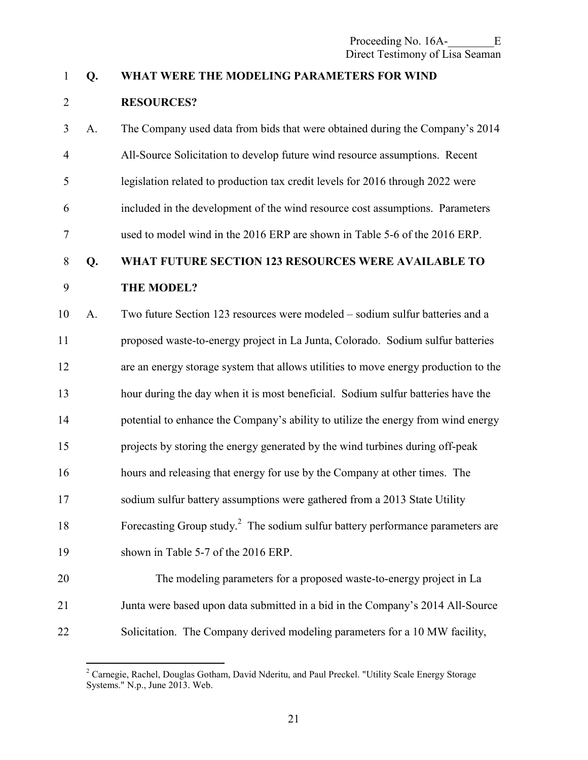**Q. WHAT WERE THE MODELING PARAMETERS FOR WIND RESOURCES?**

A. The Company used data from bids that were obtained during the Company's 2014 All-Source Solicitation to develop future wind resource assumptions. Recent legislation related to production tax credit levels for 2016 through 2022 were included in the development of the wind resource cost assumptions. Parameters used to model wind in the 2016 ERP are shown in Table 5-6 of the 2016 ERP.

**Q. WHAT FUTURE SECTION 123 RESOURCES WERE AVAILABLE TO THE MODEL?**

A. Two future Section 123 resources were modeled – sodium sulfur batteries and a proposed waste-to-energy project in La Junta, Colorado. Sodium sulfur batteries are an energy storage system that allows utilities to move energy production to the hour during the day when it is most beneficial. Sodium sulfur batteries have the potential to enhance the Company's ability to utilize the energy from wind energy projects by storing the energy generated by the wind turbines during off-peak hours and releasing that energy for use by the Company at other times. The sodium sulfur battery assumptions were gathered from a 2013 State Utility Forecasting Group study.[2] The sodium sulfur battery performance parameters are shown in Table 5-7 of the 2016 ERP.

The modeling parameters for a proposed waste-to-energy project in La Junta were based upon data submitted in a bid in the Company's 2014 All-Source Solicitation. The Company derived modeling parameters for a 10 MW facility,

---

[2] Carnegie, Rachel, Douglas Gotham, David Nderitu, and Paul Preckel. "Utility Scale Energy Storage Systems." N.p., June 2013. Web.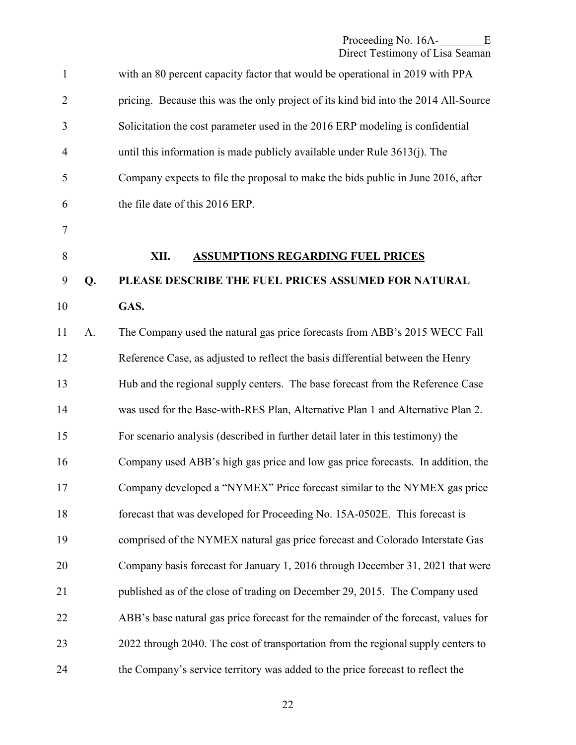with an 80 percent capacity factor that would be operational in 2019 with PPA pricing. Because this was the only project of its kind bid into the 2014 All-Source Solicitation the cost parameter used in the 2016 ERP modeling is confidential until this information is made publicly available under Rule 3613(j). The Company expects to file the proposal to make the bids public in June 2016, after the file date of this 2016 ERP.

## XII. ASSUMPTIONS REGARDING FUEL PRICES

**Q. PLEASE DESCRIBE THE FUEL PRICES ASSUMED FOR NATURAL GAS.**

A. The Company used the natural gas price forecasts from ABB's 2015 WECC Fall Reference Case, as adjusted to reflect the basis differential between the Henry Hub and the regional supply centers. The base forecast from the Reference Case was used for the Base-with-RES Plan, Alternative Plan 1 and Alternative Plan 2. For scenario analysis (described in further detail later in this testimony) the Company used ABB's high gas price and low gas price forecasts. In addition, the Company developed a "NYMEX" Price forecast similar to the NYMEX gas price forecast that was developed for Proceeding No. 15A-0502E. This forecast is comprised of the NYMEX natural gas price forecast and Colorado Interstate Gas Company basis forecast for January 1, 2016 through December 31, 2021 that were published as of the close of trading on December 29, 2015. The Company used ABB's base natural gas price forecast for the remainder of the forecast, values for 2022 through 2040. The cost of transportation from the regional supply centers to the Company's service territory was added to the price forecast to reflect the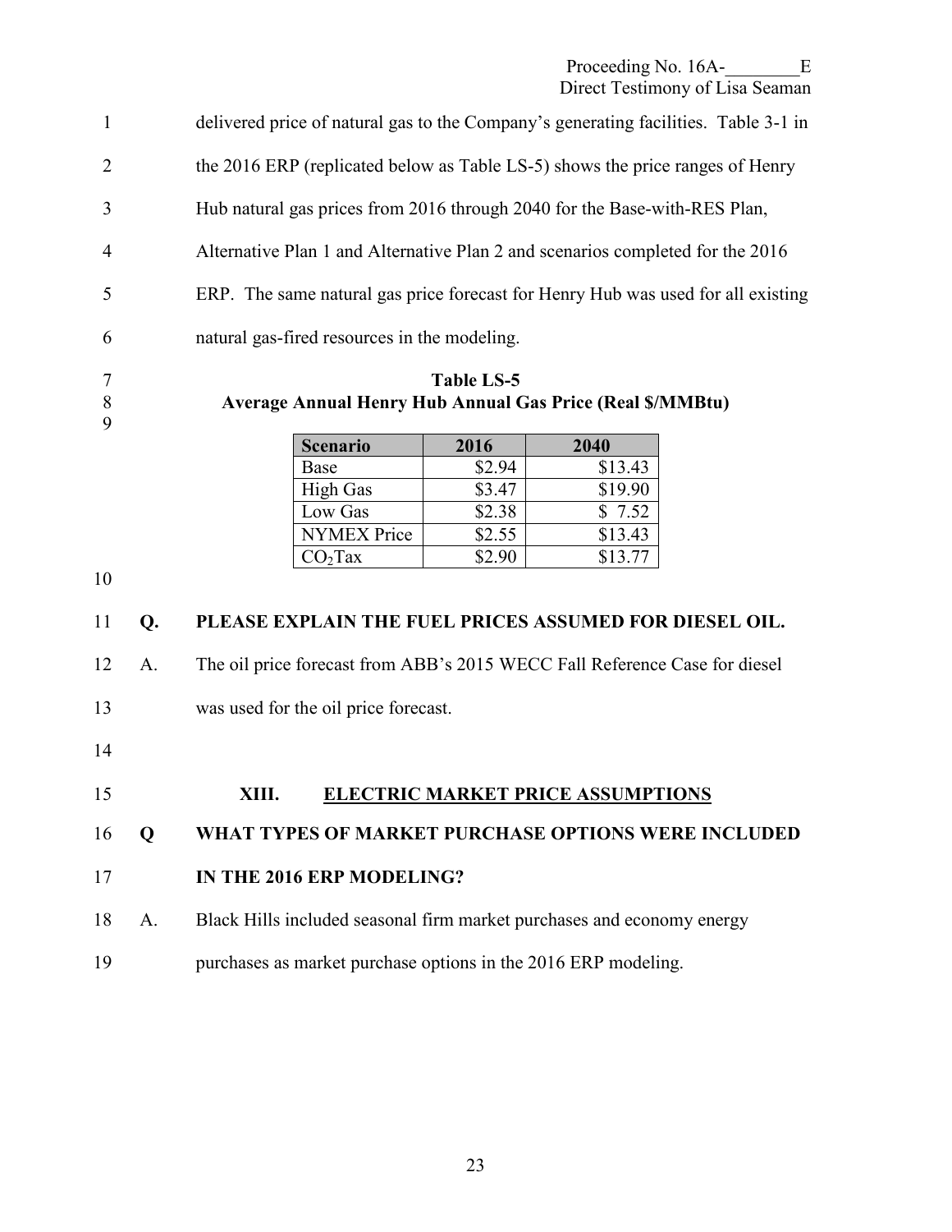delivered price of natural gas to the Company's generating facilities. Table 3-1 in the 2016 ERP (replicated below as Table LS-5) shows the price ranges of Henry Hub natural gas prices from 2016 through 2040 for the Base-with-RES Plan, Alternative Plan 1 and Alternative Plan 2 and scenarios completed for the 2016 ERP. The same natural gas price forecast for Henry Hub was used for all existing natural gas-fired resources in the modeling.

**Table LS-5**
**Average Annual Henry Hub Annual Gas Price (Real $/MMBtu)**

| Scenario | 2016 | 2040 |
|---|---|---|
| Base | $2.94 | $13.43 |
| High Gas | $3.47 | $19.90 |
| Low Gas | $2.38 | $ 7.52 |
| NYMEX Price | $2.55 | $13.43 |
| $CO_2$Tax | $2.90 | $13.77 |

**Q. PLEASE EXPLAIN THE FUEL PRICES ASSUMED FOR DIESEL OIL.**

A. The oil price forecast from ABB's 2015 WECC Fall Reference Case for diesel was used for the oil price forecast.

## XIII. ELECTRIC MARKET PRICE ASSUMPTIONS

**Q WHAT TYPES OF MARKET PURCHASE OPTIONS WERE INCLUDED IN THE 2016 ERP MODELING?**

A. Black Hills included seasonal firm market purchases and economy energy purchases as market purchase options in the 2016 ERP modeling.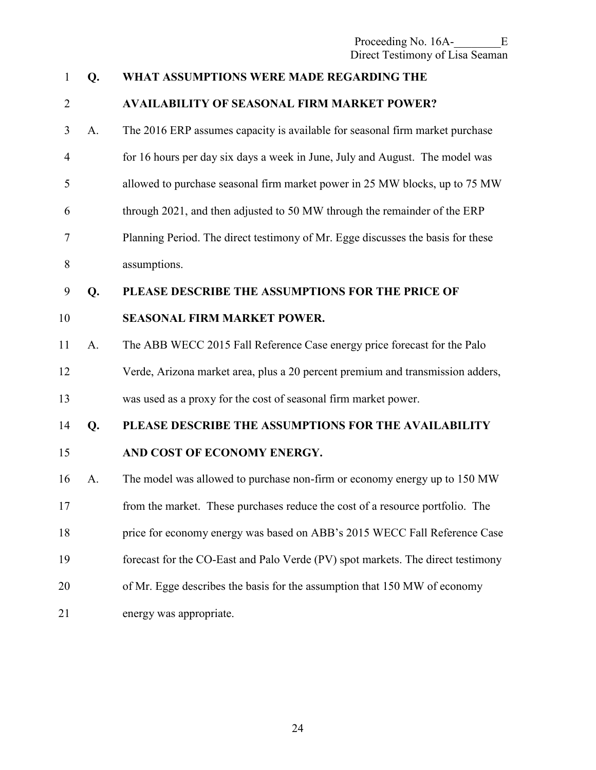**Q. WHAT ASSUMPTIONS WERE MADE REGARDING THE AVAILABILITY OF SEASONAL FIRM MARKET POWER?**

A. The 2016 ERP assumes capacity is available for seasonal firm market purchase for 16 hours per day six days a week in June, July and August. The model was allowed to purchase seasonal firm market power in 25 MW blocks, up to 75 MW through 2021, and then adjusted to 50 MW through the remainder of the ERP Planning Period. The direct testimony of Mr. Egge discusses the basis for these assumptions.

**Q. PLEASE DESCRIBE THE ASSUMPTIONS FOR THE PRICE OF SEASONAL FIRM MARKET POWER.**

A. The ABB WECC 2015 Fall Reference Case energy price forecast for the Palo Verde, Arizona market area, plus a 20 percent premium and transmission adders, was used as a proxy for the cost of seasonal firm market power.

**Q. PLEASE DESCRIBE THE ASSUMPTIONS FOR THE AVAILABILITY AND COST OF ECONOMY ENERGY.**

A. The model was allowed to purchase non-firm or economy energy up to 150 MW from the market. These purchases reduce the cost of a resource portfolio. The price for economy energy was based on ABB's 2015 WECC Fall Reference Case forecast for the CO-East and Palo Verde (PV) spot markets. The direct testimony of Mr. Egge describes the basis for the assumption that 150 MW of economy energy was appropriate.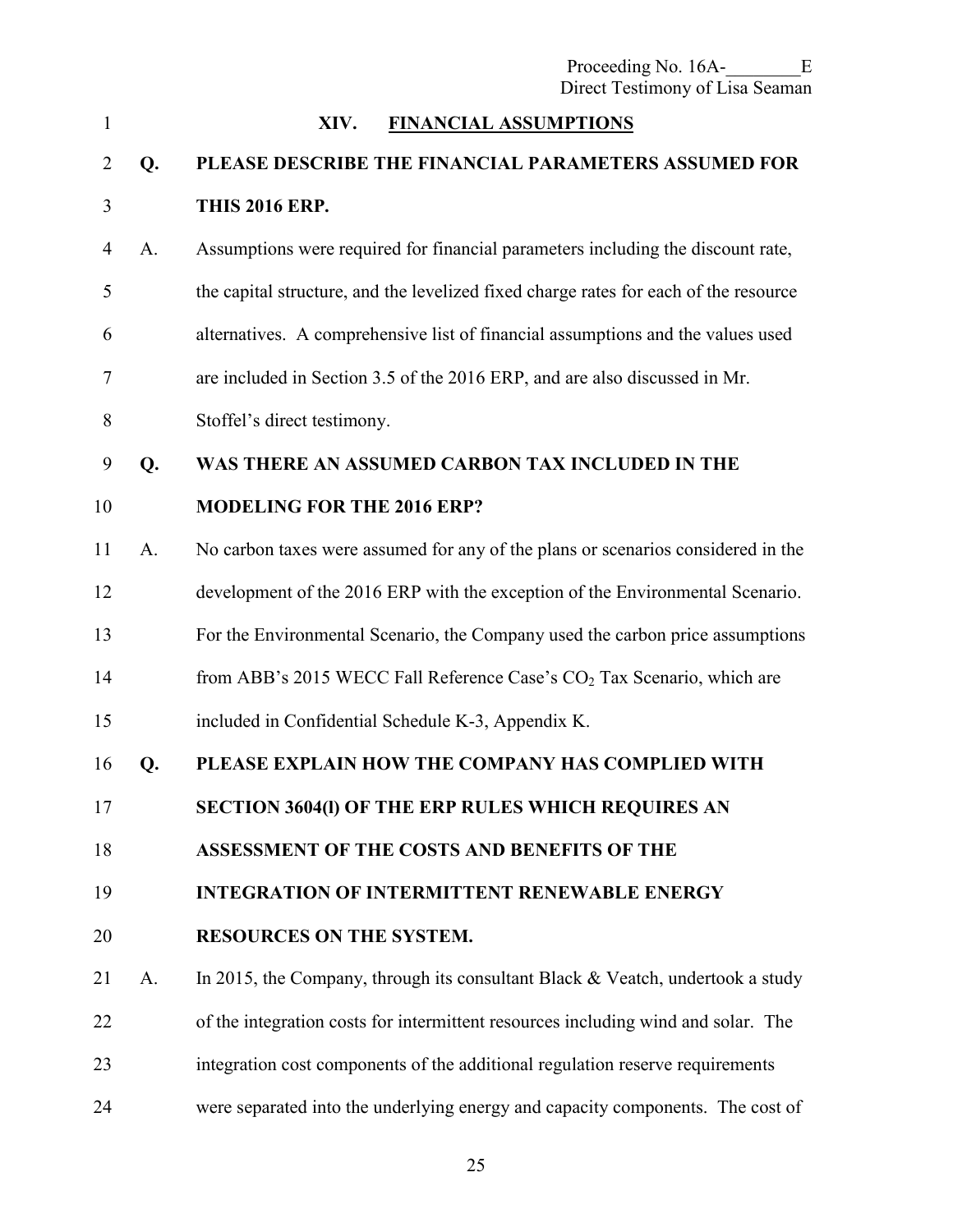## XIV. FINANCIAL ASSUMPTIONS

**Q. PLEASE DESCRIBE THE FINANCIAL PARAMETERS ASSUMED FOR THIS 2016 ERP.**

A. Assumptions were required for financial parameters including the discount rate, the capital structure, and the levelized fixed charge rates for each of the resource alternatives. A comprehensive list of financial assumptions and the values used are included in Section 3.5 of the 2016 ERP, and are also discussed in Mr. Stoffel's direct testimony.

**Q. WAS THERE AN ASSUMED CARBON TAX INCLUDED IN THE MODELING FOR THE 2016 ERP?**

A. No carbon taxes were assumed for any of the plans or scenarios considered in the development of the 2016 ERP with the exception of the Environmental Scenario. For the Environmental Scenario, the Company used the carbon price assumptions from ABB's 2015 WECC Fall Reference Case's $CO_2$ Tax Scenario, which are included in Confidential Schedule K-3, Appendix K.

**Q. PLEASE EXPLAIN HOW THE COMPANY HAS COMPLIED WITH SECTION 3604(l) OF THE ERP RULES WHICH REQUIRES AN ASSESSMENT OF THE COSTS AND BENEFITS OF THE INTEGRATION OF INTERMITTENT RENEWABLE ENERGY RESOURCES ON THE SYSTEM.**

A. In 2015, the Company, through its consultant Black & Veatch, undertook a study of the integration costs for intermittent resources including wind and solar. The integration cost components of the additional regulation reserve requirements were separated into the underlying energy and capacity components. The cost of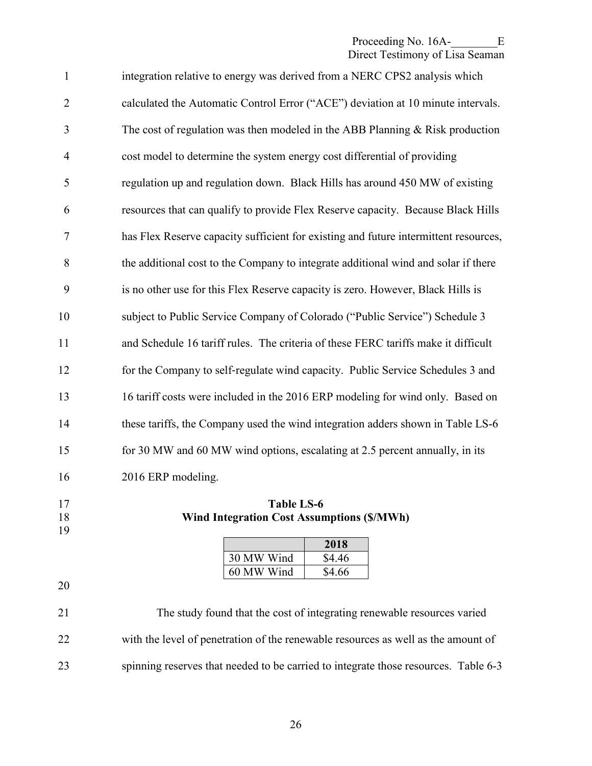integration relative to energy was derived from a NERC CPS2 analysis which calculated the Automatic Control Error ("ACE") deviation at 10 minute intervals. The cost of regulation was then modeled in the ABB Planning & Risk production cost model to determine the system energy cost differential of providing regulation up and regulation down. Black Hills has around 450 MW of existing resources that can qualify to provide Flex Reserve capacity. Because Black Hills has Flex Reserve capacity sufficient for existing and future intermittent resources, the additional cost to the Company to integrate additional wind and solar if there is no other use for this Flex Reserve capacity is zero. However, Black Hills is subject to Public Service Company of Colorado ("Public Service") Schedule 3 and Schedule 16 tariff rules. The criteria of these FERC tariffs make it difficult for the Company to self-regulate wind capacity. Public Service Schedules 3 and 16 tariff costs were included in the 2016 ERP modeling for wind only. Based on these tariffs, the Company used the wind integration adders shown in Table LS-6 for 30 MW and 60 MW wind options, escalating at 2.5 percent annually, in its 2016 ERP modeling.

**Table LS-6**
**Wind Integration Cost Assumptions ($/MWh)**

| | 2018 |
|---|---|
| 30 MW Wind | $4.46 |
| 60 MW Wind | $4.66 |

The study found that the cost of integrating renewable resources varied with the level of penetration of the renewable resources as well as the amount of spinning reserves that needed to be carried to integrate those resources. Table 6-3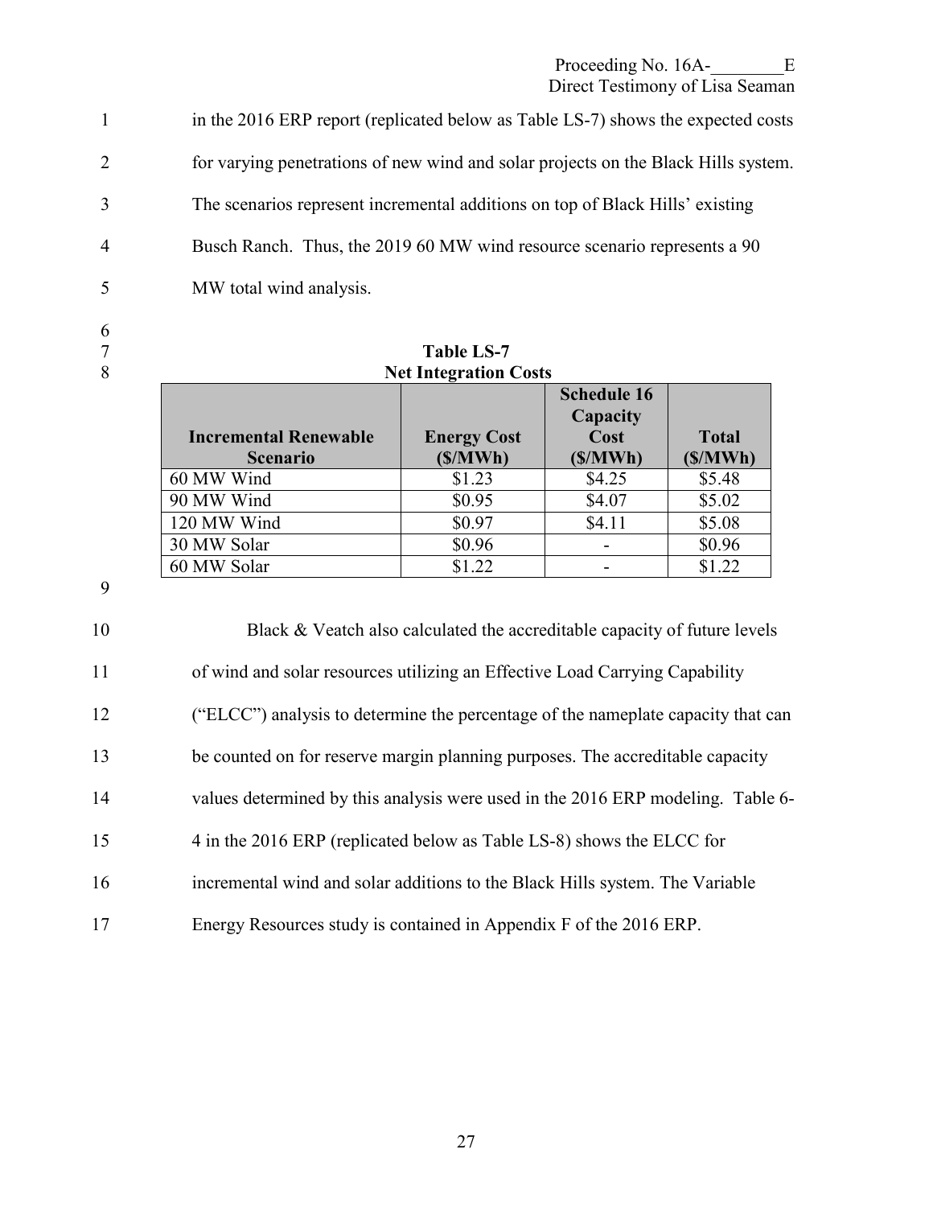in the 2016 ERP report (replicated below as Table LS-7) shows the expected costs for varying penetrations of new wind and solar projects on the Black Hills system. The scenarios represent incremental additions on top of Black Hills' existing Busch Ranch. Thus, the 2019 60 MW wind resource scenario represents a 90 MW total wind analysis.

**Table LS-7**
**Net Integration Costs**

| Incremental Renewable Scenario | Energy Cost ($/MWh) | Schedule 16 Capacity Cost ($/MWh) | Total ($/MWh) |
|---|---|---|---|
| 60 MW Wind | $1.23 | $4.25 | $5.48 |
| 90 MW Wind | $0.95 | $4.07 | $5.02 |
| 120 MW Wind | $0.97 | $4.11 | $5.08 |
| 30 MW Solar | $0.96 | - | $0.96 |
| 60 MW Solar | $1.22 | - | $1.22 |

Black & Veatch also calculated the accreditable capacity of future levels of wind and solar resources utilizing an Effective Load Carrying Capability ("ELCC") analysis to determine the percentage of the nameplate capacity that can be counted on for reserve margin planning purposes. The accreditable capacity values determined by this analysis were used in the 2016 ERP modeling. Table 6-4 in the 2016 ERP (replicated below as Table LS-8) shows the ELCC for incremental wind and solar additions to the Black Hills system. The Variable Energy Resources study is contained in Appendix F of the 2016 ERP.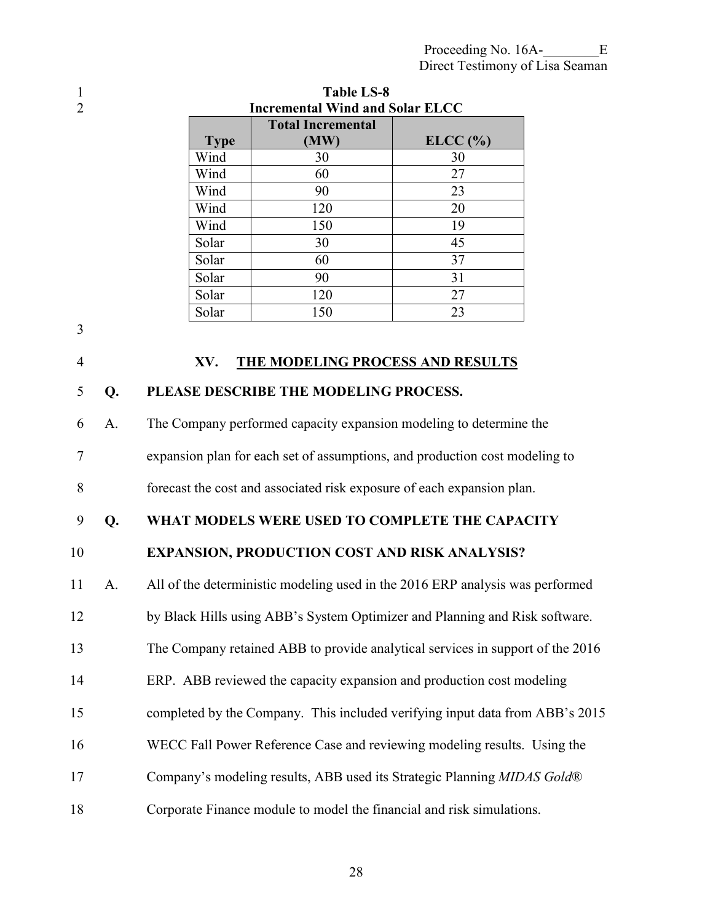**Table LS-8**
**Incremental Wind and Solar ELCC**

| Type | Total Incremental (MW) | ELCC (%) |
|---|---|---|
| Wind | 30 | 30 |
| Wind | 60 | 27 |
| Wind | 90 | 23 |
| Wind | 120 | 20 |
| Wind | 150 | 19 |
| Solar | 30 | 45 |
| Solar | 60 | 37 |
| Solar | 90 | 31 |
| Solar | 120 | 27 |
| Solar | 150 | 23 |

## XV. THE MODELING PROCESS AND RESULTS

**Q. PLEASE DESCRIBE THE MODELING PROCESS.**

A. The Company performed capacity expansion modeling to determine the expansion plan for each set of assumptions, and production cost modeling to forecast the cost and associated risk exposure of each expansion plan.

**Q. WHAT MODELS WERE USED TO COMPLETE THE CAPACITY EXPANSION, PRODUCTION COST AND RISK ANALYSIS?**

A. All of the deterministic modeling used in the 2016 ERP analysis was performed by Black Hills using ABB's System Optimizer and Planning and Risk software. The Company retained ABB to provide analytical services in support of the 2016 ERP. ABB reviewed the capacity expansion and production cost modeling completed by the Company. This included verifying input data from ABB's 2015 WECC Fall Power Reference Case and reviewing modeling results. Using the Company's modeling results, ABB used its Strategic Planning *MIDAS Gold®* Corporate Finance module to model the financial and risk simulations.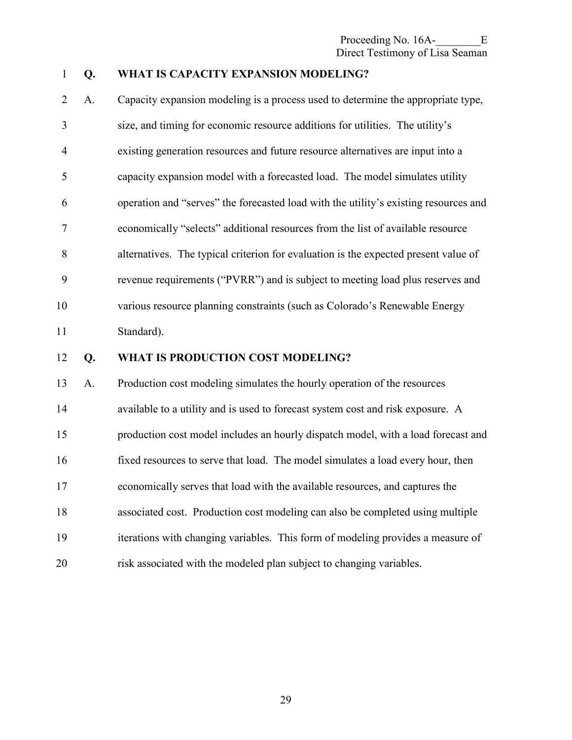**Q. WHAT IS CAPACITY EXPANSION MODELING?**

A. Capacity expansion modeling is a process used to determine the appropriate type, size, and timing for economic resource additions for utilities. The utility's existing generation resources and future resource alternatives are input into a capacity expansion model with a forecasted load. The model simulates utility operation and "serves" the forecasted load with the utility's existing resources and economically "selects" additional resources from the list of available resource alternatives. The typical criterion for evaluation is the expected present value of revenue requirements ("PVRR") and is subject to meeting load plus reserves and various resource planning constraints (such as Colorado's Renewable Energy Standard).

**Q. WHAT IS PRODUCTION COST MODELING?**

A. Production cost modeling simulates the hourly operation of the resources available to a utility and is used to forecast system cost and risk exposure. A production cost model includes an hourly dispatch model, with a load forecast and fixed resources to serve that load. The model simulates a load every hour, then economically serves that load with the available resources, and captures the associated cost. Production cost modeling can also be completed using multiple iterations with changing variables. This form of modeling provides a measure of risk associated with the modeled plan subject to changing variables.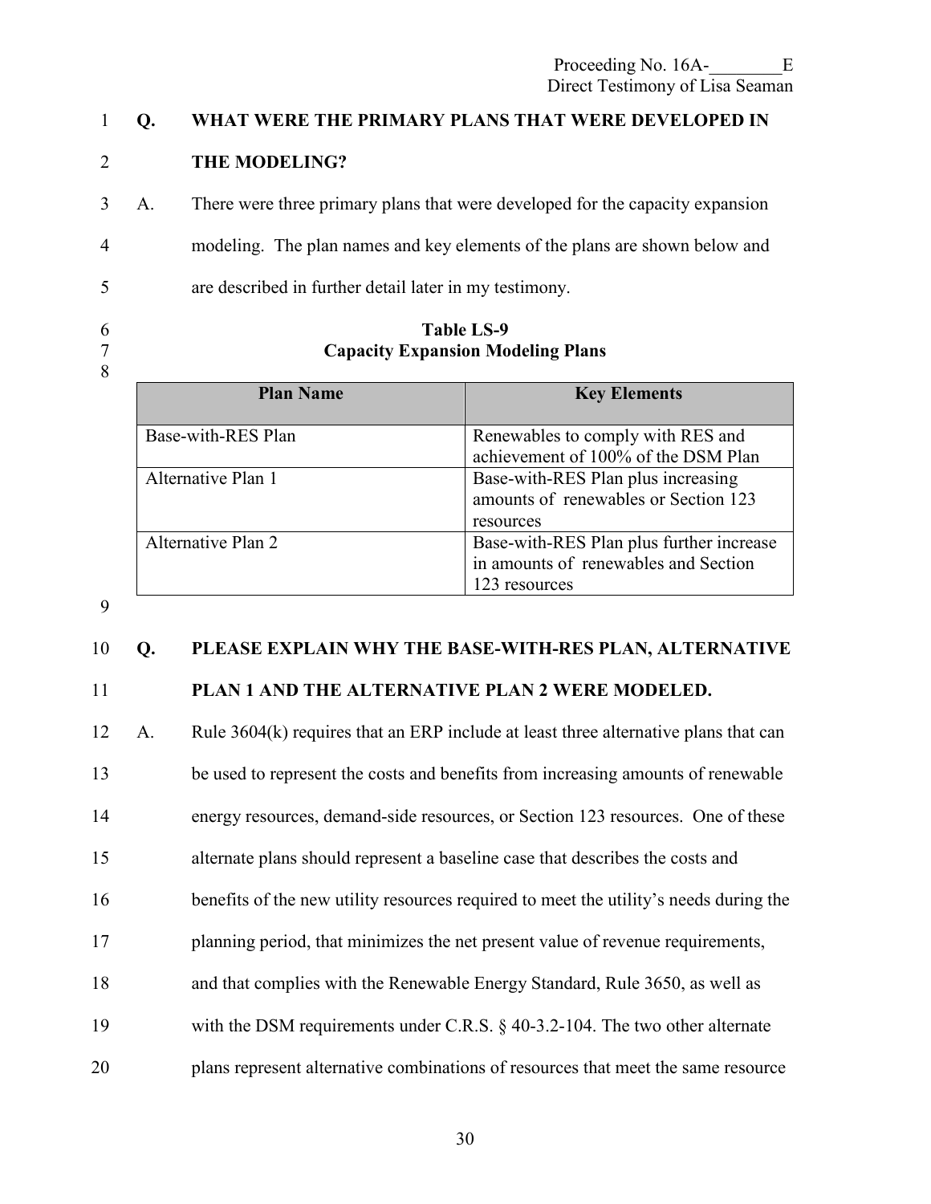**Q. WHAT WERE THE PRIMARY PLANS THAT WERE DEVELOPED IN THE MODELING?**

A. There were three primary plans that were developed for the capacity expansion modeling. The plan names and key elements of the plans are shown below and are described in further detail later in my testimony.

**Table LS-9**
**Capacity Expansion Modeling Plans**

| Plan Name | Key Elements |
|---|---|
| Base-with-RES Plan | Renewables to comply with RES and achievement of 100% of the DSM Plan |
| Alternative Plan 1 | Base-with-RES Plan plus increasing amounts of renewables or Section 123 resources |
| Alternative Plan 2 | Base-with-RES Plan plus further increase in amounts of renewables and Section 123 resources |

**Q. PLEASE EXPLAIN WHY THE BASE-WITH-RES PLAN, ALTERNATIVE PLAN 1 AND THE ALTERNATIVE PLAN 2 WERE MODELED.**

A. Rule 3604(k) requires that an ERP include at least three alternative plans that can be used to represent the costs and benefits from increasing amounts of renewable energy resources, demand-side resources, or Section 123 resources. One of these alternate plans should represent a baseline case that describes the costs and benefits of the new utility resources required to meet the utility's needs during the planning period, that minimizes the net present value of revenue requirements, and that complies with the Renewable Energy Standard, Rule 3650, as well as with the DSM requirements under C.R.S. § 40-3.2-104. The two other alternate plans represent alternative combinations of resources that meet the same resource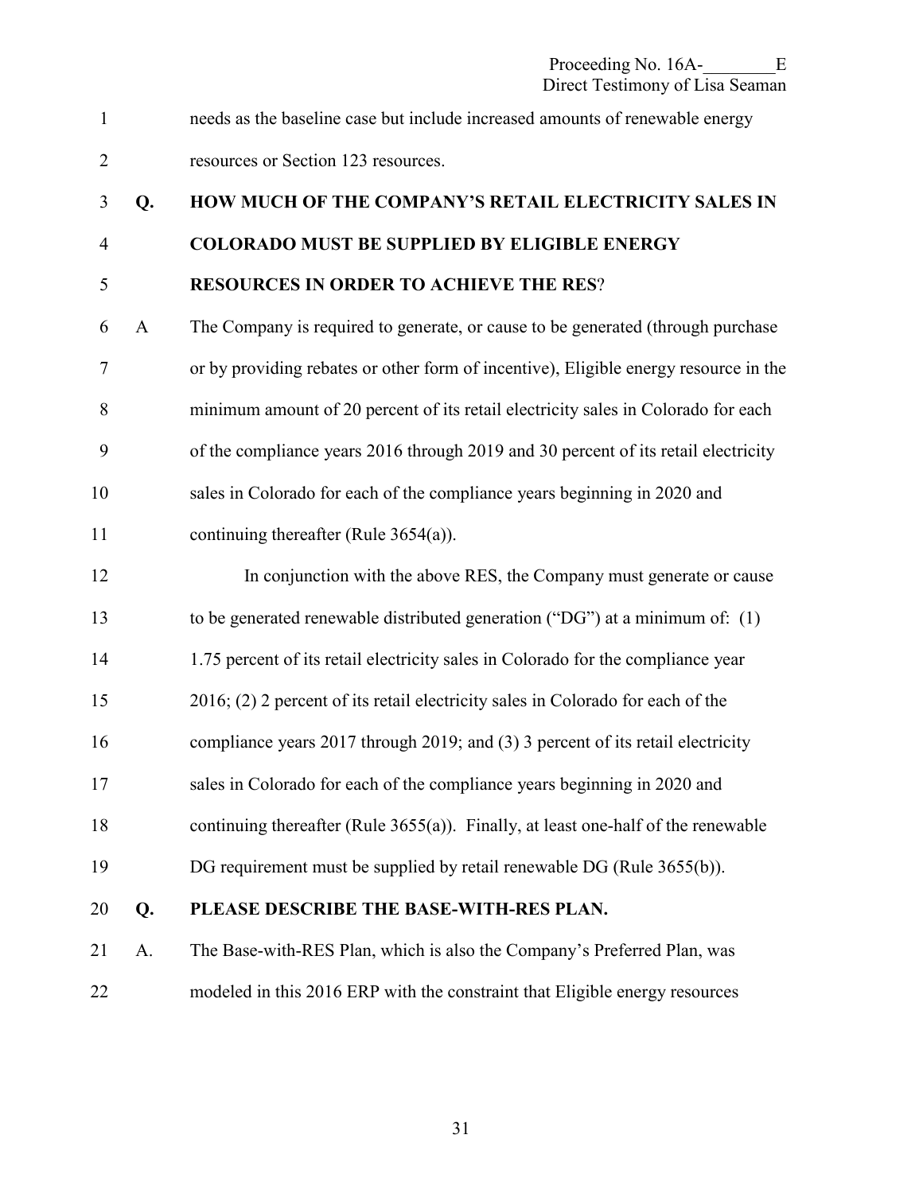needs as the baseline case but include increased amounts of renewable energy resources or Section 123 resources.

**Q. HOW MUCH OF THE COMPANY'S RETAIL ELECTRICITY SALES IN COLORADO MUST BE SUPPLIED BY ELIGIBLE ENERGY RESOURCES IN ORDER TO ACHIEVE THE RES?**

A The Company is required to generate, or cause to be generated (through purchase or by providing rebates or other form of incentive), Eligible energy resource in the minimum amount of 20 percent of its retail electricity sales in Colorado for each of the compliance years 2016 through 2019 and 30 percent of its retail electricity sales in Colorado for each of the compliance years beginning in 2020 and continuing thereafter (Rule 3654(a)).

In conjunction with the above RES, the Company must generate or cause to be generated renewable distributed generation ("DG") at a minimum of: (1) 1.75 percent of its retail electricity sales in Colorado for the compliance year 2016; (2) 2 percent of its retail electricity sales in Colorado for each of the compliance years 2017 through 2019; and (3) 3 percent of its retail electricity sales in Colorado for each of the compliance years beginning in 2020 and continuing thereafter (Rule 3655(a)). Finally, at least one-half of the renewable DG requirement must be supplied by retail renewable DG (Rule 3655(b)).

**Q. PLEASE DESCRIBE THE BASE-WITH-RES PLAN.**

A. The Base-with-RES Plan, which is also the Company's Preferred Plan, was modeled in this 2016 ERP with the constraint that Eligible energy resources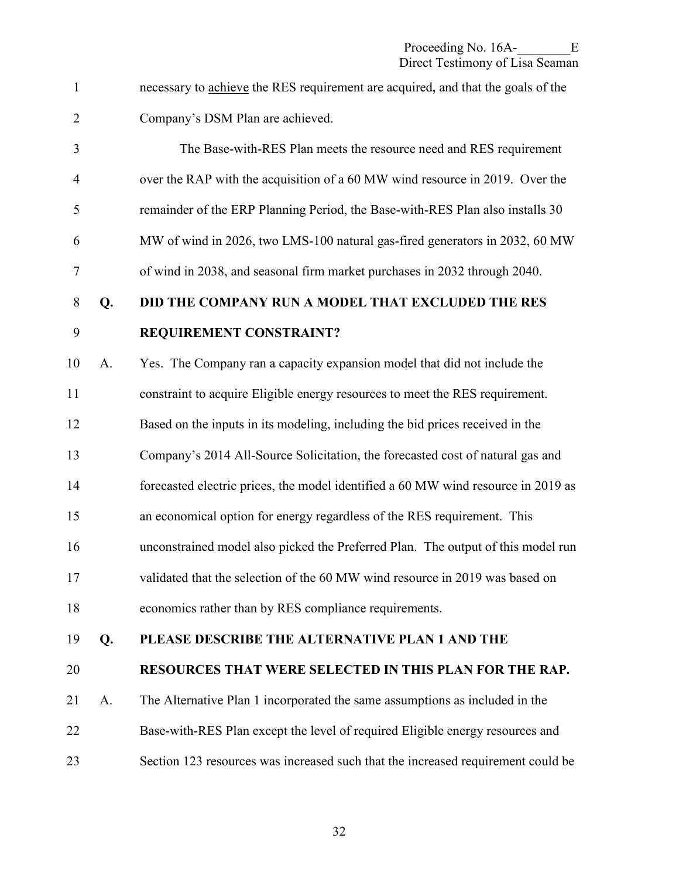necessary to <u>achieve</u> the RES requirement are acquired, and that the goals of the Company's DSM Plan are achieved.

The Base-with-RES Plan meets the resource need and RES requirement over the RAP with the acquisition of a 60 MW wind resource in 2019. Over the remainder of the ERP Planning Period, the Base-with-RES Plan also installs 30 MW of wind in 2026, two LMS-100 natural gas-fired generators in 2032, 60 MW of wind in 2038, and seasonal firm market purchases in 2032 through 2040.

**Q. DID THE COMPANY RUN A MODEL THAT EXCLUDED THE RES REQUIREMENT CONSTRAINT?**

A. Yes. The Company ran a capacity expansion model that did not include the constraint to acquire Eligible energy resources to meet the RES requirement. Based on the inputs in its modeling, including the bid prices received in the Company's 2014 All-Source Solicitation, the forecasted cost of natural gas and forecasted electric prices, the model identified a 60 MW wind resource in 2019 as an economical option for energy regardless of the RES requirement. This unconstrained model also picked the Preferred Plan. The output of this model run validated that the selection of the 60 MW wind resource in 2019 was based on economics rather than by RES compliance requirements.

**Q. PLEASE DESCRIBE THE ALTERNATIVE PLAN 1 AND THE RESOURCES THAT WERE SELECTED IN THIS PLAN FOR THE RAP.**

A. The Alternative Plan 1 incorporated the same assumptions as included in the Base-with-RES Plan except the level of required Eligible energy resources and Section 123 resources was increased such that the increased requirement could be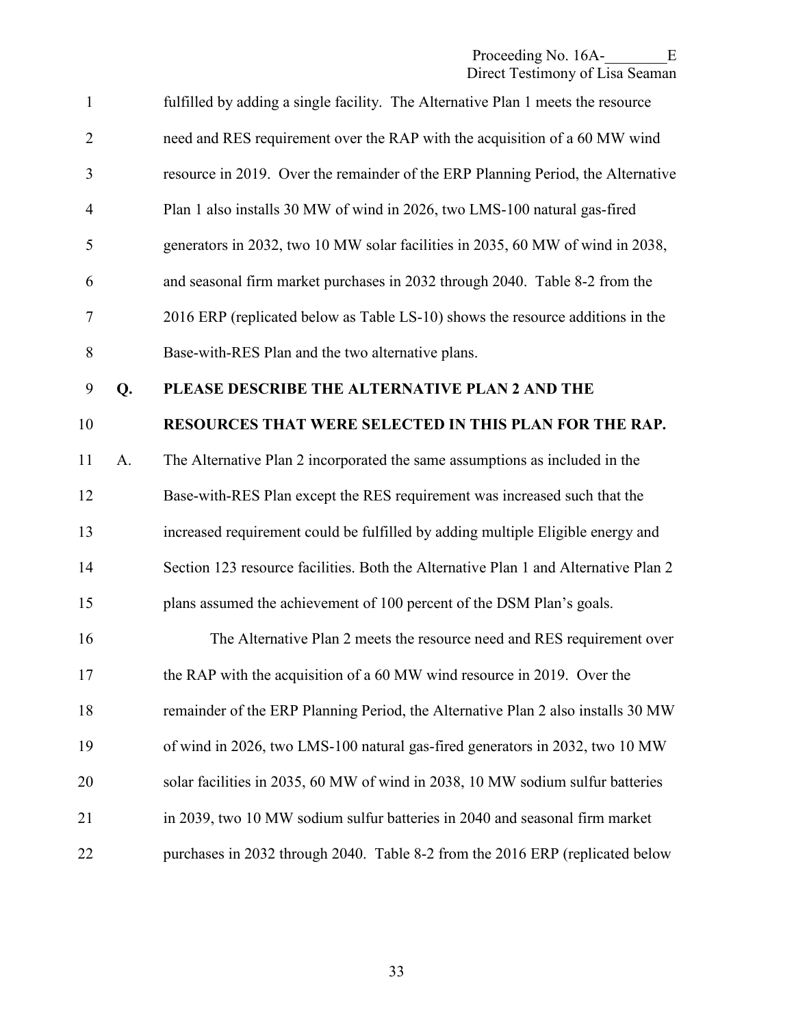fulfilled by adding a single facility. The Alternative Plan 1 meets the resource need and RES requirement over the RAP with the acquisition of a 60 MW wind resource in 2019. Over the remainder of the ERP Planning Period, the Alternative Plan 1 also installs 30 MW of wind in 2026, two LMS-100 natural gas-fired generators in 2032, two 10 MW solar facilities in 2035, 60 MW of wind in 2038, and seasonal firm market purchases in 2032 through 2040. Table 8-2 from the 2016 ERP (replicated below as Table LS-10) shows the resource additions in the Base-with-RES Plan and the two alternative plans.

**Q. PLEASE DESCRIBE THE ALTERNATIVE PLAN 2 AND THE RESOURCES THAT WERE SELECTED IN THIS PLAN FOR THE RAP.**

A. The Alternative Plan 2 incorporated the same assumptions as included in the Base-with-RES Plan except the RES requirement was increased such that the increased requirement could be fulfilled by adding multiple Eligible energy and Section 123 resource facilities. Both the Alternative Plan 1 and Alternative Plan 2 plans assumed the achievement of 100 percent of the DSM Plan's goals.

The Alternative Plan 2 meets the resource need and RES requirement over the RAP with the acquisition of a 60 MW wind resource in 2019. Over the remainder of the ERP Planning Period, the Alternative Plan 2 also installs 30 MW of wind in 2026, two LMS-100 natural gas-fired generators in 2032, two 10 MW solar facilities in 2035, 60 MW of wind in 2038, 10 MW sodium sulfur batteries in 2039, two 10 MW sodium sulfur batteries in 2040 and seasonal firm market purchases in 2032 through 2040. Table 8-2 from the 2016 ERP (replicated below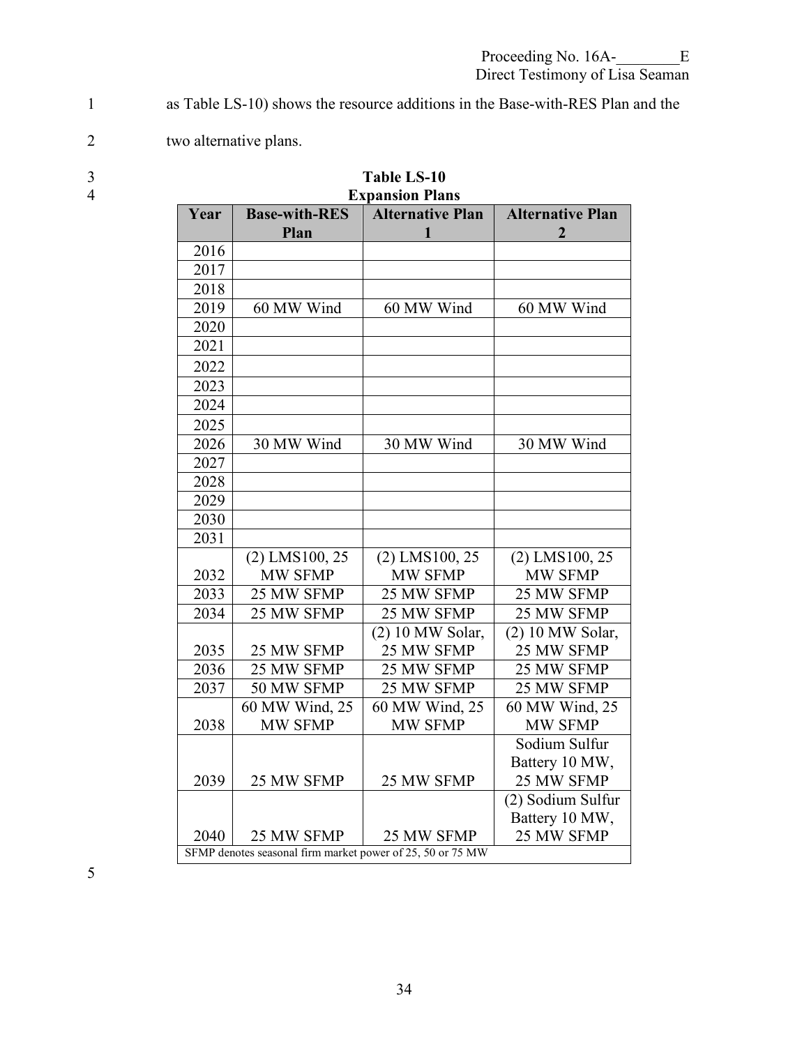as Table LS-10) shows the resource additions in the Base-with-RES Plan and the two alternative plans.

**Table LS-10**
**Expansion Plans**

| Year | Base-with-RES Plan | Alternative Plan 1 | Alternative Plan 2 |
|---|---|---|---|
| 2016 | | | |
| 2017 | | | |
| 2018 | | | |
| 2019 | 60 MW Wind | 60 MW Wind | 60 MW Wind |
| 2020 | | | |
| 2021 | | | |
| 2022 | | | |
| 2023 | | | |
| 2024 | | | |
| 2025 | | | |
| 2026 | 30 MW Wind | 30 MW Wind | 30 MW Wind |
| 2027 | | | |
| 2028 | | | |
| 2029 | | | |
| 2030 | | | |
| 2031 | | | |
| 2032 | (2) LMS100, 25 MW SFMP | (2) LMS100, 25 MW SFMP | (2) LMS100, 25 MW SFMP |
| 2033 | 25 MW SFMP | 25 MW SFMP | 25 MW SFMP |
| 2034 | 25 MW SFMP | 25 MW SFMP | 25 MW SFMP |
| 2035 | 25 MW SFMP | (2) 10 MW Solar, 25 MW SFMP | (2) 10 MW Solar, 25 MW SFMP |
| 2036 | 25 MW SFMP | 25 MW SFMP | 25 MW SFMP |
| 2037 | 50 MW SFMP | 25 MW SFMP | 25 MW SFMP |
| 2038 | 60 MW Wind, 25 MW SFMP | 60 MW Wind, 25 MW SFMP | 60 MW Wind, 25 MW SFMP |
| 2039 | 25 MW SFMP | 25 MW SFMP | Sodium Sulfur Battery 10 MW, 25 MW SFMP |
| 2040 | 25 MW SFMP | 25 MW SFMP | (2) Sodium Sulfur Battery 10 MW, 25 MW SFMP |

SFMP denotes seasonal firm market power of 25, 50 or 75 MW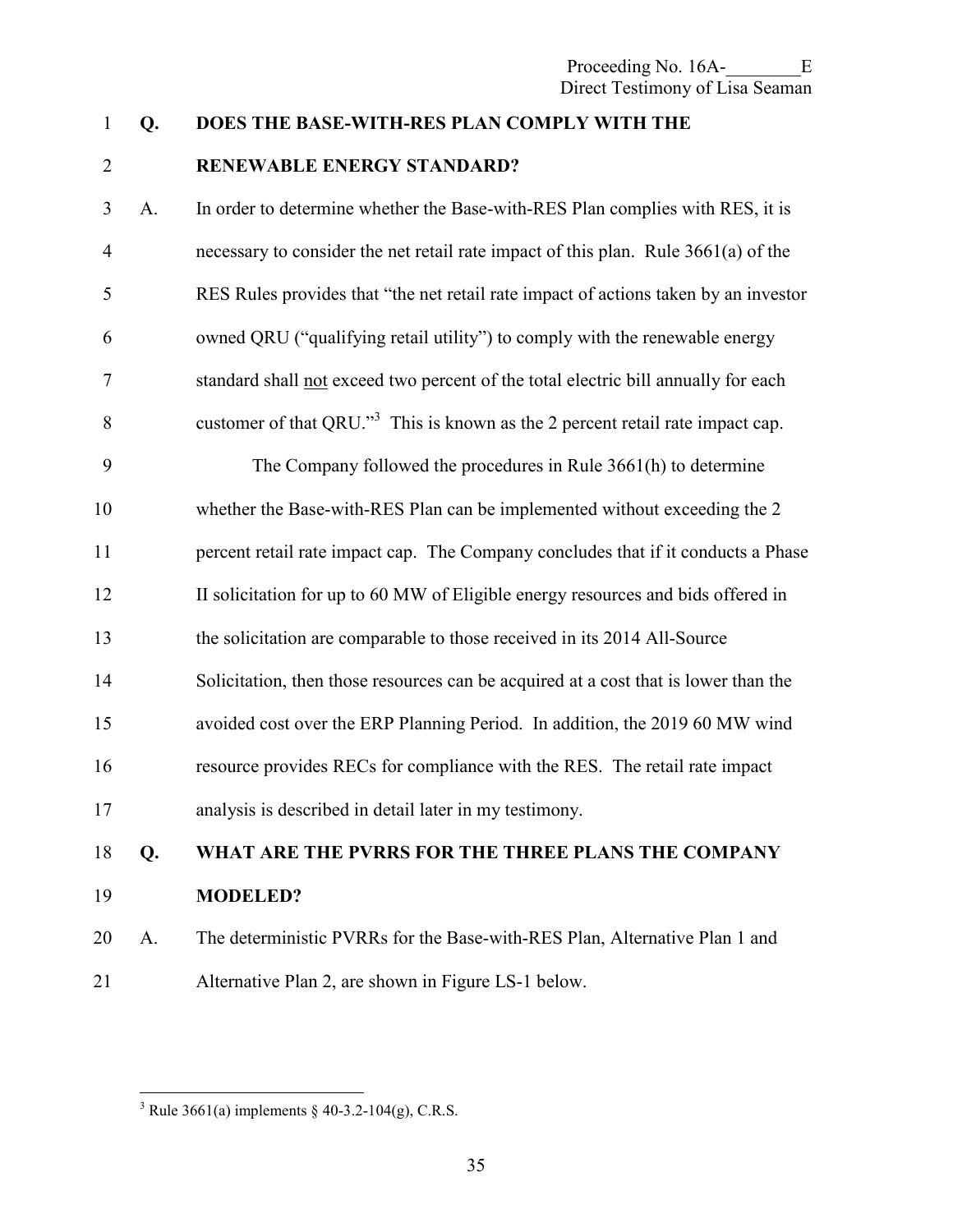**Q. DOES THE BASE-WITH-RES PLAN COMPLY WITH THE RENEWABLE ENERGY STANDARD?**

A. In order to determine whether the Base-with-RES Plan complies with RES, it is necessary to consider the net retail rate impact of this plan. Rule 3661(a) of the RES Rules provides that "the net retail rate impact of actions taken by an investor owned QRU ("qualifying retail utility") to comply with the renewable energy standard shall <u>not</u> exceed two percent of the total electric bill annually for each customer of that QRU."[3] This is known as the 2 percent retail rate impact cap.

The Company followed the procedures in Rule 3661(h) to determine whether the Base-with-RES Plan can be implemented without exceeding the 2 percent retail rate impact cap. The Company concludes that if it conducts a Phase II solicitation for up to 60 MW of Eligible energy resources and bids offered in the solicitation are comparable to those received in its 2014 All-Source Solicitation, then those resources can be acquired at a cost that is lower than the avoided cost over the ERP Planning Period. In addition, the 2019 60 MW wind resource provides RECs for compliance with the RES. The retail rate impact analysis is described in detail later in my testimony.

**Q. WHAT ARE THE PVRRS FOR THE THREE PLANS THE COMPANY MODELED?**

A. The deterministic PVRRs for the Base-with-RES Plan, Alternative Plan 1 and Alternative Plan 2, are shown in Figure LS-1 below.

---

[3] Rule 3661(a) implements § 40-3.2-104(g), C.R.S.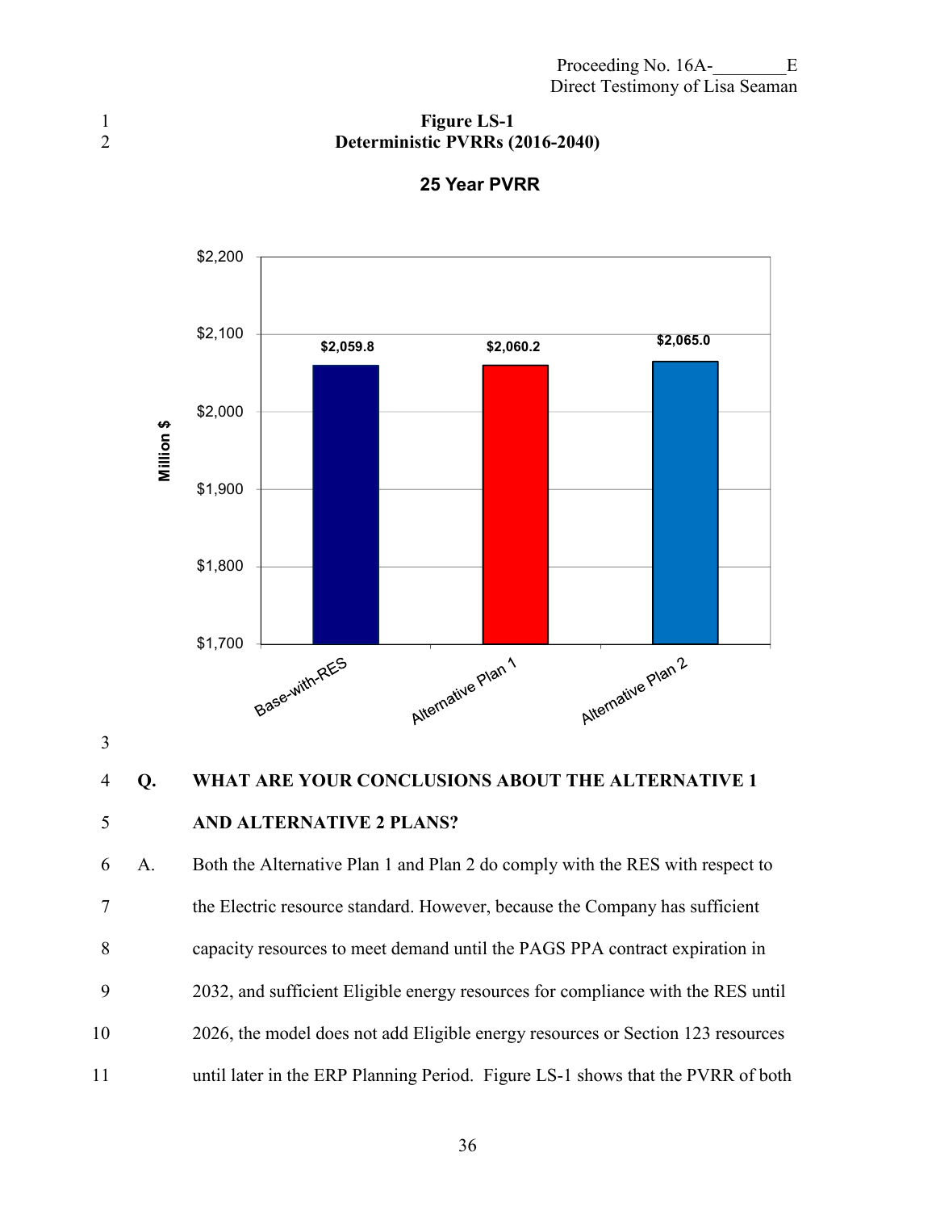**Figure LS-1**
**Deterministic PVRRs (2016-2040)**

**25 Year PVRR**

| | PVRR (Million $) |
|---|---|
| Base-with-RES | $2,059.8 |
| Alternative Plan 1 | $2,060.2 |
| Alternative Plan 2 | $2,065.0 |

**Q. WHAT ARE YOUR CONCLUSIONS ABOUT THE ALTERNATIVE 1 AND ALTERNATIVE 2 PLANS?**

A. Both the Alternative Plan 1 and Plan 2 do comply with the RES with respect to the Electric resource standard. However, because the Company has sufficient capacity resources to meet demand until the PAGS PPA contract expiration in 2032, and sufficient Eligible energy resources for compliance with the RES until 2026, the model does not add Eligible energy resources or Section 123 resources until later in the ERP Planning Period. Figure LS-1 shows that the PVRR of both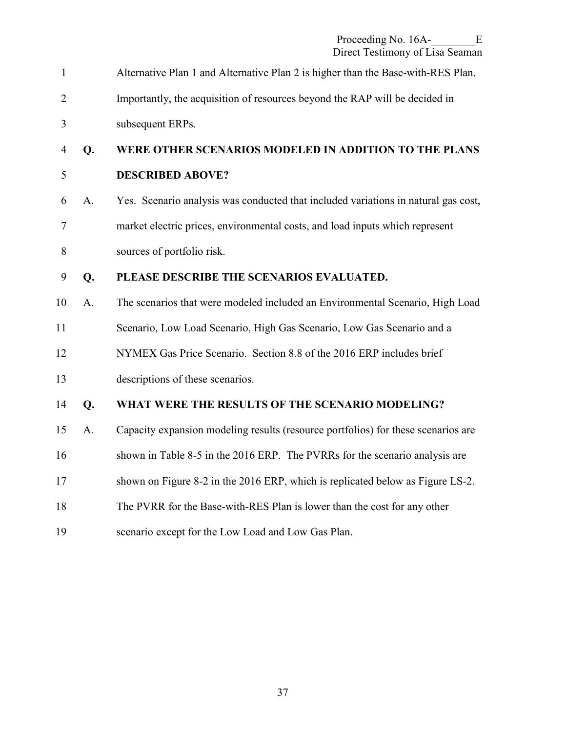Alternative Plan 1 and Alternative Plan 2 is higher than the Base-with-RES Plan. Importantly, the acquisition of resources beyond the RAP will be decided in subsequent ERPs.

**Q. WERE OTHER SCENARIOS MODELED IN ADDITION TO THE PLANS DESCRIBED ABOVE?**

A. Yes. Scenario analysis was conducted that included variations in natural gas cost, market electric prices, environmental costs, and load inputs which represent sources of portfolio risk.

**Q. PLEASE DESCRIBE THE SCENARIOS EVALUATED.**

A. The scenarios that were modeled included an Environmental Scenario, High Load Scenario, Low Load Scenario, High Gas Scenario, Low Gas Scenario and a NYMEX Gas Price Scenario. Section 8.8 of the 2016 ERP includes brief descriptions of these scenarios.

**Q. WHAT WERE THE RESULTS OF THE SCENARIO MODELING?**

A. Capacity expansion modeling results (resource portfolios) for these scenarios are shown in Table 8-5 in the 2016 ERP. The PVRRs for the scenario analysis are shown on Figure 8-2 in the 2016 ERP, which is replicated below as Figure LS-2. The PVRR for the Base-with-RES Plan is lower than the cost for any other scenario except for the Low Load and Low Gas Plan.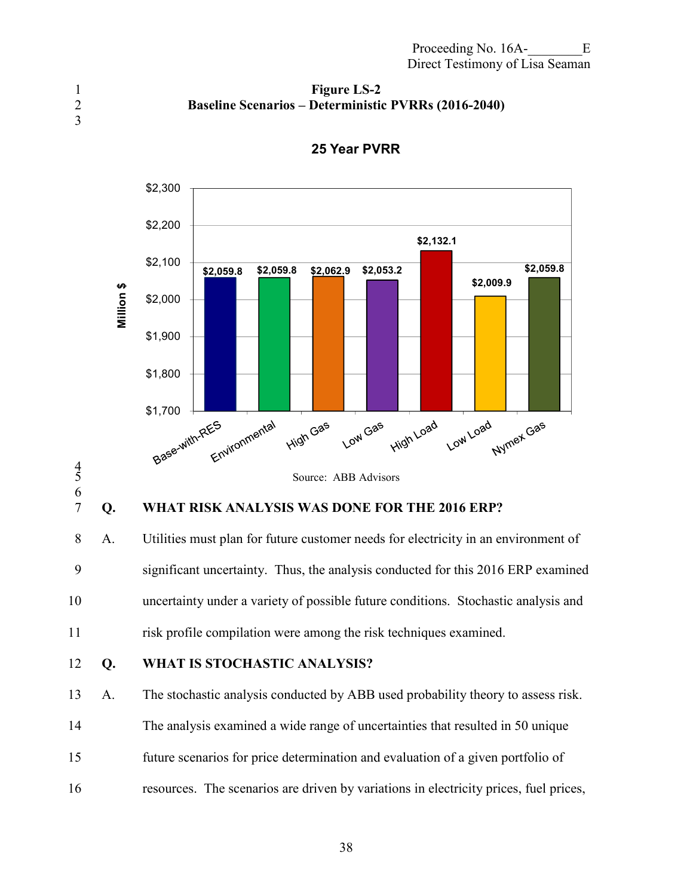**Figure LS-2**
**Baseline Scenarios – Deterministic PVRRs (2016-2040)**

**25 Year PVRR**

| Scenario | Million $ |
|---|---|
| Base-with-RES | $2,059.8 |
| Environmental | $2,059.8 |
| High Gas | $2,062.9 |
| Low Gas | $2,053.2 |
| High Load | $2,132.1 |
| Low Load | $2,009.9 |
| Nymex Gas | $2,059.8 |

Source: ABB Advisors

**Q. WHAT RISK ANALYSIS WAS DONE FOR THE 2016 ERP?**

A. Utilities must plan for future customer needs for electricity in an environment of significant uncertainty. Thus, the analysis conducted for this 2016 ERP examined uncertainty under a variety of possible future conditions. Stochastic analysis and risk profile compilation were among the risk techniques examined.

**Q. WHAT IS STOCHASTIC ANALYSIS?**

A. The stochastic analysis conducted by ABB used probability theory to assess risk. The analysis examined a wide range of uncertainties that resulted in 50 unique future scenarios for price determination and evaluation of a given portfolio of resources. The scenarios are driven by variations in electricity prices, fuel prices,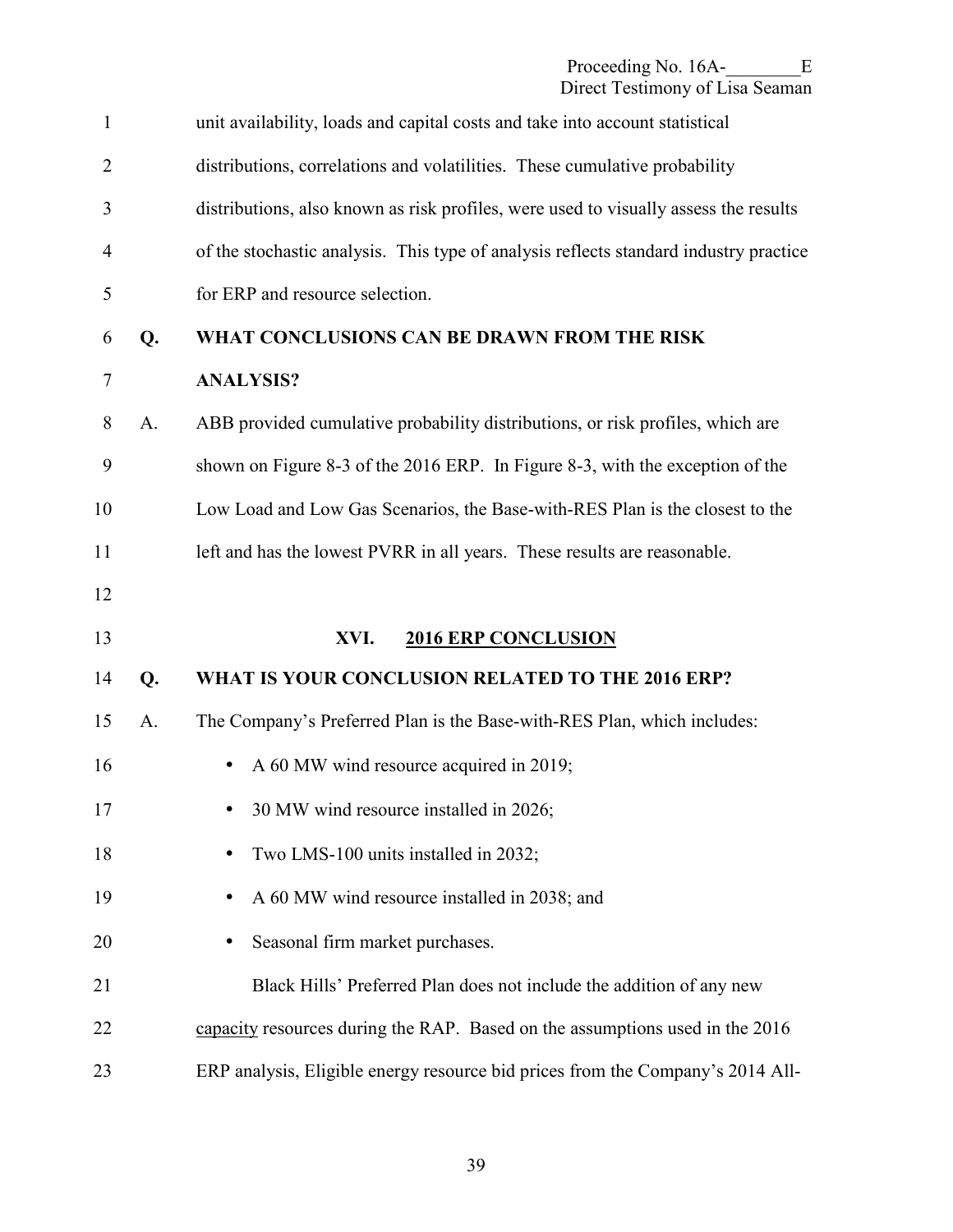unit availability, loads and capital costs and take into account statistical distributions, correlations and volatilities. These cumulative probability distributions, also known as risk profiles, were used to visually assess the results of the stochastic analysis. This type of analysis reflects standard industry practice for ERP and resource selection.

**Q. WHAT CONCLUSIONS CAN BE DRAWN FROM THE RISK ANALYSIS?**

A. ABB provided cumulative probability distributions, or risk profiles, which are shown on Figure 8-3 of the 2016 ERP. In Figure 8-3, with the exception of the Low Load and Low Gas Scenarios, the Base-with-RES Plan is the closest to the left and has the lowest PVRR in all years. These results are reasonable.

## XVI. 2016 ERP CONCLUSION

**Q. WHAT IS YOUR CONCLUSION RELATED TO THE 2016 ERP?**

A. The Company's Preferred Plan is the Base-with-RES Plan, which includes:

- A 60 MW wind resource acquired in 2019;
- 30 MW wind resource installed in 2026;
- Two LMS-100 units installed in 2032;
- A 60 MW wind resource installed in 2038; and
- Seasonal firm market purchases.

Black Hills' Preferred Plan does not include the addition of any new capacity resources during the RAP. Based on the assumptions used in the 2016 ERP analysis, Eligible energy resource bid prices from the Company's 2014 All-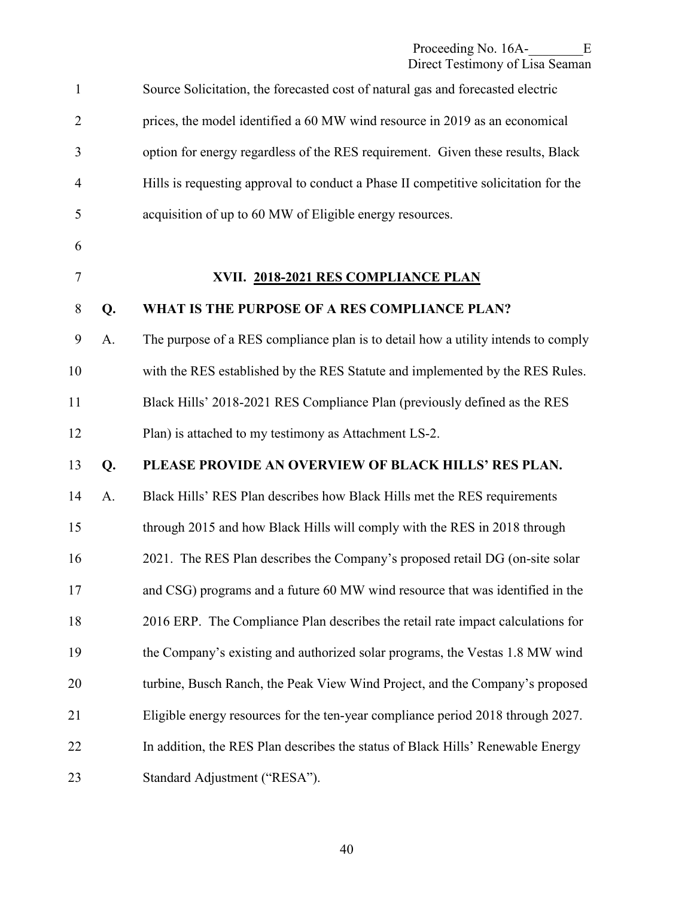Source Solicitation, the forecasted cost of natural gas and forecasted electric prices, the model identified a 60 MW wind resource in 2019 as an economical option for energy regardless of the RES requirement. Given these results, Black Hills is requesting approval to conduct a Phase II competitive solicitation for the acquisition of up to 60 MW of Eligible energy resources.

## XVII. 2018-2021 RES COMPLIANCE PLAN

**Q. WHAT IS THE PURPOSE OF A RES COMPLIANCE PLAN?**

A. The purpose of a RES compliance plan is to detail how a utility intends to comply with the RES established by the RES Statute and implemented by the RES Rules. Black Hills' 2018-2021 RES Compliance Plan (previously defined as the RES Plan) is attached to my testimony as Attachment LS-2.

**Q. PLEASE PROVIDE AN OVERVIEW OF BLACK HILLS' RES PLAN.**

A. Black Hills' RES Plan describes how Black Hills met the RES requirements through 2015 and how Black Hills will comply with the RES in 2018 through 2021. The RES Plan describes the Company's proposed retail DG (on-site solar and CSG) programs and a future 60 MW wind resource that was identified in the 2016 ERP. The Compliance Plan describes the retail rate impact calculations for the Company's existing and authorized solar programs, the Vestas 1.8 MW wind turbine, Busch Ranch, the Peak View Wind Project, and the Company's proposed Eligible energy resources for the ten-year compliance period 2018 through 2027. In addition, the RES Plan describes the status of Black Hills' Renewable Energy Standard Adjustment ("RESA").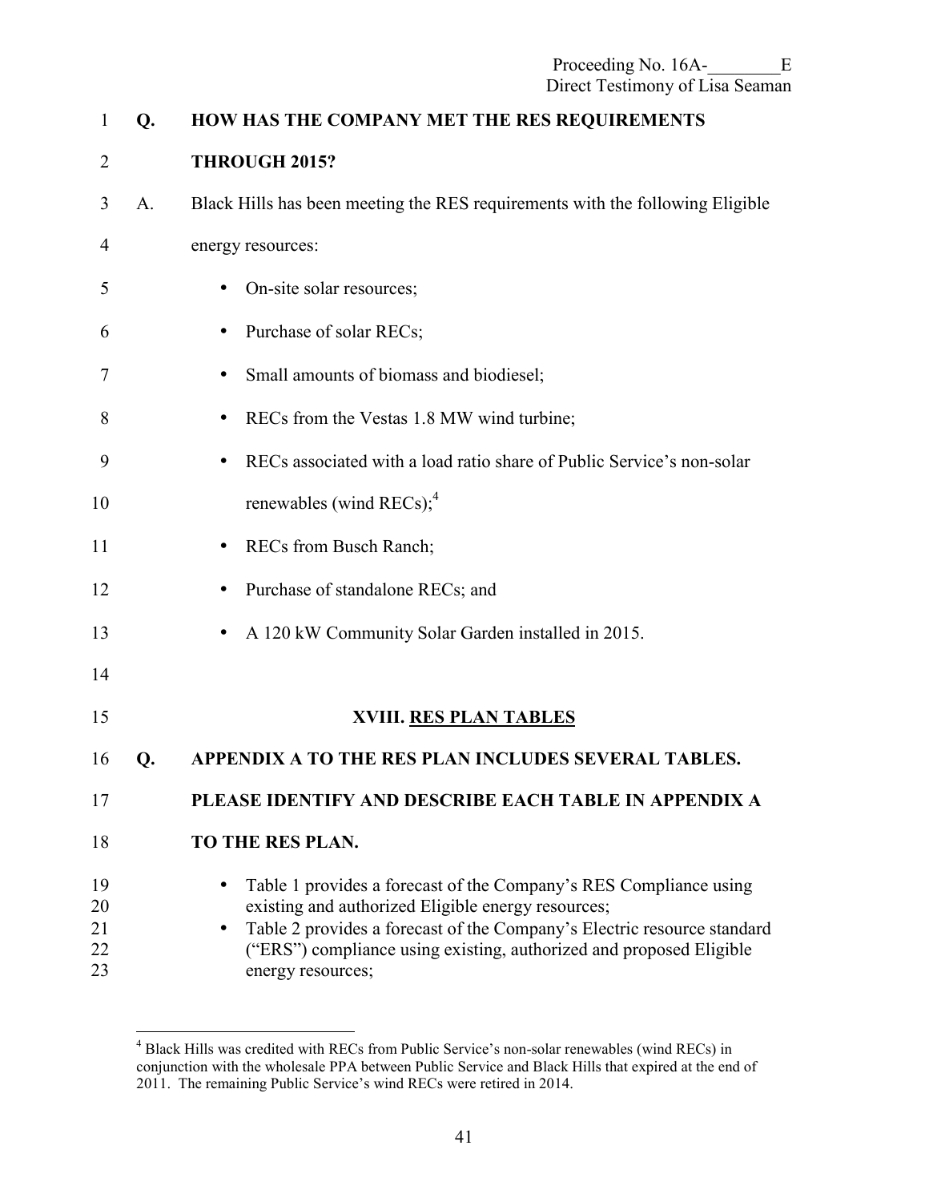**Q. HOW HAS THE COMPANY MET THE RES REQUIREMENTS THROUGH 2015?**

A. Black Hills has been meeting the RES requirements with the following Eligible energy resources:

- On-site solar resources;
- Purchase of solar RECs;
- Small amounts of biomass and biodiesel;
- RECs from the Vestas 1.8 MW wind turbine;
- RECs associated with a load ratio share of Public Service's non-solar renewables (wind RECs);[4]
- RECs from Busch Ranch;
- Purchase of standalone RECs; and
- A 120 kW Community Solar Garden installed in 2015.

## XVIII. RES PLAN TABLES

**Q. APPENDIX A TO THE RES PLAN INCLUDES SEVERAL TABLES. PLEASE IDENTIFY AND DESCRIBE EACH TABLE IN APPENDIX A TO THE RES PLAN.**

- Table 1 provides a forecast of the Company's RES Compliance using existing and authorized Eligible energy resources;
- Table 2 provides a forecast of the Company's Electric resource standard ("ERS") compliance using existing, authorized and proposed Eligible energy resources;

---

[4] Black Hills was credited with RECs from Public Service's non-solar renewables (wind RECs) in conjunction with the wholesale PPA between Public Service and Black Hills that expired at the end of 2011. The remaining Public Service's wind RECs were retired in 2014.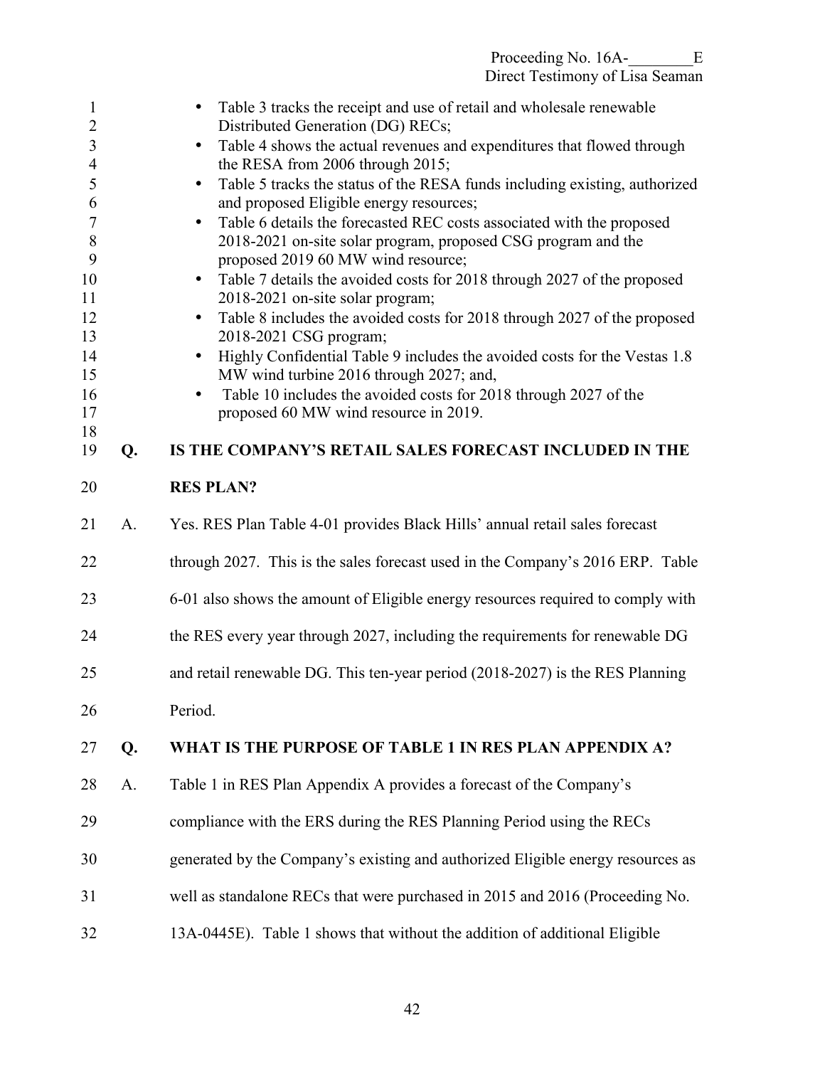- Table 3 tracks the receipt and use of retail and wholesale renewable Distributed Generation (DG) RECs;
- Table 4 shows the actual revenues and expenditures that flowed through the RESA from 2006 through 2015;
- Table 5 tracks the status of the RESA funds including existing, authorized and proposed Eligible energy resources;
- Table 6 details the forecasted REC costs associated with the proposed 2018-2021 on-site solar program, proposed CSG program and the proposed 2019 60 MW wind resource;
- Table 7 details the avoided costs for 2018 through 2027 of the proposed 2018-2021 on-site solar program;
- Table 8 includes the avoided costs for 2018 through 2027 of the proposed 2018-2021 CSG program;
- Highly Confidential Table 9 includes the avoided costs for the Vestas 1.8 MW wind turbine 2016 through 2027; and,
- Table 10 includes the avoided costs for 2018 through 2027 of the proposed 60 MW wind resource in 2019.

**Q. IS THE COMPANY'S RETAIL SALES FORECAST INCLUDED IN THE RES PLAN?**

A. Yes. RES Plan Table 4-01 provides Black Hills' annual retail sales forecast through 2027. This is the sales forecast used in the Company's 2016 ERP. Table 6-01 also shows the amount of Eligible energy resources required to comply with the RES every year through 2027, including the requirements for renewable DG and retail renewable DG. This ten-year period (2018-2027) is the RES Planning Period.

**Q. WHAT IS THE PURPOSE OF TABLE 1 IN RES PLAN APPENDIX A?**

A. Table 1 in RES Plan Appendix A provides a forecast of the Company's compliance with the ERS during the RES Planning Period using the RECs generated by the Company's existing and authorized Eligible energy resources as well as standalone RECs that were purchased in 2015 and 2016 (Proceeding No. 13A-0445E). Table 1 shows that without the addition of additional Eligible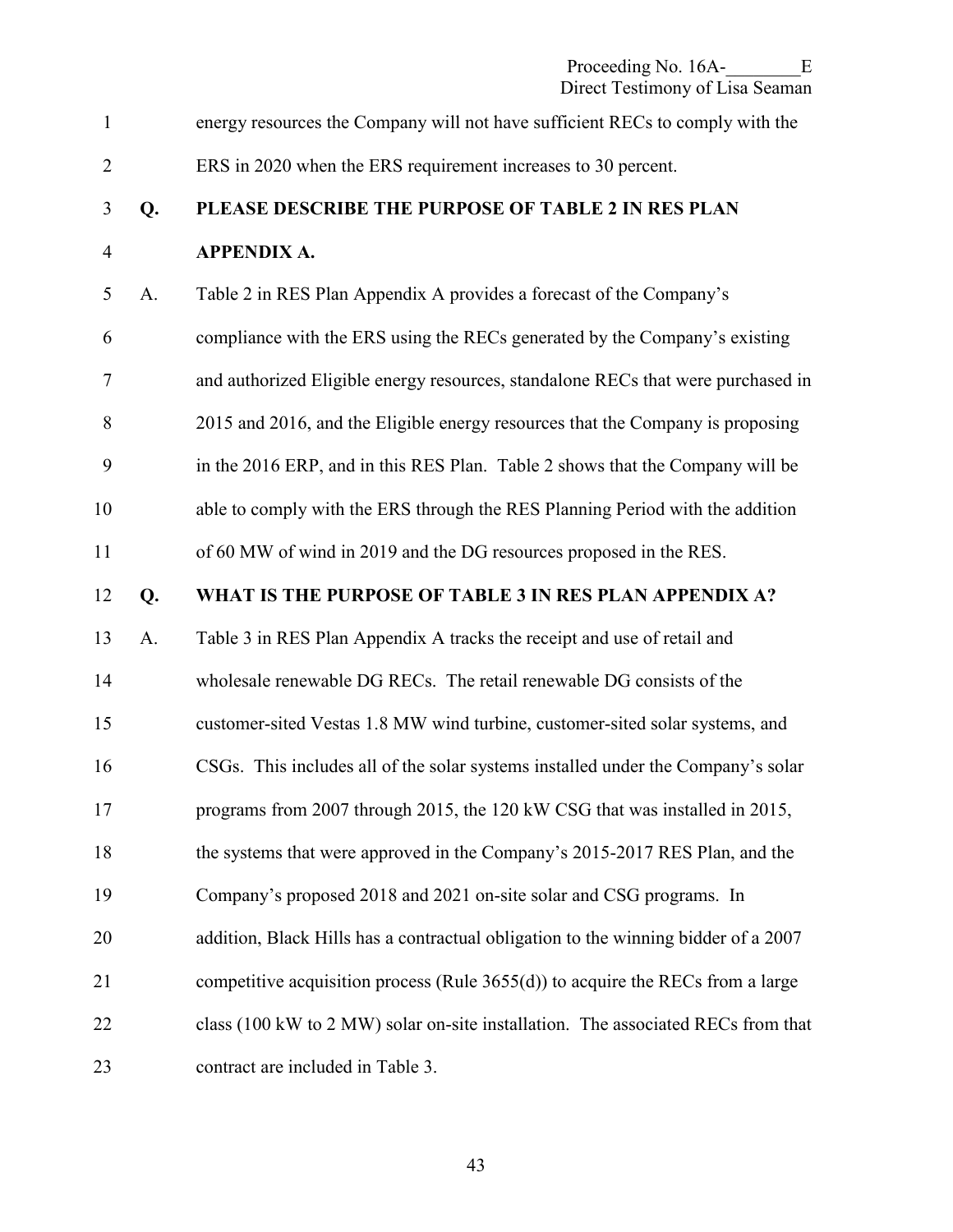energy resources the Company will not have sufficient RECs to comply with the ERS in 2020 when the ERS requirement increases to 30 percent.

**Q. PLEASE DESCRIBE THE PURPOSE OF TABLE 2 IN RES PLAN APPENDIX A.**

A. Table 2 in RES Plan Appendix A provides a forecast of the Company's compliance with the ERS using the RECs generated by the Company's existing and authorized Eligible energy resources, standalone RECs that were purchased in 2015 and 2016, and the Eligible energy resources that the Company is proposing in the 2016 ERP, and in this RES Plan. Table 2 shows that the Company will be able to comply with the ERS through the RES Planning Period with the addition of 60 MW of wind in 2019 and the DG resources proposed in the RES.

**Q. WHAT IS THE PURPOSE OF TABLE 3 IN RES PLAN APPENDIX A?**

A. Table 3 in RES Plan Appendix A tracks the receipt and use of retail and wholesale renewable DG RECs. The retail renewable DG consists of the customer-sited Vestas 1.8 MW wind turbine, customer-sited solar systems, and CSGs. This includes all of the solar systems installed under the Company's solar programs from 2007 through 2015, the 120 kW CSG that was installed in 2015, the systems that were approved in the Company's 2015-2017 RES Plan, and the Company's proposed 2018 and 2021 on-site solar and CSG programs. In addition, Black Hills has a contractual obligation to the winning bidder of a 2007 competitive acquisition process (Rule 3655(d)) to acquire the RECs from a large class (100 kW to 2 MW) solar on-site installation. The associated RECs from that contract are included in Table 3.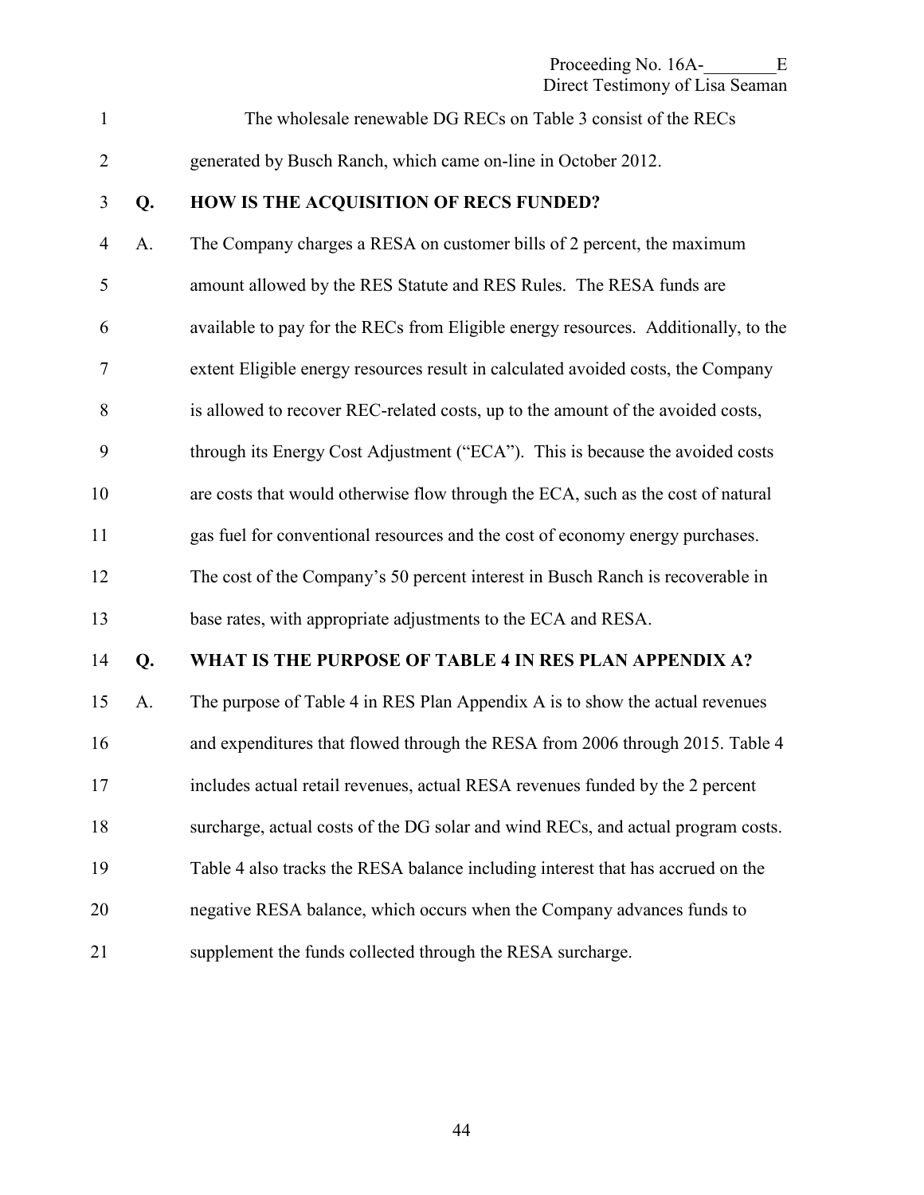The wholesale renewable DG RECs on Table 3 consist of the RECs generated by Busch Ranch, which came on-line in October 2012.

**Q. HOW IS THE ACQUISITION OF RECS FUNDED?**

A. The Company charges a RESA on customer bills of 2 percent, the maximum amount allowed by the RES Statute and RES Rules. The RESA funds are available to pay for the RECs from Eligible energy resources. Additionally, to the extent Eligible energy resources result in calculated avoided costs, the Company is allowed to recover REC-related costs, up to the amount of the avoided costs, through its Energy Cost Adjustment ("ECA"). This is because the avoided costs are costs that would otherwise flow through the ECA, such as the cost of natural gas fuel for conventional resources and the cost of economy energy purchases. The cost of the Company's 50 percent interest in Busch Ranch is recoverable in base rates, with appropriate adjustments to the ECA and RESA.

**Q. WHAT IS THE PURPOSE OF TABLE 4 IN RES PLAN APPENDIX A?**

A. The purpose of Table 4 in RES Plan Appendix A is to show the actual revenues and expenditures that flowed through the RESA from 2006 through 2015. Table 4 includes actual retail revenues, actual RESA revenues funded by the 2 percent surcharge, actual costs of the DG solar and wind RECs, and actual program costs. Table 4 also tracks the RESA balance including interest that has accrued on the negative RESA balance, which occurs when the Company advances funds to supplement the funds collected through the RESA surcharge.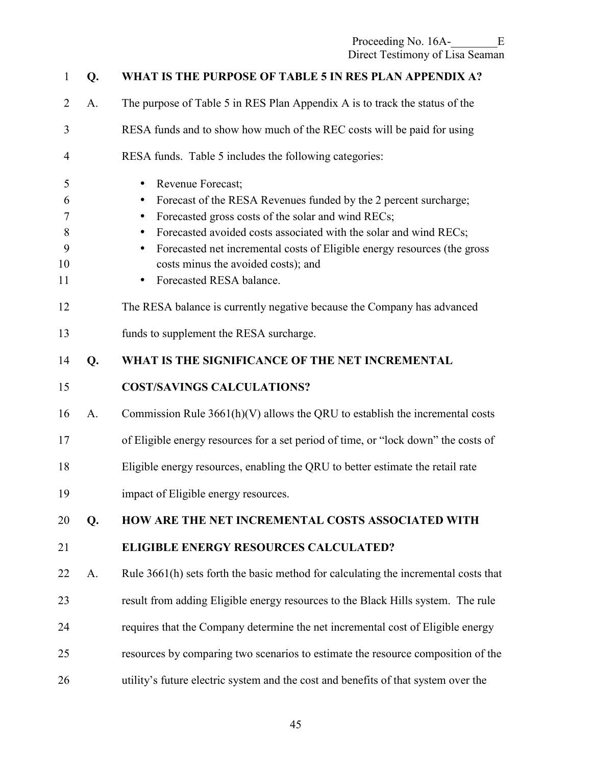**Q. WHAT IS THE PURPOSE OF TABLE 5 IN RES PLAN APPENDIX A?**

A. The purpose of Table 5 in RES Plan Appendix A is to track the status of the RESA funds and to show how much of the REC costs will be paid for using RESA funds. Table 5 includes the following categories:

- Revenue Forecast;
- Forecast of the RESA Revenues funded by the 2 percent surcharge;
- Forecasted gross costs of the solar and wind RECs;
- Forecasted avoided costs associated with the solar and wind RECs;
- Forecasted net incremental costs of Eligible energy resources (the gross costs minus the avoided costs); and
- Forecasted RESA balance.

The RESA balance is currently negative because the Company has advanced funds to supplement the RESA surcharge.

**Q. WHAT IS THE SIGNIFICANCE OF THE NET INCREMENTAL COST/SAVINGS CALCULATIONS?**

A. Commission Rule 3661(h)(V) allows the QRU to establish the incremental costs of Eligible energy resources for a set period of time, or "lock down" the costs of Eligible energy resources, enabling the QRU to better estimate the retail rate impact of Eligible energy resources.

**Q. HOW ARE THE NET INCREMENTAL COSTS ASSOCIATED WITH ELIGIBLE ENERGY RESOURCES CALCULATED?**

A. Rule 3661(h) sets forth the basic method for calculating the incremental costs that result from adding Eligible energy resources to the Black Hills system. The rule requires that the Company determine the net incremental cost of Eligible energy resources by comparing two scenarios to estimate the resource composition of the utility's future electric system and the cost and benefits of that system over the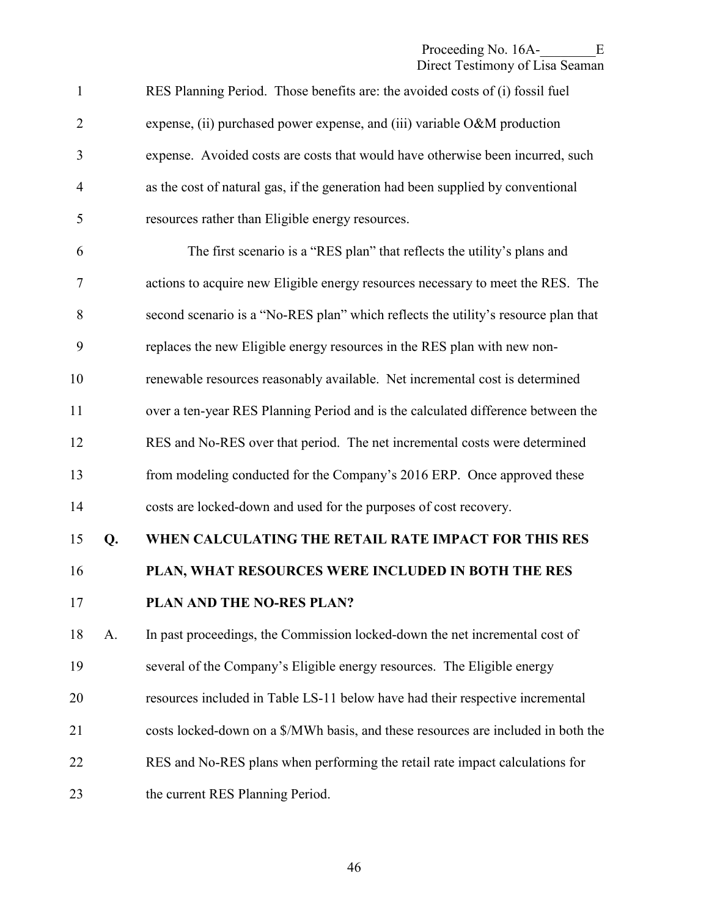RES Planning Period. Those benefits are: the avoided costs of (i) fossil fuel expense, (ii) purchased power expense, and (iii) variable O&M production expense. Avoided costs are costs that would have otherwise been incurred, such as the cost of natural gas, if the generation had been supplied by conventional resources rather than Eligible energy resources.

The first scenario is a "RES plan" that reflects the utility's plans and actions to acquire new Eligible energy resources necessary to meet the RES. The second scenario is a "No-RES plan" which reflects the utility's resource plan that replaces the new Eligible energy resources in the RES plan with new non-renewable resources reasonably available. Net incremental cost is determined over a ten-year RES Planning Period and is the calculated difference between the RES and No-RES over that period. The net incremental costs were determined from modeling conducted for the Company's 2016 ERP. Once approved these costs are locked-down and used for the purposes of cost recovery.

**Q. WHEN CALCULATING THE RETAIL RATE IMPACT FOR THIS RES PLAN, WHAT RESOURCES WERE INCLUDED IN BOTH THE RES PLAN AND THE NO-RES PLAN?**

A. In past proceedings, the Commission locked-down the net incremental cost of several of the Company's Eligible energy resources. The Eligible energy resources included in Table LS-11 below have had their respective incremental costs locked-down on a $/MWh basis, and these resources are included in both the RES and No-RES plans when performing the retail rate impact calculations for the current RES Planning Period.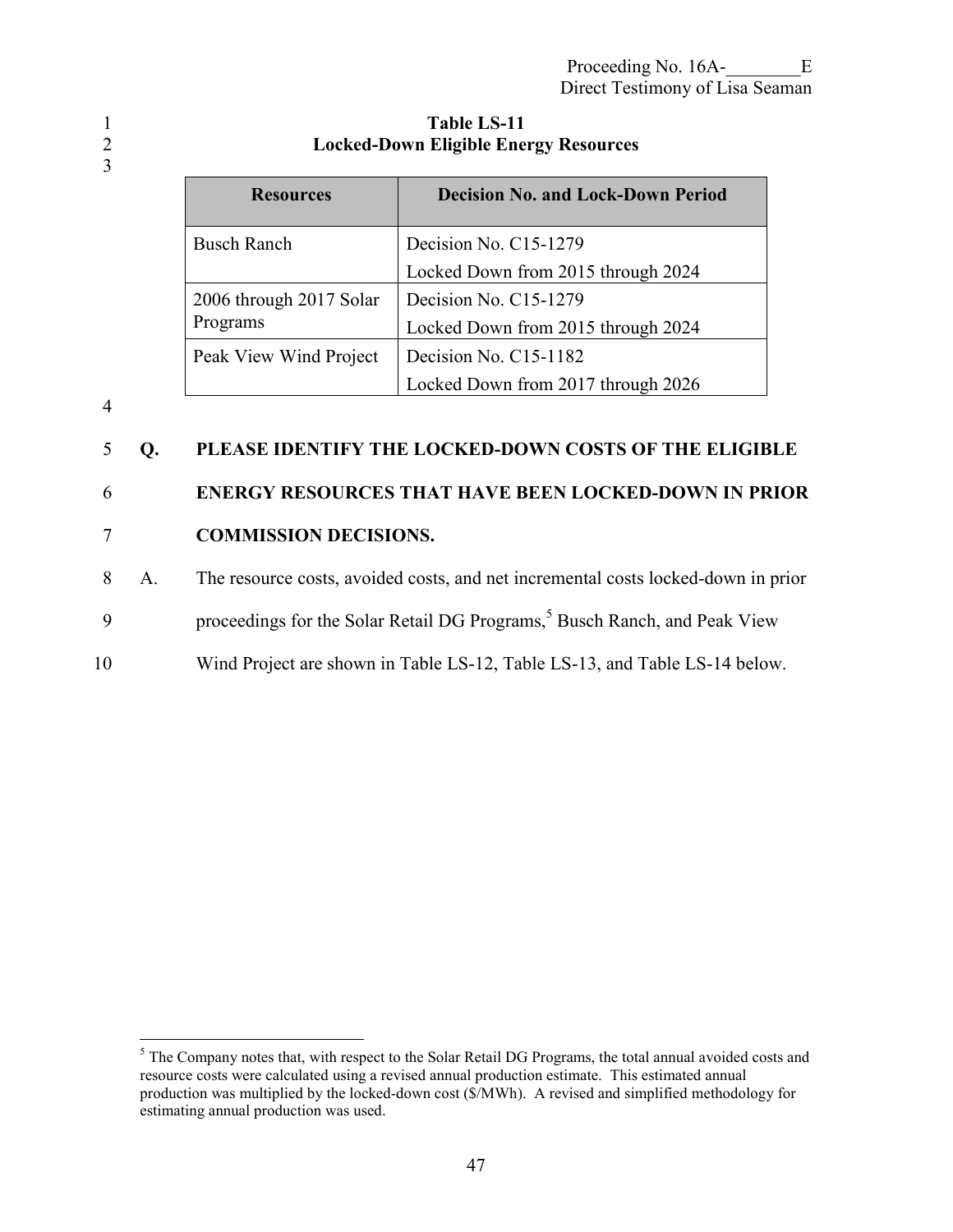**Table LS-11**
**Locked-Down Eligible Energy Resources**

| Resources | Decision No. and Lock-Down Period |
|---|---|
| Busch Ranch | Decision No. C15-1279<br>Locked Down from 2015 through 2024 |
| 2006 through 2017 Solar Programs | Decision No. C15-1279<br>Locked Down from 2015 through 2024 |
| Peak View Wind Project | Decision No. C15-1182<br>Locked Down from 2017 through 2026 |

**Q. PLEASE IDENTIFY THE LOCKED-DOWN COSTS OF THE ELIGIBLE ENERGY RESOURCES THAT HAVE BEEN LOCKED-DOWN IN PRIOR COMMISSION DECISIONS.**

A. The resource costs, avoided costs, and net incremental costs locked-down in prior proceedings for the Solar Retail DG Programs,[5] Busch Ranch, and Peak View Wind Project are shown in Table LS-12, Table LS-13, and Table LS-14 below.

---

[5] The Company notes that, with respect to the Solar Retail DG Programs, the total annual avoided costs and resource costs were calculated using a revised annual production estimate. This estimated annual production was multiplied by the locked-down cost ($/MWh). A revised and simplified methodology for estimating annual production was used.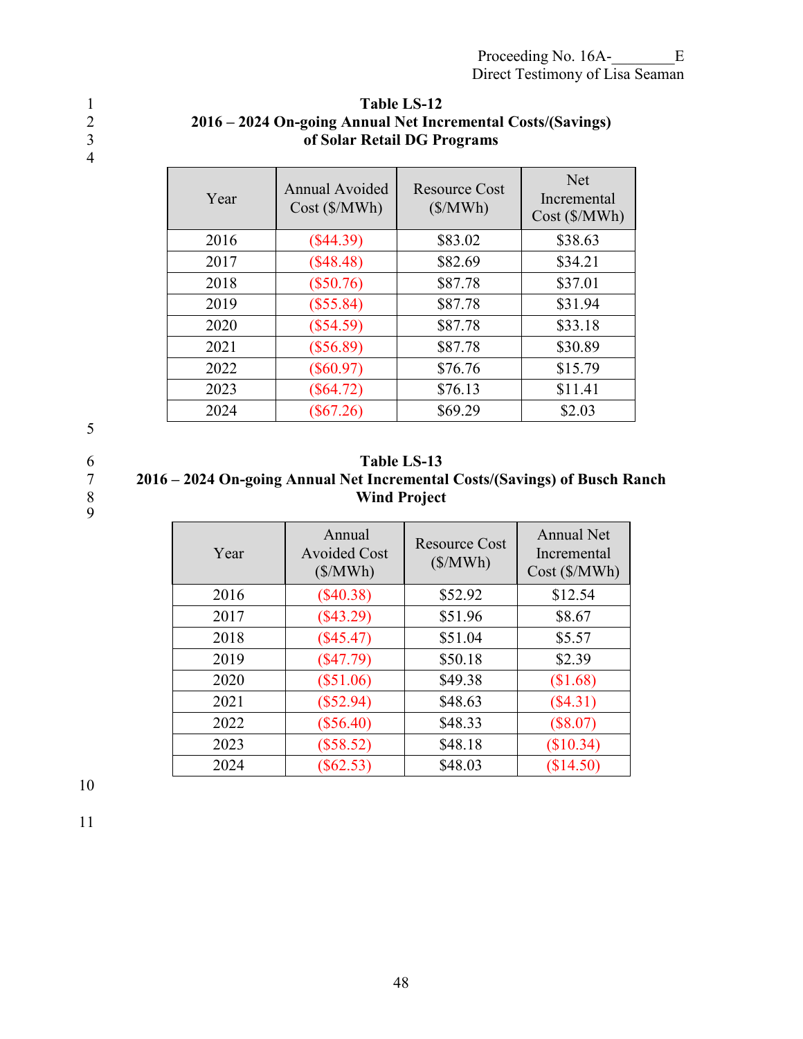**Table LS-12**
**2016 – 2024 On-going Annual Net Incremental Costs/(Savings) of Solar Retail DG Programs**

| Year | Annual Avoided Cost ($/MWh) | Resource Cost ($/MWh) | Net Incremental Cost ($/MWh) |
|---|---|---|---|
| 2016 | ($44.39) | $83.02 | $38.63 |
| 2017 | ($48.48) | $82.69 | $34.21 |
| 2018 | ($50.76) | $87.78 | $37.01 |
| 2019 | ($55.84) | $87.78 | $31.94 |
| 2020 | ($54.59) | $87.78 | $33.18 |
| 2021 | ($56.89) | $87.78 | $30.89 |
| 2022 | ($60.97) | $76.76 | $15.79 |
| 2023 | ($64.72) | $76.13 | $11.41 |
| 2024 | ($67.26) | $69.29 | $2.03 |

**Table LS-13**
**2016 – 2024 On-going Annual Net Incremental Costs/(Savings) of Busch Ranch Wind Project**

| Year | Annual Avoided Cost ($/MWh) | Resource Cost ($/MWh) | Annual Net Incremental Cost ($/MWh) |
|---|---|---|---|
| 2016 | ($40.38) | $52.92 | $12.54 |
| 2017 | ($43.29) | $51.96 | $8.67 |
| 2018 | ($45.47) | $51.04 | $5.57 |
| 2019 | ($47.79) | $50.18 | $2.39 |
| 2020 | ($51.06) | $49.38 | ($1.68) |
| 2021 | ($52.94) | $48.63 | ($4.31) |
| 2022 | ($56.40) | $48.33 | ($8.07) |
| 2023 | ($58.52) | $48.18 | ($10.34) |
| 2024 | ($62.53) | $48.03 | ($14.50) |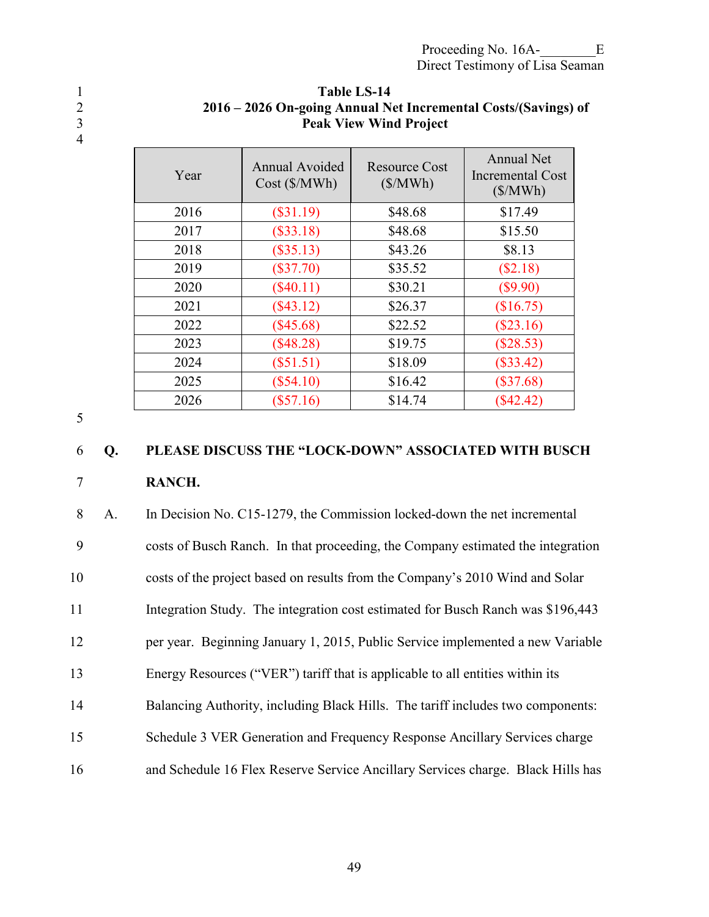**Table LS-14**
**2016 – 2026 On-going Annual Net Incremental Costs/(Savings) of Peak View Wind Project**

| Year | Annual Avoided Cost ($/MWh) | Resource Cost ($/MWh) | Annual Net Incremental Cost ($/MWh) |
|---|---|---|---|
| 2016 | ($31.19) | $48.68 | $17.49 |
| 2017 | ($33.18) | $48.68 | $15.50 |
| 2018 | ($35.13) | $43.26 | $8.13 |
| 2019 | ($37.70) | $35.52 | ($2.18) |
| 2020 | ($40.11) | $30.21 | ($9.90) |
| 2021 | ($43.12) | $26.37 | ($16.75) |
| 2022 | ($45.68) | $22.52 | ($23.16) |
| 2023 | ($48.28) | $19.75 | ($28.53) |
| 2024 | ($51.51) | $18.09 | ($33.42) |
| 2025 | ($54.10) | $16.42 | ($37.68) |
| 2026 | ($57.16) | $14.74 | ($42.42) |

**Q. PLEASE DISCUSS THE "LOCK-DOWN" ASSOCIATED WITH BUSCH RANCH.**

A. In Decision No. C15-1279, the Commission locked-down the net incremental costs of Busch Ranch. In that proceeding, the Company estimated the integration costs of the project based on results from the Company's 2010 Wind and Solar Integration Study. The integration cost estimated for Busch Ranch was $196,443 per year. Beginning January 1, 2015, Public Service implemented a new Variable Energy Resources ("VER") tariff that is applicable to all entities within its Balancing Authority, including Black Hills. The tariff includes two components: Schedule 3 VER Generation and Frequency Response Ancillary Services charge and Schedule 16 Flex Reserve Service Ancillary Services charge. Black Hills has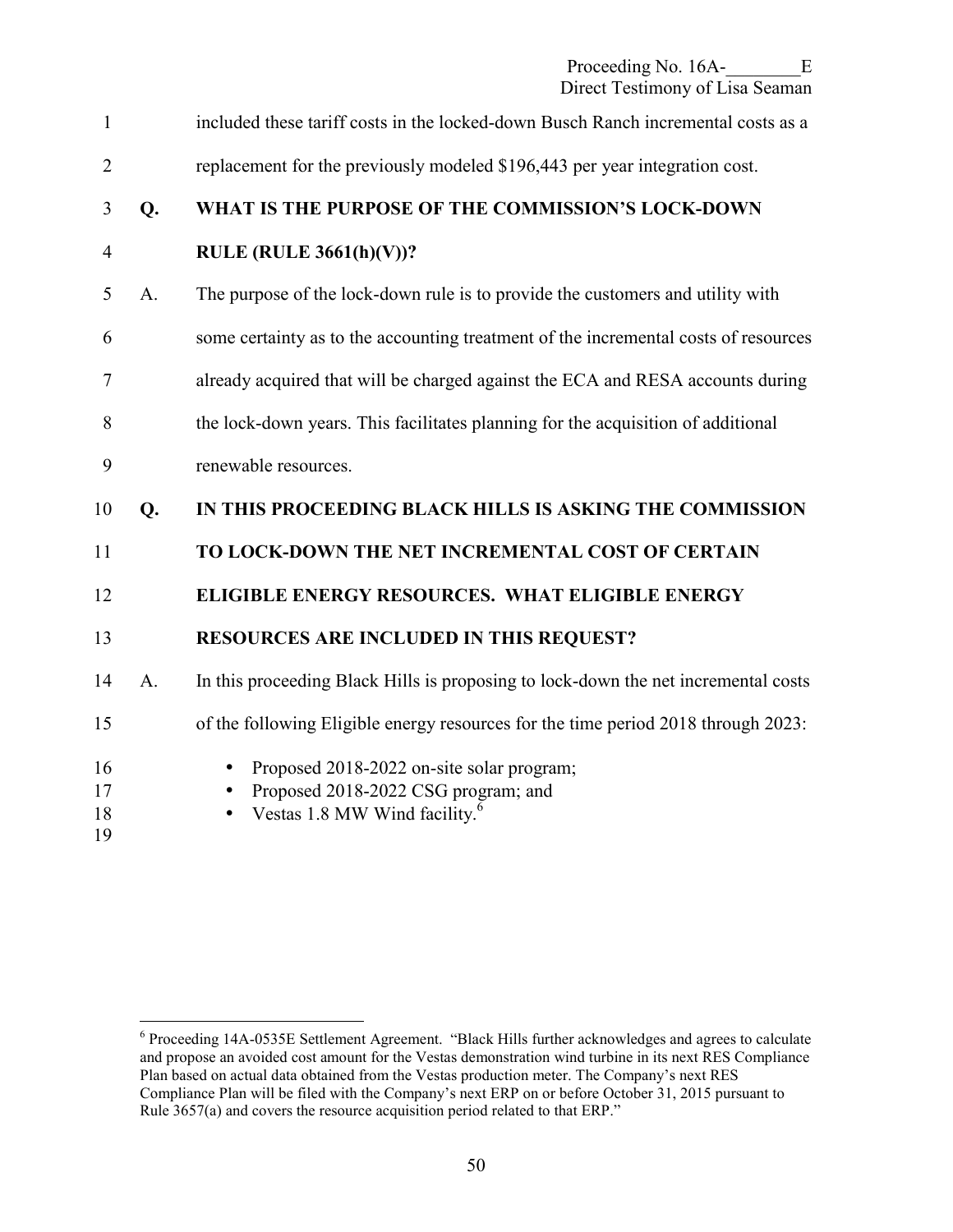included these tariff costs in the locked-down Busch Ranch incremental costs as a replacement for the previously modeled $196,443 per year integration cost.

**Q. WHAT IS THE PURPOSE OF THE COMMISSION'S LOCK-DOWN RULE (RULE 3661(h)(V))?**

A. The purpose of the lock-down rule is to provide the customers and utility with some certainty as to the accounting treatment of the incremental costs of resources already acquired that will be charged against the ECA and RESA accounts during the lock-down years. This facilitates planning for the acquisition of additional renewable resources.

**Q. IN THIS PROCEEDING BLACK HILLS IS ASKING THE COMMISSION TO LOCK-DOWN THE NET INCREMENTAL COST OF CERTAIN ELIGIBLE ENERGY RESOURCES. WHAT ELIGIBLE ENERGY RESOURCES ARE INCLUDED IN THIS REQUEST?**

A. In this proceeding Black Hills is proposing to lock-down the net incremental costs of the following Eligible energy resources for the time period 2018 through 2023:

- Proposed 2018-2022 on-site solar program;
- Proposed 2018-2022 CSG program; and
- Vestas 1.8 MW Wind facility.[6]

---

[6] Proceeding 14A-0535E Settlement Agreement. "Black Hills further acknowledges and agrees to calculate and propose an avoided cost amount for the Vestas demonstration wind turbine in its next RES Compliance Plan based on actual data obtained from the Vestas production meter. The Company's next RES Compliance Plan will be filed with the Company's next ERP on or before October 31, 2015 pursuant to Rule 3657(a) and covers the resource acquisition period related to that ERP."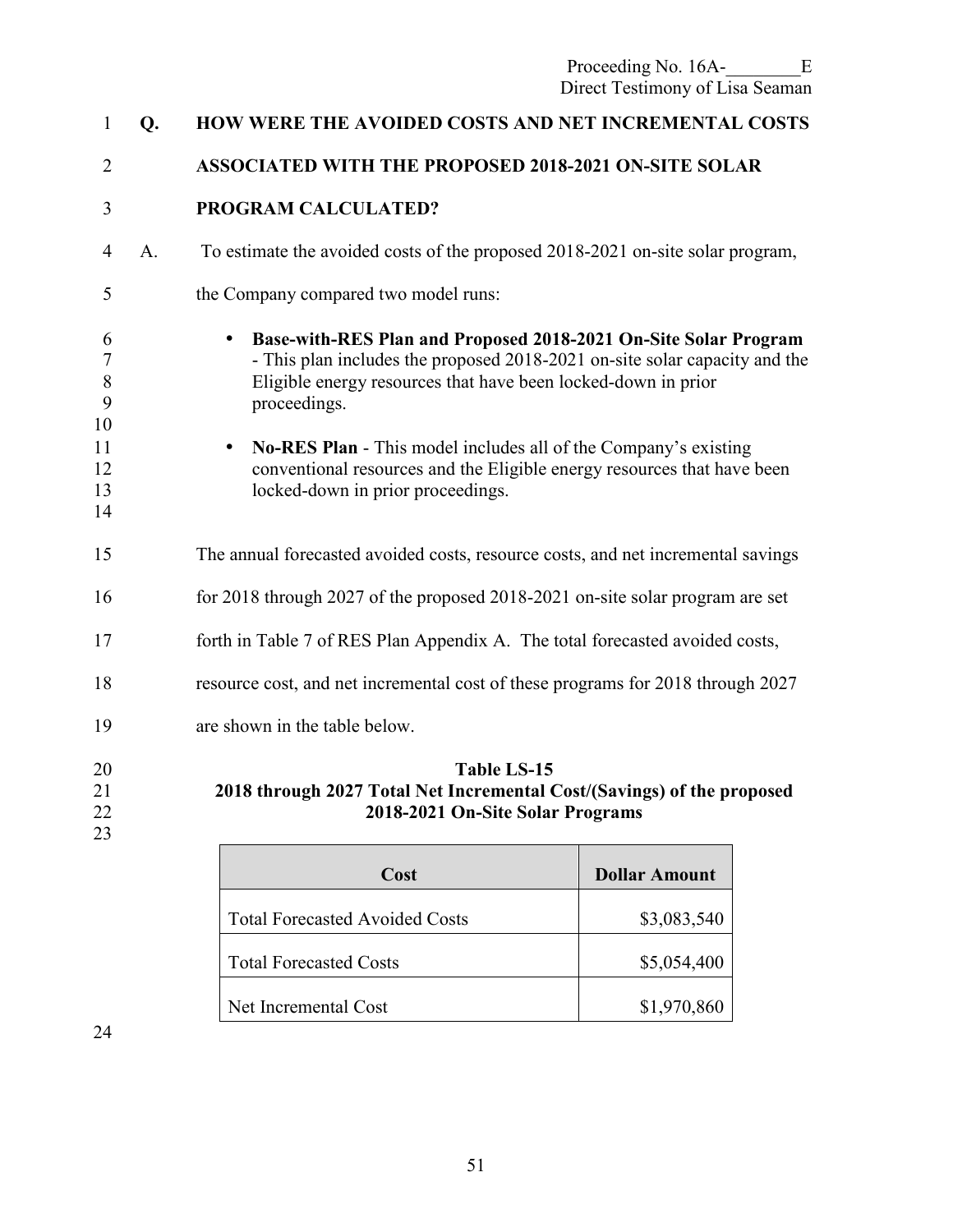**Q. HOW WERE THE AVOIDED COSTS AND NET INCREMENTAL COSTS ASSOCIATED WITH THE PROPOSED 2018-2021 ON-SITE SOLAR PROGRAM CALCULATED?**

A. To estimate the avoided costs of the proposed 2018-2021 on-site solar program, the Company compared two model runs:

- **Base-with-RES Plan and Proposed 2018-2021 On-Site Solar Program** - This plan includes the proposed 2018-2021 on-site solar capacity and the Eligible energy resources that have been locked-down in prior proceedings.

- **No-RES Plan** - This model includes all of the Company's existing conventional resources and the Eligible energy resources that have been locked-down in prior proceedings.

The annual forecasted avoided costs, resource costs, and net incremental savings for 2018 through 2027 of the proposed 2018-2021 on-site solar program are set forth in Table 7 of RES Plan Appendix A. The total forecasted avoided costs, resource cost, and net incremental cost of these programs for 2018 through 2027 are shown in the table below.

**Table LS-15**
**2018 through 2027 Total Net Incremental Cost/(Savings) of the proposed 2018-2021 On-Site Solar Programs**

| Cost | Dollar Amount |
|---|---:|
| Total Forecasted Avoided Costs | $3,083,540 |
| Total Forecasted Costs | $5,054,400 |
| Net Incremental Cost | $1,970,860 |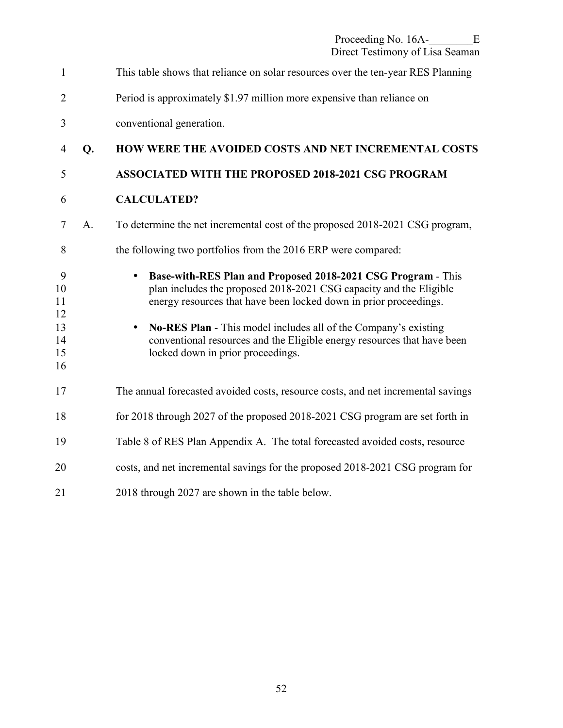This table shows that reliance on solar resources over the ten-year RES Planning Period is approximately $1.97 million more expensive than reliance on conventional generation.

**Q. HOW WERE THE AVOIDED COSTS AND NET INCREMENTAL COSTS ASSOCIATED WITH THE PROPOSED 2018-2021 CSG PROGRAM CALCULATED?**

A. To determine the net incremental cost of the proposed 2018-2021 CSG program, the following two portfolios from the 2016 ERP were compared:

- **Base-with-RES Plan and Proposed 2018-2021 CSG Program** - This plan includes the proposed 2018-2021 CSG capacity and the Eligible energy resources that have been locked down in prior proceedings.
- **No-RES Plan** - This model includes all of the Company's existing conventional resources and the Eligible energy resources that have been locked down in prior proceedings.

The annual forecasted avoided costs, resource costs, and net incremental savings for 2018 through 2027 of the proposed 2018-2021 CSG program are set forth in Table 8 of RES Plan Appendix A. The total forecasted avoided costs, resource costs, and net incremental savings for the proposed 2018-2021 CSG program for 2018 through 2027 are shown in the table below.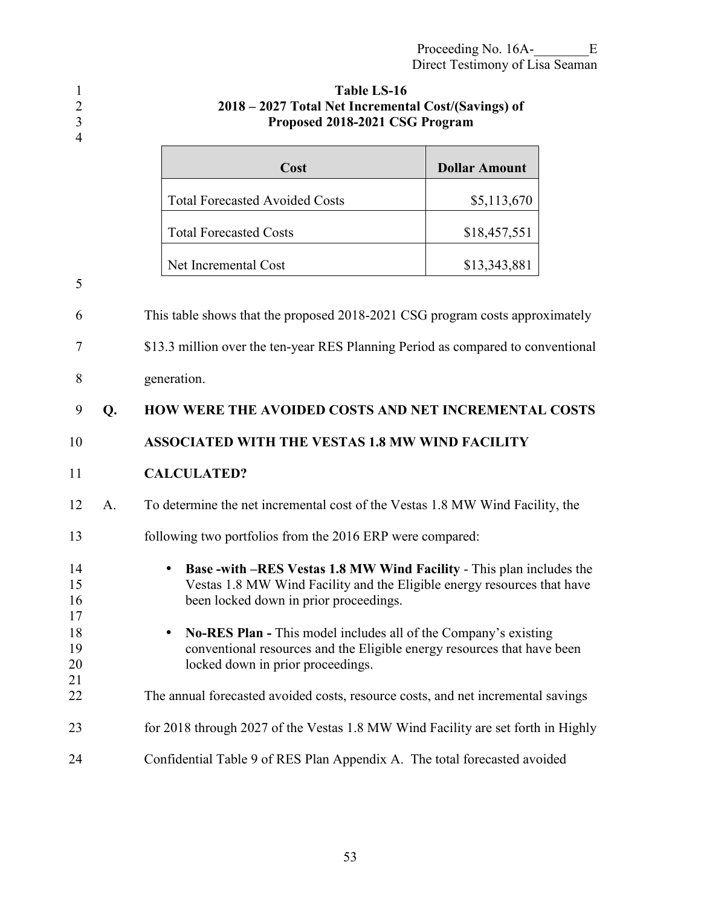**Table LS-16**
**2018 – 2027 Total Net Incremental Cost/(Savings) of Proposed 2018-2021 CSG Program**

| Cost | Dollar Amount |
|---|---|
| Total Forecasted Avoided Costs | $5,113,670 |
| Total Forecasted Costs | $18,457,551 |
| Net Incremental Cost | $13,343,881 |

This table shows that the proposed 2018-2021 CSG program costs approximately $13.3 million over the ten-year RES Planning Period as compared to conventional generation.

**Q. HOW WERE THE AVOIDED COSTS AND NET INCREMENTAL COSTS ASSOCIATED WITH THE VESTAS 1.8 MW WIND FACILITY CALCULATED?**

A. To determine the net incremental cost of the Vestas 1.8 MW Wind Facility, the following two portfolios from the 2016 ERP were compared:

- **Base -with –RES Vestas 1.8 MW Wind Facility** - This plan includes the Vestas 1.8 MW Wind Facility and the Eligible energy resources that have been locked down in prior proceedings.
- **No-RES Plan -** This model includes all of the Company's existing conventional resources and the Eligible energy resources that have been locked down in prior proceedings.

The annual forecasted avoided costs, resource costs, and net incremental savings for 2018 through 2027 of the Vestas 1.8 MW Wind Facility are set forth in Highly Confidential Table 9 of RES Plan Appendix A. The total forecasted avoided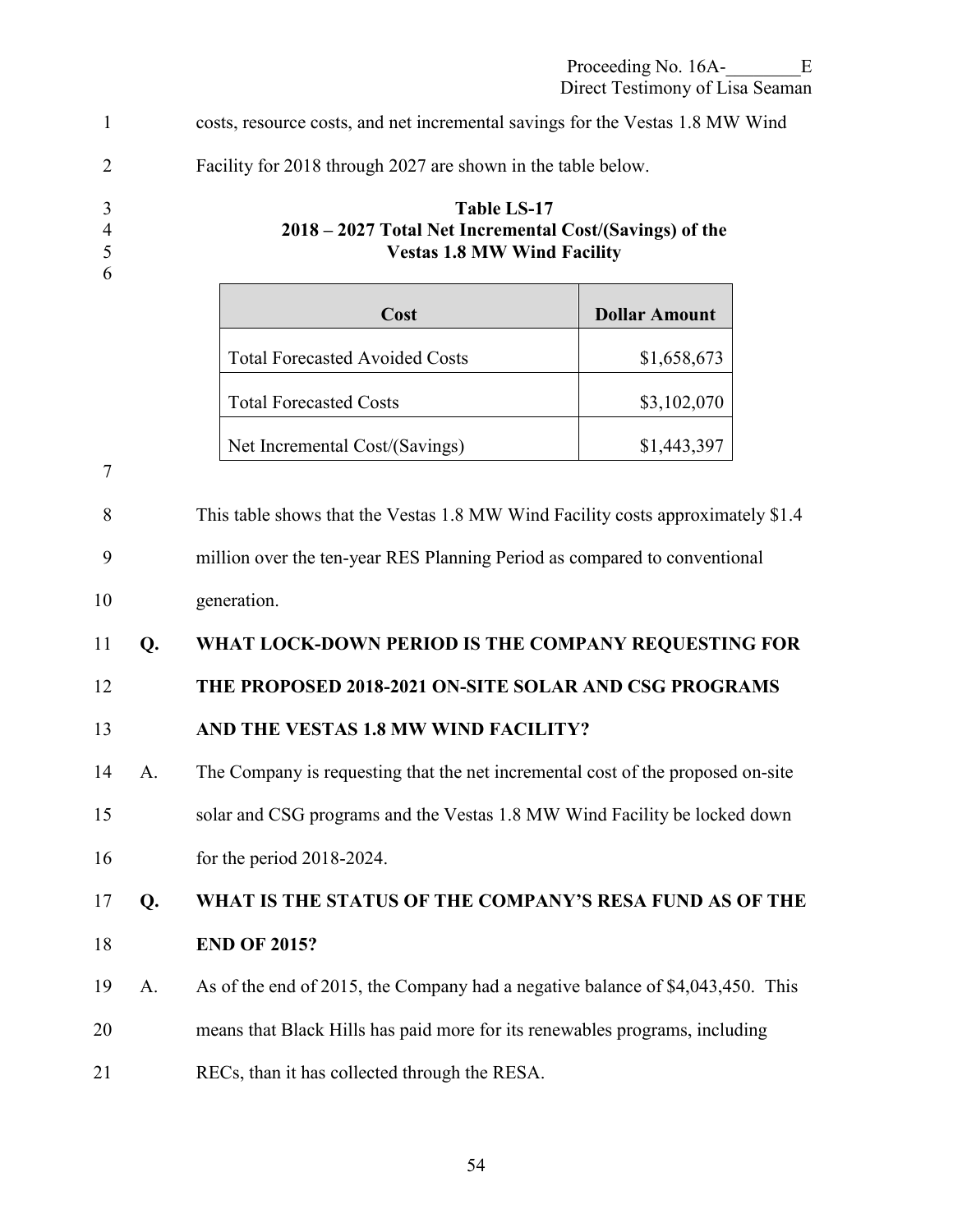costs, resource costs, and net incremental savings for the Vestas 1.8 MW Wind Facility for 2018 through 2027 are shown in the table below.

**Table LS-17**
**2018 – 2027 Total Net Incremental Cost/(Savings) of the Vestas 1.8 MW Wind Facility**

| Cost | Dollar Amount |
|---|---|
| Total Forecasted Avoided Costs | $1,658,673 |
| Total Forecasted Costs | $3,102,070 |
| Net Incremental Cost/(Savings) | $1,443,397 |

This table shows that the Vestas 1.8 MW Wind Facility costs approximately $1.4 million over the ten-year RES Planning Period as compared to conventional generation.

**Q. WHAT LOCK-DOWN PERIOD IS THE COMPANY REQUESTING FOR THE PROPOSED 2018-2021 ON-SITE SOLAR AND CSG PROGRAMS AND THE VESTAS 1.8 MW WIND FACILITY?**

A. The Company is requesting that the net incremental cost of the proposed on-site solar and CSG programs and the Vestas 1.8 MW Wind Facility be locked down for the period 2018-2024.

**Q. WHAT IS THE STATUS OF THE COMPANY'S RESA FUND AS OF THE END OF 2015?**

A. As of the end of 2015, the Company had a negative balance of $4,043,450. This means that Black Hills has paid more for its renewables programs, including RECs, than it has collected through the RESA.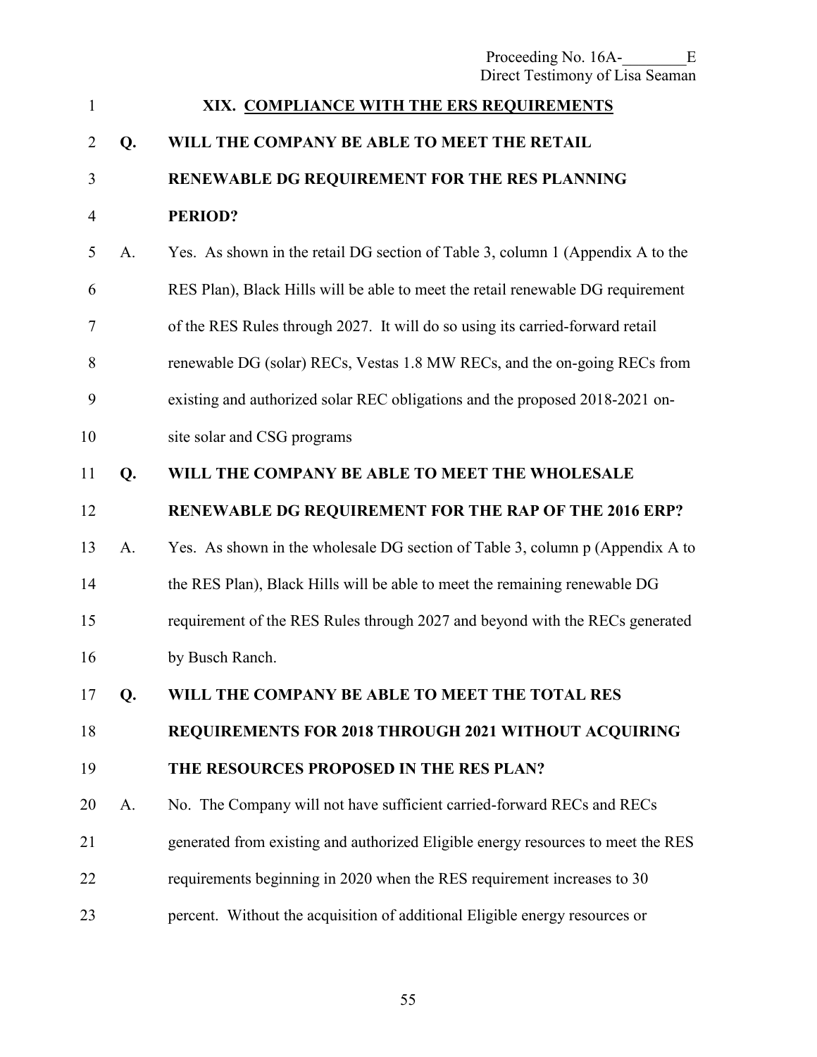## XIX. COMPLIANCE WITH THE ERS REQUIREMENTS

**Q. WILL THE COMPANY BE ABLE TO MEET THE RETAIL RENEWABLE DG REQUIREMENT FOR THE RES PLANNING PERIOD?**

A. Yes. As shown in the retail DG section of Table 3, column 1 (Appendix A to the RES Plan), Black Hills will be able to meet the retail renewable DG requirement of the RES Rules through 2027. It will do so using its carried-forward retail renewable DG (solar) RECs, Vestas 1.8 MW RECs, and the on-going RECs from existing and authorized solar REC obligations and the proposed 2018-2021 on-site solar and CSG programs

**Q. WILL THE COMPANY BE ABLE TO MEET THE WHOLESALE RENEWABLE DG REQUIREMENT FOR THE RAP OF THE 2016 ERP?**

A. Yes. As shown in the wholesale DG section of Table 3, column p (Appendix A to the RES Plan), Black Hills will be able to meet the remaining renewable DG requirement of the RES Rules through 2027 and beyond with the RECs generated by Busch Ranch.

**Q. WILL THE COMPANY BE ABLE TO MEET THE TOTAL RES REQUIREMENTS FOR 2018 THROUGH 2021 WITHOUT ACQUIRING THE RESOURCES PROPOSED IN THE RES PLAN?**

A. No. The Company will not have sufficient carried-forward RECs and RECs generated from existing and authorized Eligible energy resources to meet the RES requirements beginning in 2020 when the RES requirement increases to 30 percent. Without the acquisition of additional Eligible energy resources or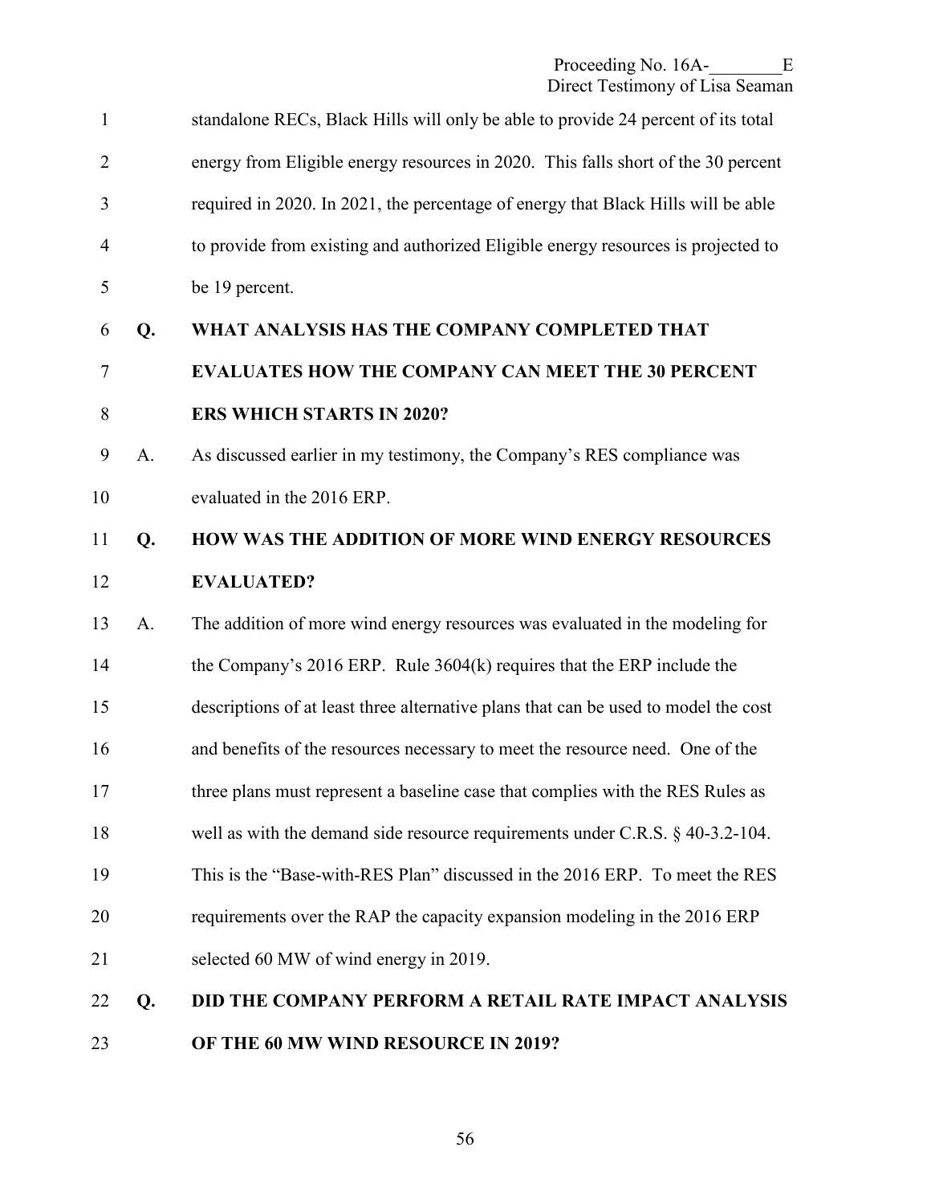standalone RECs, Black Hills will only be able to provide 24 percent of its total energy from Eligible energy resources in 2020. This falls short of the 30 percent required in 2020. In 2021, the percentage of energy that Black Hills will be able to provide from existing and authorized Eligible energy resources is projected to be 19 percent.

**Q. WHAT ANALYSIS HAS THE COMPANY COMPLETED THAT EVALUATES HOW THE COMPANY CAN MEET THE 30 PERCENT ERS WHICH STARTS IN 2020?**

A. As discussed earlier in my testimony, the Company's RES compliance was evaluated in the 2016 ERP.

**Q. HOW WAS THE ADDITION OF MORE WIND ENERGY RESOURCES EVALUATED?**

A. The addition of more wind energy resources was evaluated in the modeling for the Company's 2016 ERP. Rule 3604(k) requires that the ERP include the descriptions of at least three alternative plans that can be used to model the cost and benefits of the resources necessary to meet the resource need. One of the three plans must represent a baseline case that complies with the RES Rules as well as with the demand side resource requirements under C.R.S. § 40-3.2-104. This is the "Base-with-RES Plan" discussed in the 2016 ERP. To meet the RES requirements over the RAP the capacity expansion modeling in the 2016 ERP selected 60 MW of wind energy in 2019.

**Q. DID THE COMPANY PERFORM A RETAIL RATE IMPACT ANALYSIS OF THE 60 MW WIND RESOURCE IN 2019?**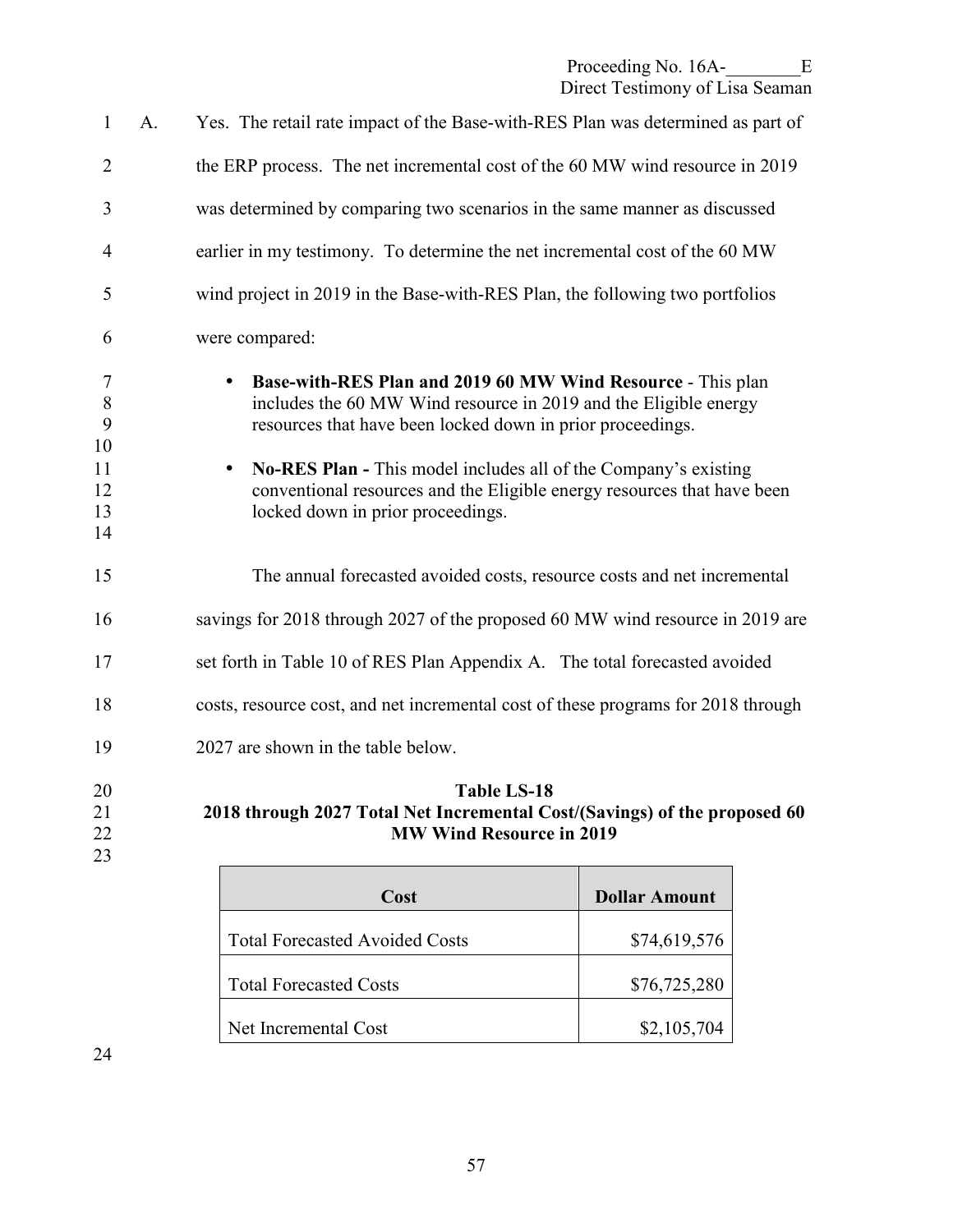A. Yes. The retail rate impact of the Base-with-RES Plan was determined as part of the ERP process. The net incremental cost of the 60 MW wind resource in 2019 was determined by comparing two scenarios in the same manner as discussed earlier in my testimony. To determine the net incremental cost of the 60 MW wind project in 2019 in the Base-with-RES Plan, the following two portfolios were compared:

- **Base-with-RES Plan and 2019 60 MW Wind Resource** - This plan includes the 60 MW Wind resource in 2019 and the Eligible energy resources that have been locked down in prior proceedings.

- **No-RES Plan -** This model includes all of the Company's existing conventional resources and the Eligible energy resources that have been locked down in prior proceedings.

The annual forecasted avoided costs, resource costs and net incremental savings for 2018 through 2027 of the proposed 60 MW wind resource in 2019 are set forth in Table 10 of RES Plan Appendix A. The total forecasted avoided costs, resource cost, and net incremental cost of these programs for 2018 through 2027 are shown in the table below.

**Table LS-18**
**2018 through 2027 Total Net Incremental Cost/(Savings) of the proposed 60 MW Wind Resource in 2019**

| Cost | Dollar Amount |
|---|---|
| Total Forecasted Avoided Costs | $74,619,576 |
| Total Forecasted Costs | $76,725,280 |
| Net Incremental Cost | $2,105,704 |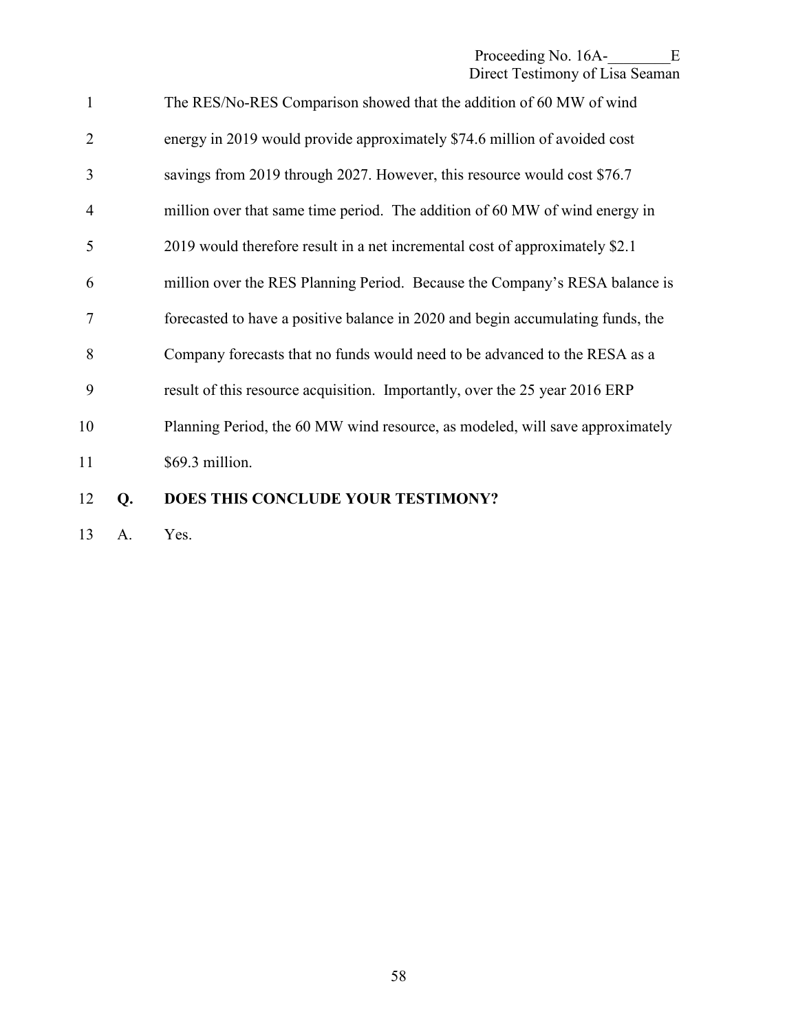The RES/No-RES Comparison showed that the addition of 60 MW of wind energy in 2019 would provide approximately $74.6 million of avoided cost savings from 2019 through 2027. However, this resource would cost $76.7 million over that same time period. The addition of 60 MW of wind energy in 2019 would therefore result in a net incremental cost of approximately $2.1 million over the RES Planning Period. Because the Company's RESA balance is forecasted to have a positive balance in 2020 and begin accumulating funds, the Company forecasts that no funds would need to be advanced to the RESA as a result of this resource acquisition. Importantly, over the 25 year 2016 ERP Planning Period, the 60 MW wind resource, as modeled, will save approximately $69.3 million.

**Q. DOES THIS CONCLUDE YOUR TESTIMONY?**

A. Yes.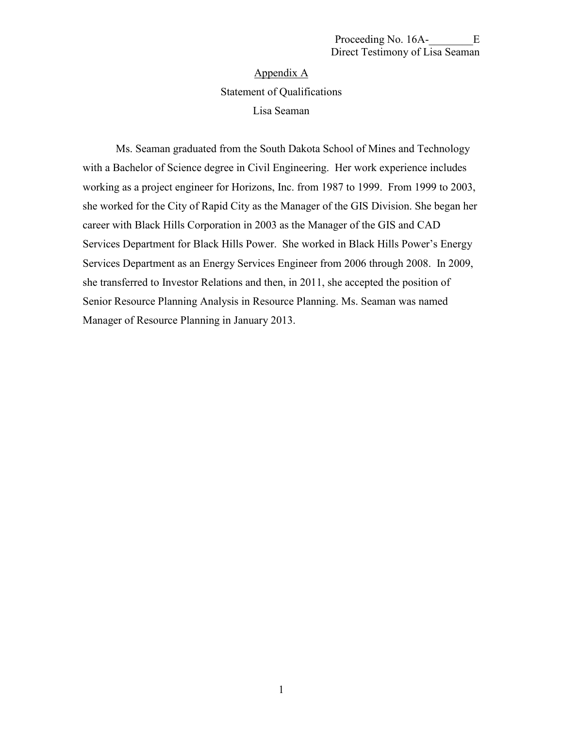## Appendix A

### Statement of Qualifications

### Lisa Seaman

Ms. Seaman graduated from the South Dakota School of Mines and Technology with a Bachelor of Science degree in Civil Engineering. Her work experience includes working as a project engineer for Horizons, Inc. from 1987 to 1999. From 1999 to 2003, she worked for the City of Rapid City as the Manager of the GIS Division. She began her career with Black Hills Corporation in 2003 as the Manager of the GIS and CAD Services Department for Black Hills Power. She worked in Black Hills Power's Energy Services Department as an Energy Services Engineer from 2006 through 2008. In 2009, she transferred to Investor Relations and then, in 2011, she accepted the position of Senior Resource Planning Analysis in Resource Planning. Ms. Seaman was named Manager of Resource Planning in January 2013.